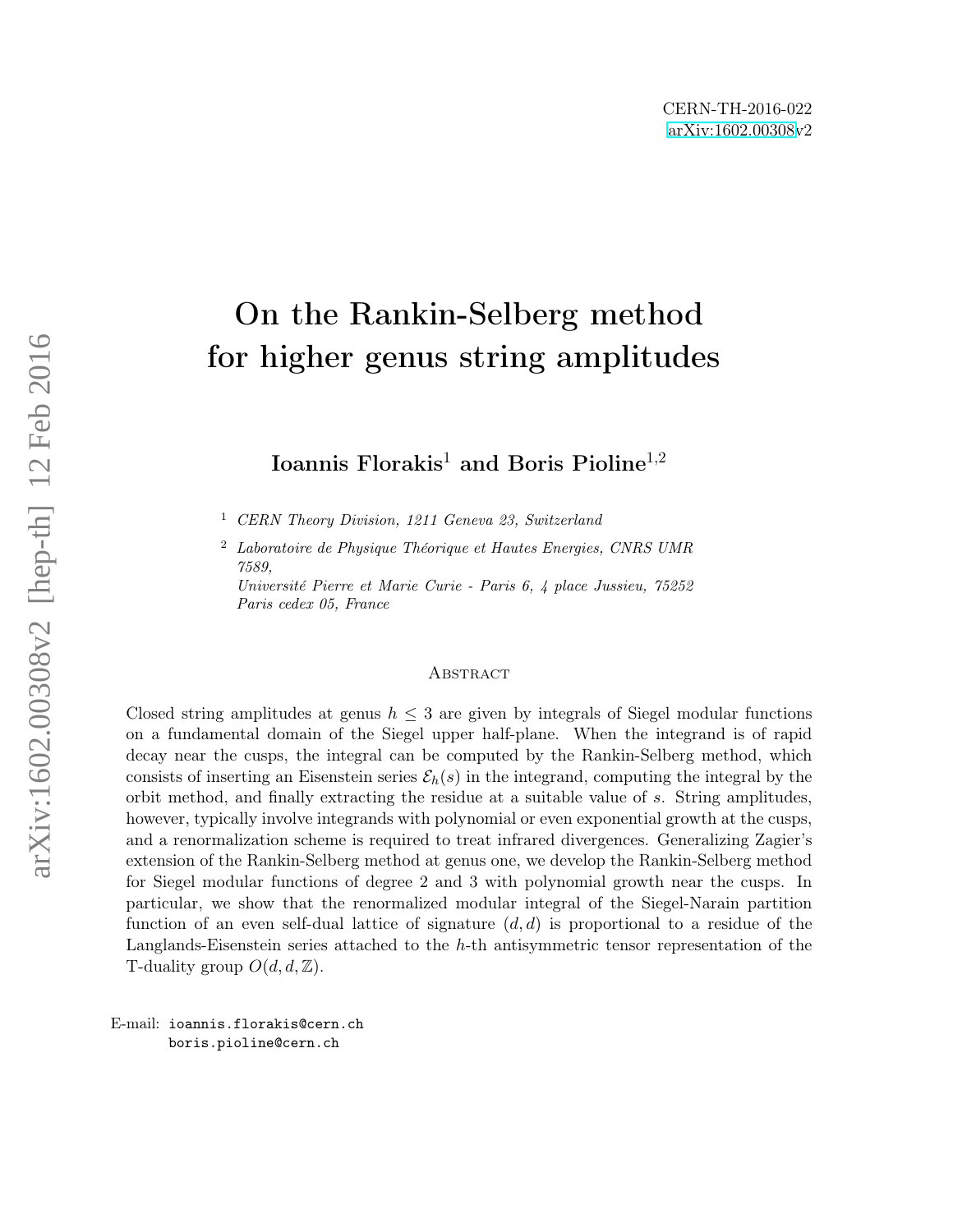CERN-TH-2016-022
arXiv:1602.00308v2

# On the Rankin-Selberg method for higher genus string amplitudes

**Ioannis Florakis**[1] **and Boris Pioline**[1,2]

[1] *CERN Theory Division, 1211 Geneva 23, Switzerland*

[2] *Laboratoire de Physique Théorique et Hautes Energies, CNRS UMR 7589,*
*Université Pierre et Marie Curie - Paris 6, 4 place Jussieu, 75252 Paris cedex 05, France*

## Abstract

Closed string amplitudes at genus $h \leq 3$ are given by integrals of Siegel modular functions on a fundamental domain of the Siegel upper half-plane. When the integrand is of rapid decay near the cusps, the integral can be computed by the Rankin-Selberg method, which consists of inserting an Eisenstein series $\mathcal{E}_h(s)$ in the integrand, computing the integral by the orbit method, and finally extracting the residue at a suitable value of $s$. String amplitudes, however, typically involve integrands with polynomial or even exponential growth at the cusps, and a renormalization scheme is required to treat infrared divergences. Generalizing Zagier's extension of the Rankin-Selberg method at genus one, we develop the Rankin-Selberg method for Siegel modular functions of degree 2 and 3 with polynomial growth near the cusps. In particular, we show that the renormalized modular integral of the Siegel-Narain partition function of an even self-dual lattice of signature $(d, d)$ is proportional to a residue of the Langlands-Eisenstein series attached to the $h$-th antisymmetric tensor representation of the T-duality group $O(d, d, \mathbb{Z})$.

E-mail: ioannis.florakis@cern.ch
boris.pioline@cern.ch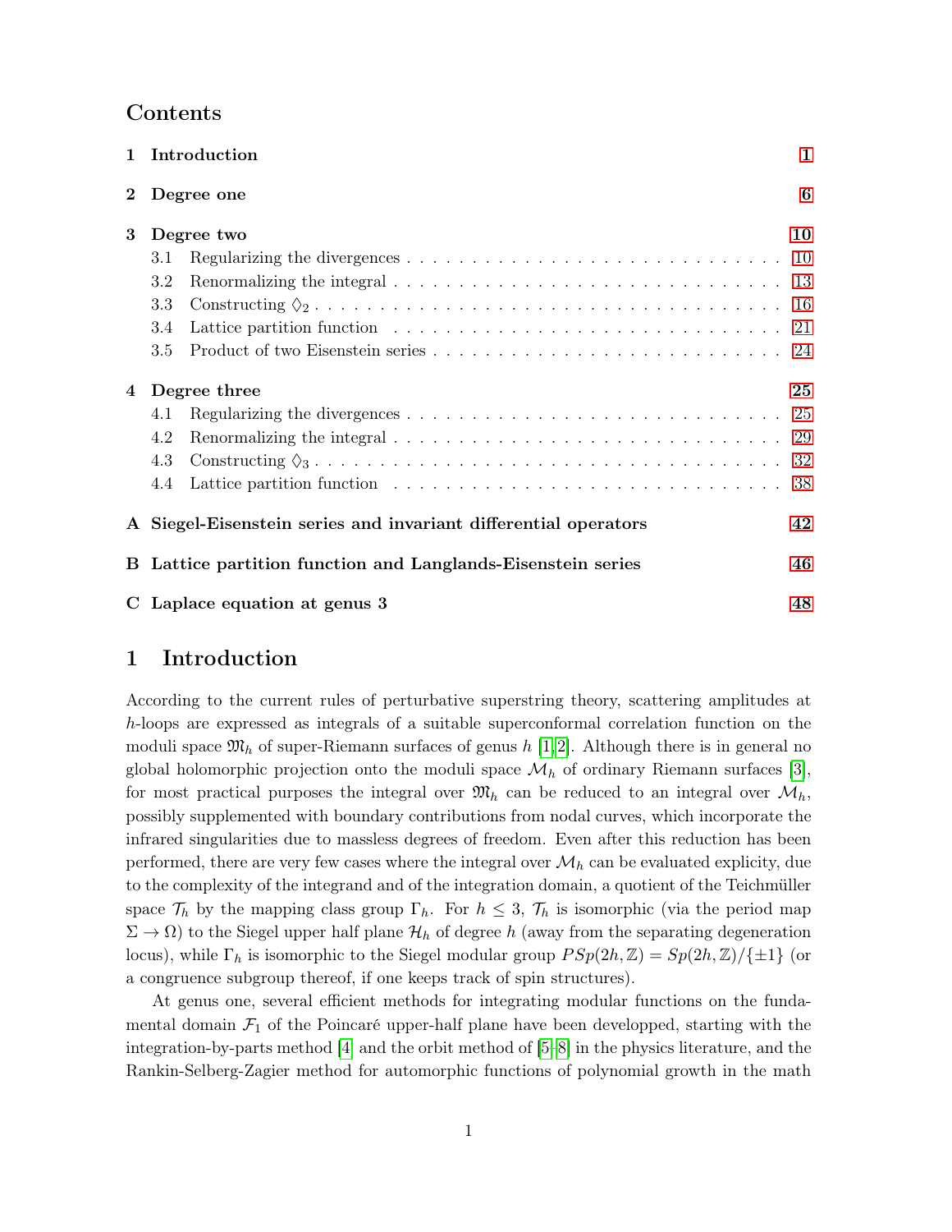## Contents

1 Introduction 1

2 Degree one 6

3 Degree two 10
- 3.1 Regularizing the divergences 10
- 3.2 Renormalizing the integral 13
- 3.3 Constructing $\lozenge_2$ 16
- 3.4 Lattice partition function 21
- 3.5 Product of two Eisenstein series 24

4 Degree three 25
- 4.1 Regularizing the divergences 25
- 4.2 Renormalizing the integral 29
- 4.3 Constructing $\lozenge_3$ 32
- 4.4 Lattice partition function 38

A Siegel-Eisenstein series and invariant differential operators 42

B Lattice partition function and Langlands-Eisenstein series 46

C Laplace equation at genus 3 48

# 1 Introduction

According to the current rules of perturbative superstring theory, scattering amplitudes at $h$-loops are expressed as integrals of a suitable superconformal correlation function on the moduli space $\mathfrak{M}_h$ of super-Riemann surfaces of genus $h$ [1,2]. Although there is in general no global holomorphic projection onto the moduli space $\mathcal{M}_h$ of ordinary Riemann surfaces [3], for most practical purposes the integral over $\mathfrak{M}_h$ can be reduced to an integral over $\mathcal{M}_h$, possibly supplemented with boundary contributions from nodal curves, which incorporate the infrared singularities due to massless degrees of freedom. Even after this reduction has been performed, there are very few cases where the integral over $\mathcal{M}_h$ can be evaluated explicity, due to the complexity of the integrand and of the integration domain, a quotient of the Teichmüller space $\mathcal{T}_h$ by the mapping class group $\Gamma_h$. For $h \leq 3$, $\mathcal{T}_h$ is isomorphic (via the period map $\Sigma \to \Omega$) to the Siegel upper half plane $\mathcal{H}_h$ of degree $h$ (away from the separating degeneration locus), while $\Gamma_h$ is isomorphic to the Siegel modular group $PSp(2h, \mathbb{Z}) = Sp(2h, \mathbb{Z})/\{\pm 1\}$ (or a congruence subgroup thereof, if one keeps track of spin structures).

At genus one, several efficient methods for integrating modular functions on the fundamental domain $\mathcal{F}_1$ of the Poincaré upper-half plane have been developped, starting with the integration-by-parts method [4] and the orbit method of [5–8] in the physics literature, and the Rankin-Selberg-Zagier method for automorphic functions of polynomial growth in the math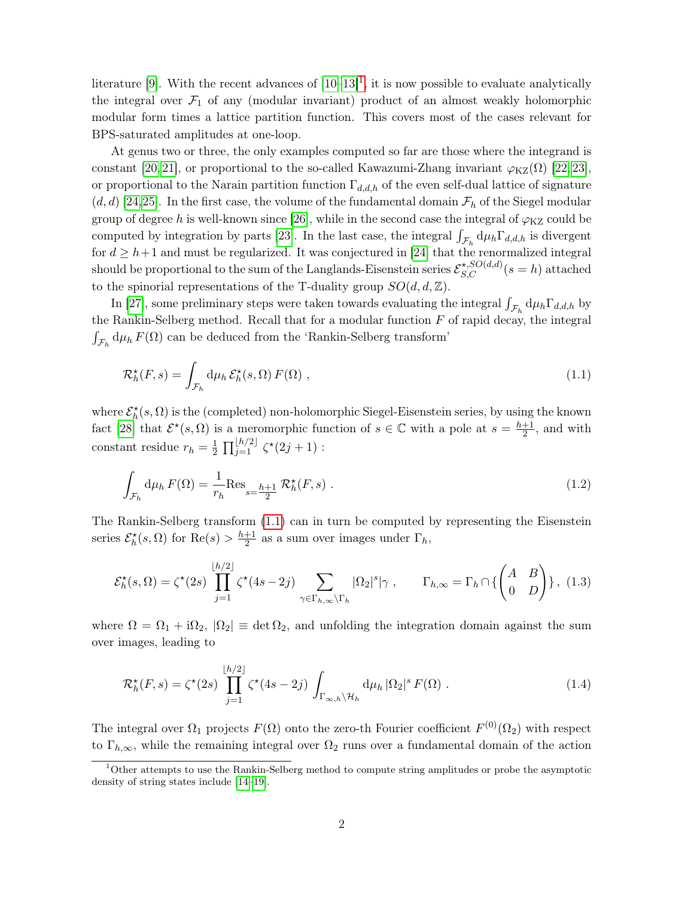literature [9]. With the recent advances of [10–13][1], it is now possible to evaluate analytically the integral over $\mathcal{F}_1$ of any (modular invariant) product of an almost weakly holomorphic modular form times a lattice partition function. This covers most of the cases relevant for BPS-saturated amplitudes at one-loop.

At genus two or three, the only examples computed so far are those where the integrand is constant [20, 21], or proportional to the so-called Kawazumi-Zhang invariant $\varphi_{\rm KZ}(\Omega)$ [22, 23], or proportional to the Narain partition function $\Gamma_{d,d,h}$ of the even self-dual lattice of signature $(d,d)$ [24, 25]. In the first case, the volume of the fundamental domain $\mathcal{F}_h$ of the Siegel modular group of degree $h$ is well-known since [26], while in the second case the integral of $\varphi_{\rm KZ}$ could be computed by integration by parts [23]. In the last case, the integral $\int_{\mathcal{F}_h} \mathrm{d}\mu_h \Gamma_{d,d,h}$ is divergent for $d \geq h+1$ and must be regularized. It was conjectured in [24] that the renormalized integral should be proportional to the sum of the Langlands-Eisenstein series $\mathcal{E}^{\star, SO(d,d)}_{S,C}(s=h)$ attached to the spinorial representations of the T-duality group $SO(d,d,\mathbb{Z})$.

In [27], some preliminary steps were taken towards evaluating the integral $\int_{\mathcal{F}_h} \mathrm{d}\mu_h \Gamma_{d,d,h}$ by the Rankin-Selberg method. Recall that for a modular function $F$ of rapid decay, the integral $\int_{\mathcal{F}_h} \mathrm{d}\mu_h \, F(\Omega)$ can be deduced from the 'Rankin-Selberg transform'

$$
\mathcal{R}^\star_h(F,s) = \int_{\mathcal{F}_h} \mathrm{d}\mu_h \, \mathcal{E}^\star_h(s,\Omega) \, F(\Omega) \ , \tag{1.1}
$$

where $\mathcal{E}^\star_h(s,\Omega)$ is the (completed) non-holomorphic Siegel-Eisenstein series, by using the known fact [28] that $\mathcal{E}^\star(s,\Omega)$ is a meromorphic function of $s \in \mathbb{C}$ with a pole at $s = \frac{h+1}{2}$, and with constant residue $r_h = \frac{1}{2} \prod_{j=1}^{\lfloor h/2 \rfloor} \zeta^\star(2j+1)$ :

$$
\int_{\mathcal{F}_h} \mathrm{d}\mu_h \, F(\Omega) = \frac{1}{r_h} \mathrm{Res}_{s=\frac{h+1}{2}} \, \mathcal{R}^\star_h(F,s) \ . \tag{1.2}
$$

The Rankin-Selberg transform (1.1) can in turn be computed by representing the Eisenstein series $\mathcal{E}^\star_h(s,\Omega)$ for $\mathrm{Re}(s) > \frac{h+1}{2}$ as a sum over images under $\Gamma_h$,

$$
\mathcal{E}^\star_h(s,\Omega) = \zeta^\star(2s) \prod_{j=1}^{\lfloor h/2 \rfloor} \zeta^\star(4s-2j) \sum_{\gamma \in \Gamma_{h,\infty} \backslash \Gamma_h} |\Omega_2|^s|\gamma \ , \qquad \Gamma_{h,\infty} = \Gamma_h \cap \left\{ \begin{pmatrix} A & B \\ 0 & D \end{pmatrix} \right\}, \tag{1.3}
$$

where $\Omega = \Omega_1 + \mathrm{i}\Omega_2$, $|\Omega_2| \equiv \det \Omega_2$, and unfolding the integration domain against the sum over images, leading to

$$
\mathcal{R}^\star_h(F,s) = \zeta^\star(2s) \prod_{j=1}^{\lfloor h/2 \rfloor} \zeta^\star(4s-2j) \int_{\Gamma_{\infty,h} \backslash \mathcal{H}_h} \mathrm{d}\mu_h \, |\Omega_2|^s \, F(\Omega) \ . \tag{1.4}
$$

The integral over $\Omega_1$ projects $F(\Omega)$ onto the zero-th Fourier coefficient $F^{(0)}(\Omega_2)$ with respect to $\Gamma_{h,\infty}$, while the remaining integral over $\Omega_2$ runs over a fundamental domain of the action

[1] Other attempts to use the Rankin-Selberg method to compute string amplitudes or probe the asymptotic density of string states include [14–19].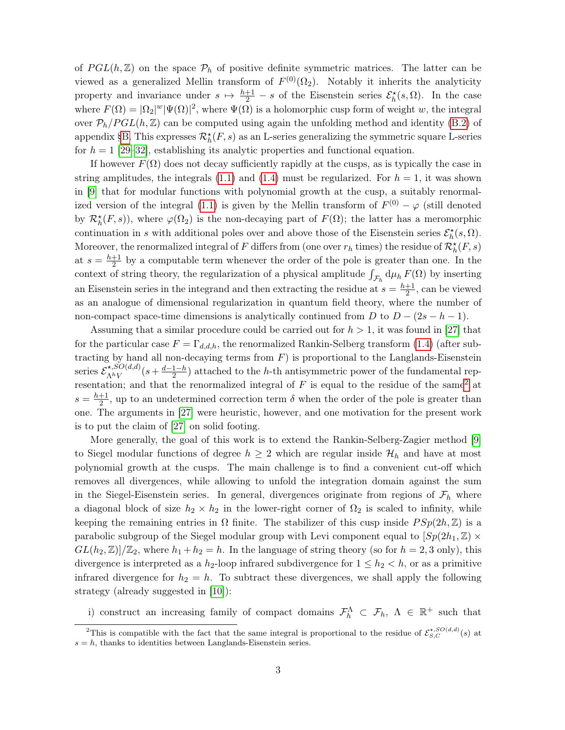of $PGL(h,\mathbb{Z})$ on the space $\mathcal{P}_h$ of positive definite symmetric matrices. The latter can be viewed as a generalized Mellin transform of $F^{(0)}(\Omega_2)$. Notably it inherits the analyticity property and invariance under $s \mapsto \frac{h+1}{2} - s$ of the Eisenstein series $\mathcal{E}^\star_h(s,\Omega)$. In the case where $F(\Omega) = |\Omega_2|^w |\Psi(\Omega)|^2$, where $\Psi(\Omega)$ is a holomorphic cusp form of weight $w$, the integral over $\mathcal{P}_h/PGL(h,\mathbb{Z})$ can be computed using again the unfolding method and identity (B.2) of appendix §B. This expresses $\mathcal{R}^\star_h(F,s)$ as an L-series generalizing the symmetric square L-series for $h=1$ [29–32], establishing its analytic properties and functional equation.

If however $F(\Omega)$ does not decay sufficiently rapidly at the cusps, as is typically the case in string amplitudes, the integrals (1.1) and (1.4) must be regularized. For $h=1$, it was shown in [9] that for modular functions with polynomial growth at the cusp, a suitably renormalized version of the integral (1.1) is given by the Mellin transform of $F^{(0)} - \varphi$ (still denoted by $\mathcal{R}^\star_h(F,s)$), where $\varphi(\Omega_2)$ is the non-decaying part of $F(\Omega)$; the latter has a meromorphic continuation in $s$ with additional poles over and above those of the Eisenstein series $\mathcal{E}^\star_h(s,\Omega)$. Moreover, the renormalized integral of $F$ differs from (one over $r_h$ times) the residue of $\mathcal{R}^\star_h(F,s)$ at $s = \frac{h+1}{2}$ by a computable term whenever the order of the pole is greater than one. In the context of string theory, the regularization of a physical amplitude $\int_{\mathcal{F}_h} \mathrm{d}\mu_h\, F(\Omega)$ by inserting an Eisenstein series in the integrand and then extracting the residue at $s = \frac{h+1}{2}$, can be viewed as an analogue of dimensional regularization in quantum field theory, where the number of non-compact space-time dimensions is analytically continued from $D$ to $D - (2s - h - 1)$.

Assuming that a similar procedure could be carried out for $h > 1$, it was found in [27] that for the particular case $F = \Gamma_{d,d,h}$, the renormalized Rankin-Selberg transform (1.4) (after subtracting by hand all non-decaying terms from $F$) is proportional to the Langlands-Eisenstein series $\mathcal{E}^{\star,SO(d,d)}_{\Lambda^h V}(s + \frac{d-1-h}{2})$ attached to the $h$-th antisymmetric power of the fundamental representation; and that the renormalized integral of $F$ is equal to the residue of the same[2] at $s = \frac{h+1}{2}$, up to an undetermined correction term $\delta$ when the order of the pole is greater than one. The arguments in [27] were heuristic, however, and one motivation for the present work is to put the claim of [27] on solid footing.

More generally, the goal of this work is to extend the Rankin-Selberg-Zagier method [9] to Siegel modular functions of degree $h \geq 2$ which are regular inside $\mathcal{H}_h$ and have at most polynomial growth at the cusps. The main challenge is to find a convenient cut-off which removes all divergences, while allowing to unfold the integration domain against the sum in the Siegel-Eisenstein series. In general, divergences originate from regions of $\mathcal{F}_h$ where a diagonal block of size $h_2 \times h_2$ in the lower-right corner of $\Omega_2$ is scaled to infinity, while keeping the remaining entries in $\Omega$ finite. The stabilizer of this cusp inside $PSp(2h,\mathbb{Z})$ is a parabolic subgroup of the Siegel modular group with Levi component equal to $[Sp(2h_1,\mathbb{Z}) \times GL(h_2,\mathbb{Z})]/\mathbb{Z}_2$, where $h_1 + h_2 = h$. In the language of string theory (so for $h = 2, 3$ only), this divergence is interpreted as a $h_2$-loop infrared subdivergence for $1 \leq h_2 < h$, or as a primitive infrared divergence for $h_2 = h$. To subtract these divergences, we shall apply the following strategy (already suggested in [10]):

i) construct an increasing family of compact domains $\mathcal{F}^\Lambda_h \subset \mathcal{F}_h$, $\Lambda \in \mathbb{R}^+$ such that

[2] This is compatible with the fact that the same integral is proportional to the residue of $\mathcal{E}^{\star,SO(d,d)}_{S,C}(s)$ at $s = h$, thanks to identities between Langlands-Eisenstein series.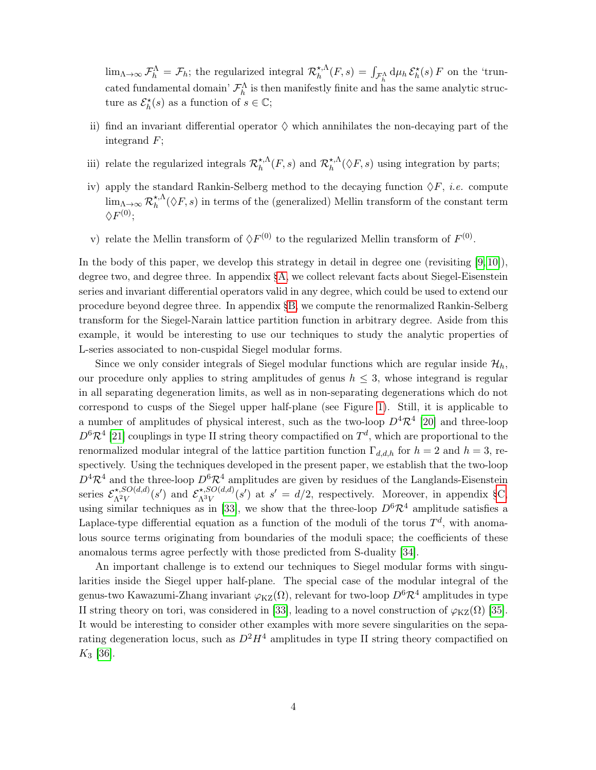$\lim_{\Lambda\to\infty} \mathcal{F}_h^\Lambda = \mathcal{F}_h$; the regularized integral $\mathcal{R}_h^{\star,\Lambda}(F,s) = \int_{\mathcal{F}_h^\Lambda} \mathrm{d}\mu_h\, \mathcal{E}_h^\star(s)\, F$ on the 'truncated fundamental domain' $\mathcal{F}_h^\Lambda$ is then manifestly finite and has the same analytic structure as $\mathcal{E}_h^\star(s)$ as a function of $s \in \mathbb{C}$;

ii) find an invariant differential operator $\Diamond$ which annihilates the non-decaying part of the integrand $F$;

iii) relate the regularized integrals $\mathcal{R}_h^{\star,\Lambda}(F,s)$ and $\mathcal{R}_h^{\star,\Lambda}(\Diamond F,s)$ using integration by parts;

iv) apply the standard Rankin-Selberg method to the decaying function $\Diamond F$, *i.e.* compute $\lim_{\Lambda\to\infty} \mathcal{R}_h^{\star,\Lambda}(\Diamond F,s)$ in terms of the (generalized) Mellin transform of the constant term $\Diamond F^{(0)}$;

v) relate the Mellin transform of $\Diamond F^{(0)}$ to the regularized Mellin transform of $F^{(0)}$.

In the body of this paper, we develop this strategy in detail in degree one (revisiting [9,10]), degree two, and degree three. In appendix §A, we collect relevant facts about Siegel-Eisenstein series and invariant differential operators valid in any degree, which could be used to extend our procedure beyond degree three. In appendix §B, we compute the renormalized Rankin-Selberg transform for the Siegel-Narain lattice partition function in arbitrary degree. Aside from this example, it would be interesting to use our techniques to study the analytic properties of L-series associated to non-cuspidal Siegel modular forms.

Since we only consider integrals of Siegel modular functions which are regular inside $\mathcal{H}_h$, our procedure only applies to string amplitudes of genus $h \leq 3$, whose integrand is regular in all separating degeneration limits, as well as in non-separating degenerations which do not correspond to cusps of the Siegel upper half-plane (see Figure 1). Still, it is applicable to a number of amplitudes of physical interest, such as the two-loop $D^4\mathcal{R}^4$ [20] and three-loop $D^6\mathcal{R}^4$ [21] couplings in type II string theory compactified on $T^d$, which are proportional to the renormalized modular integral of the lattice partition function $\Gamma_{d,d,h}$ for $h = 2$ and $h = 3$, respectively. Using the techniques developed in the present paper, we establish that the two-loop $D^4\mathcal{R}^4$ and the three-loop $D^6\mathcal{R}^4$ amplitudes are given by residues of the Langlands-Eisenstein series $\mathcal{E}^{\star,SO(d,d)}_{\Lambda^2 V}(s')$ and $\mathcal{E}^{\star,SO(d,d)}_{\Lambda^3 V}(s')$ at $s' = d/2$, respectively. Moreover, in appendix §C, using similar techniques as in [33], we show that the three-loop $D^6\mathcal{R}^4$ amplitude satisfies a Laplace-type differential equation as a function of the moduli of the torus $T^d$, with anomalous source terms originating from boundaries of the moduli space; the coefficients of these anomalous terms agree perfectly with those predicted from S-duality [34].

An important challenge is to extend our techniques to Siegel modular forms with singularities inside the Siegel upper half-plane. The special case of the modular integral of the genus-two Kawazumi-Zhang invariant $\varphi_{\mathrm{KZ}}(\Omega)$, relevant for two-loop $D^6\mathcal{R}^4$ amplitudes in type II string theory on tori, was considered in [33], leading to a novel construction of $\varphi_{\mathrm{KZ}}(\Omega)$ [35]. It would be interesting to consider other examples with more severe singularities on the separating degeneration locus, such as $D^2H^4$ amplitudes in type II string theory compactified on $K_3$ [36].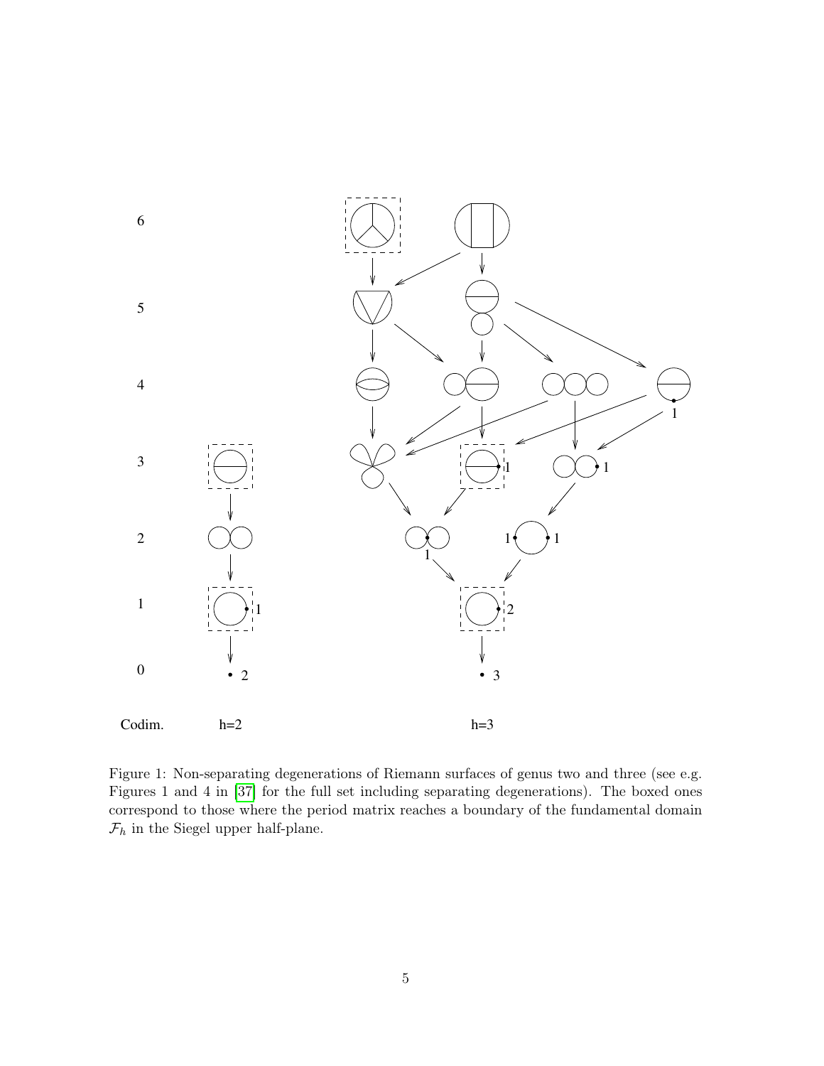Figure 1: Non-separating degenerations of Riemann surfaces of genus two and three (see e.g. Figures 1 and 4 in [37] for the full set including separating degenerations). The boxed ones correspond to those where the period matrix reaches a boundary of the fundamental domain $\mathcal{F}_h$ in the Siegel upper half-plane.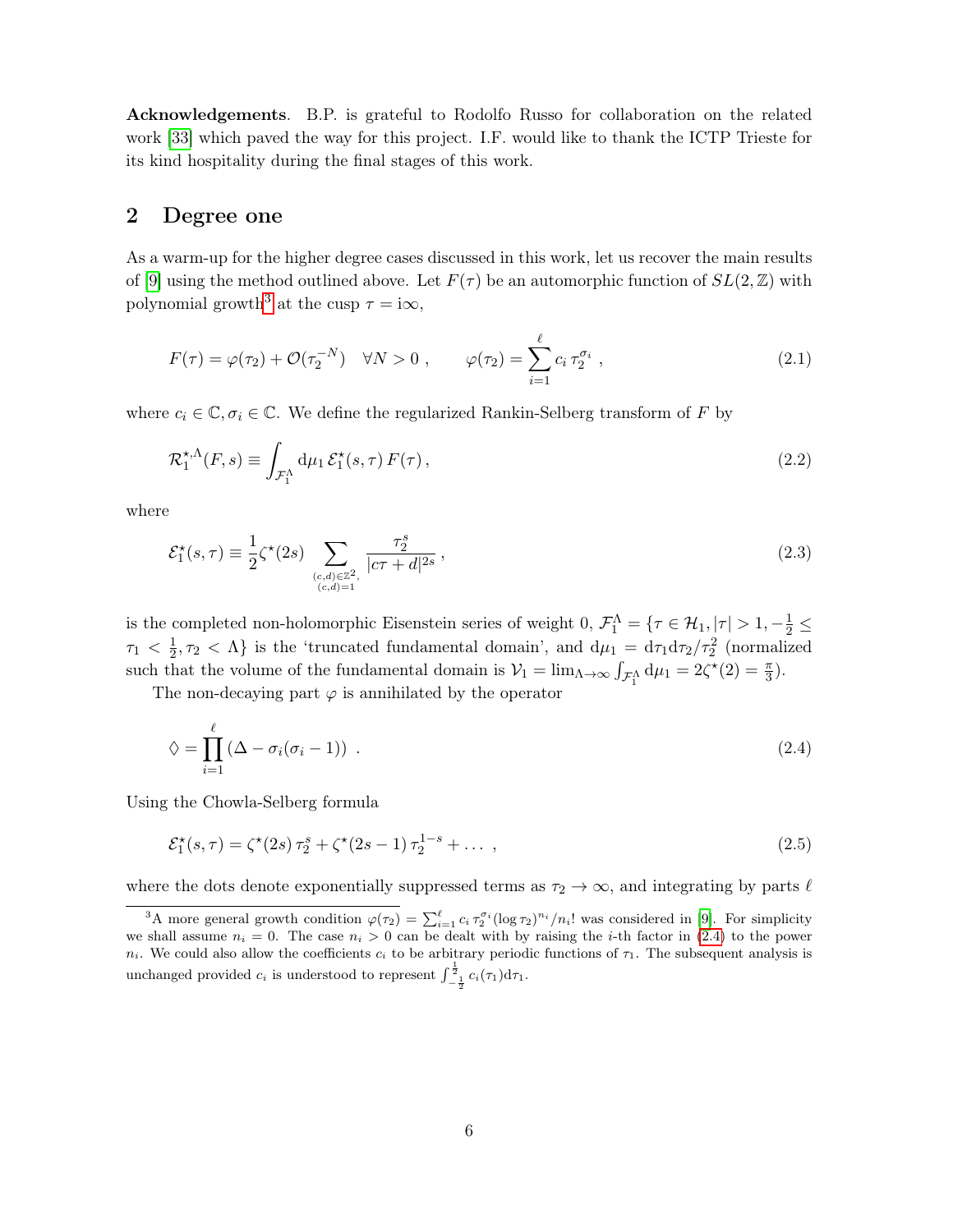**Acknowledgements**. B.P. is grateful to Rodolfo Russo for collaboration on the related work [33] which paved the way for this project. I.F. would like to thank the ICTP Trieste for its kind hospitality during the final stages of this work.

## 2 Degree one

As a warm-up for the higher degree cases discussed in this work, let us recover the main results of [9] using the method outlined above. Let $F(\tau)$ be an automorphic function of $SL(2,\mathbb{Z})$ with polynomial growth[3] at the cusp $\tau = \mathrm{i}\infty$,

$$F(\tau) = \varphi(\tau_2) + \mathcal{O}(\tau_2^{-N}) \quad \forall N > 0 \,, \qquad \varphi(\tau_2) = \sum_{i=1}^{\ell} c_i \, \tau_2^{\sigma_i} \,, \tag{2.1}$$

where $c_i \in \mathbb{C}, \sigma_i \in \mathbb{C}$. We define the regularized Rankin-Selberg transform of $F$ by

$$\mathcal{R}_1^{\star,\Lambda}(F,s) \equiv \int_{\mathcal{F}_1^\Lambda} \mathrm{d}\mu_1 \, \mathcal{E}_1^\star(s,\tau) \, F(\tau) \,, \tag{2.2}$$

where

$$\mathcal{E}_1^\star(s,\tau) \equiv \frac{1}{2}\zeta^\star(2s) \sum_{\substack{(c,d)\in\mathbb{Z}^2, \\ (c,d)=1}} \frac{\tau_2^s}{|c\tau+d|^{2s}} \,, \tag{2.3}$$

is the completed non-holomorphic Eisenstein series of weight 0, $\mathcal{F}_1^\Lambda = \{\tau \in \mathcal{H}_1, |\tau| > 1, -\frac{1}{2} \leq \tau_1 < \frac{1}{2}, \tau_2 < \Lambda\}$ is the 'truncated fundamental domain', and $\mathrm{d}\mu_1 = \mathrm{d}\tau_1 \mathrm{d}\tau_2/\tau_2^2$ (normalized such that the volume of the fundamental domain is $\mathcal{V}_1 = \lim_{\Lambda\to\infty} \int_{\mathcal{F}_1^\Lambda} \mathrm{d}\mu_1 = 2\zeta^\star(2) = \frac{\pi}{3}$).

The non-decaying part $\varphi$ is annihilated by the operator

$$\lozenge = \prod_{i=1}^{\ell} \left(\Delta - \sigma_i(\sigma_i - 1)\right) \,. \tag{2.4}$$

Using the Chowla-Selberg formula

$$\mathcal{E}_1^\star(s,\tau) = \zeta^\star(2s)\,\tau_2^s + \zeta^\star(2s-1)\,\tau_2^{1-s} + \dots \,, \tag{2.5}$$

where the dots denote exponentially suppressed terms as $\tau_2 \to \infty$, and integrating by parts $\ell$

---

[3] A more general growth condition $\varphi(\tau_2) = \sum_{i=1}^{\ell} c_i \, \tau_2^{\sigma_i} (\log \tau_2)^{n_i}/n_i!$ was considered in [9]. For simplicity we shall assume $n_i = 0$. The case $n_i > 0$ can be dealt with by raising the $i$-th factor in (2.4) to the power $n_i$. We could also allow the coefficients $c_i$ to be arbitrary periodic functions of $\tau_1$. The subsequent analysis is unchanged provided $c_i$ is understood to represent $\int_{-\frac{1}{2}}^{\frac{1}{2}} c_i(\tau_1)\mathrm{d}\tau_1$.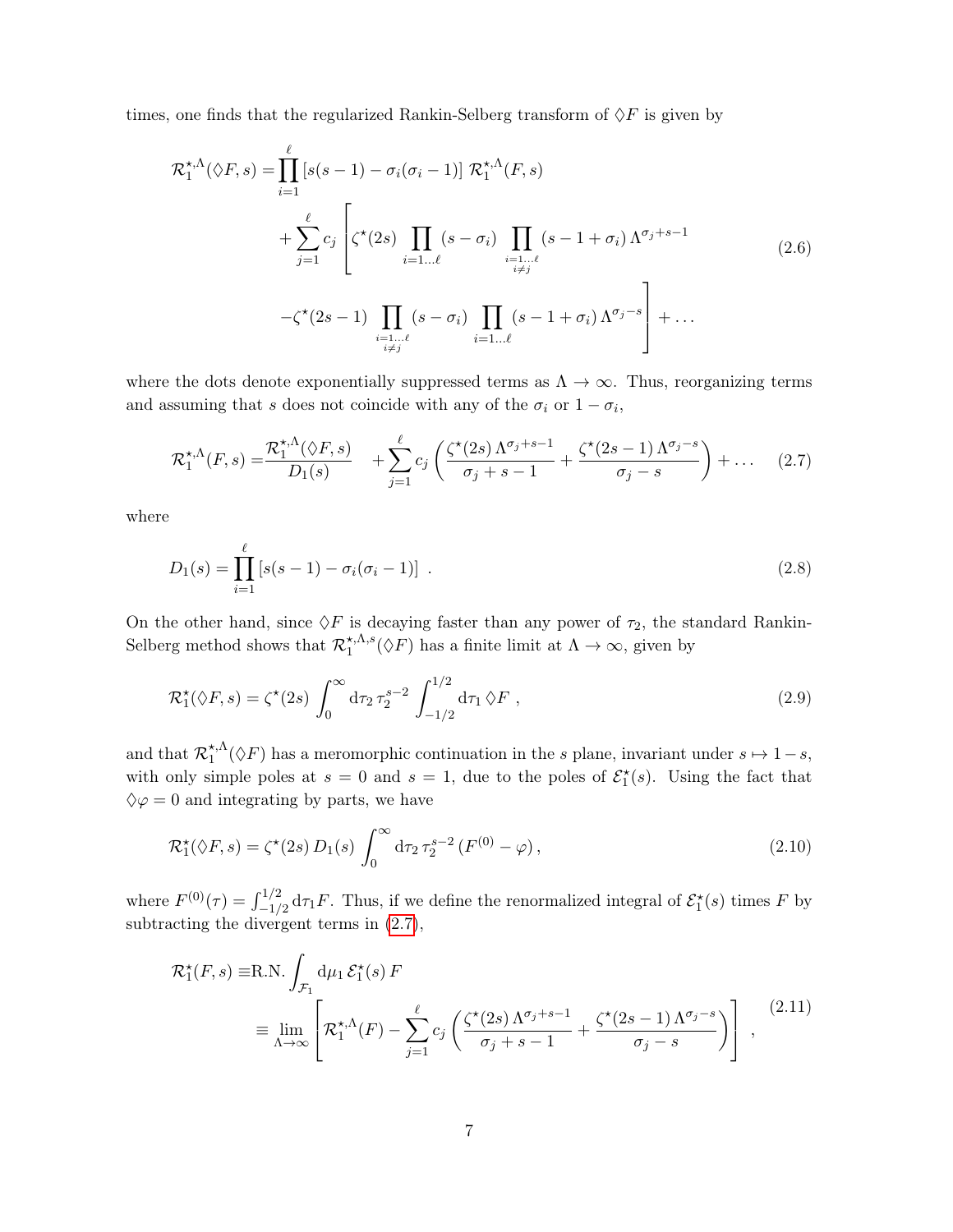times, one finds that the regularized Rankin-Selberg transform of $\lozenge F$ is given by

$$
\begin{aligned}
\mathcal{R}_1^{\star,\Lambda}(\lozenge F, s) = &\prod_{i=1}^{\ell} \left[ s(s-1) - \sigma_i(\sigma_i - 1) \right] \mathcal{R}_1^{\star,\Lambda}(F, s) \\
&+ \sum_{j=1}^{\ell} c_j \left[ \zeta^\star(2s) \prod_{i=1\ldots\ell} (s - \sigma_i) \prod_{\substack{i=1\ldots\ell \\ i\neq j}} (s - 1 + \sigma_i)\, \Lambda^{\sigma_j + s - 1} \right. \\
&\left. - \zeta^\star(2s-1) \prod_{\substack{i=1\ldots\ell \\ i\neq j}} (s - \sigma_i) \prod_{i=1\ldots\ell} (s - 1 + \sigma_i)\, \Lambda^{\sigma_j - s} \right] + \ldots
\end{aligned}
\tag{2.6}
$$

where the dots denote exponentially suppressed terms as $\Lambda \to \infty$. Thus, reorganizing terms and assuming that $s$ does not coincide with any of the $\sigma_i$ or $1 - \sigma_i$,

$$
\mathcal{R}_1^{\star,\Lambda}(F, s) = \frac{\mathcal{R}_1^{\star,\Lambda}(\lozenge F, s)}{D_1(s)} \quad + \sum_{j=1}^{\ell} c_j \left( \frac{\zeta^\star(2s)\, \Lambda^{\sigma_j + s - 1}}{\sigma_j + s - 1} + \frac{\zeta^\star(2s-1)\, \Lambda^{\sigma_j - s}}{\sigma_j - s} \right) + \ldots \tag{2.7}
$$

where

$$
D_1(s) = \prod_{i=1}^{\ell} \left[ s(s-1) - \sigma_i(\sigma_i - 1) \right] \ . \tag{2.8}
$$

On the other hand, since $\lozenge F$ is decaying faster than any power of $\tau_2$, the standard Rankin-Selberg method shows that $\mathcal{R}_1^{\star,\Lambda,s}(\lozenge F)$ has a finite limit at $\Lambda \to \infty$, given by

$$
\mathcal{R}_1^\star(\lozenge F, s) = \zeta^\star(2s) \int_0^\infty \mathrm{d}\tau_2\, \tau_2^{s-2} \int_{-1/2}^{1/2} \mathrm{d}\tau_1\, \lozenge F \ , \tag{2.9}
$$

and that $\mathcal{R}_1^{\star,\Lambda}(\lozenge F)$ has a meromorphic continuation in the $s$ plane, invariant under $s \mapsto 1 - s$, with only simple poles at $s = 0$ and $s = 1$, due to the poles of $\mathcal{E}_1^\star(s)$. Using the fact that $\lozenge \varphi = 0$ and integrating by parts, we have

$$
\mathcal{R}_1^\star(\lozenge F, s) = \zeta^\star(2s)\, D_1(s) \int_0^\infty \mathrm{d}\tau_2\, \tau_2^{s-2} \left( F^{(0)} - \varphi \right), \tag{2.10}
$$

where $F^{(0)}(\tau) = \int_{-1/2}^{1/2} \mathrm{d}\tau_1 F$. Thus, if we define the renormalized integral of $\mathcal{E}_1^\star(s)$ times $F$ by subtracting the divergent terms in (2.7),

$$
\begin{aligned}
\mathcal{R}_1^\star(F, s) \equiv &\,\mathrm{R.N.} \int_{\mathcal{F}_1} \mathrm{d}\mu_1\, \mathcal{E}_1^\star(s)\, F \\
\equiv &\lim_{\Lambda \to \infty} \left[ \mathcal{R}_1^{\star,\Lambda}(F) - \sum_{j=1}^{\ell} c_j \left( \frac{\zeta^\star(2s)\, \Lambda^{\sigma_j + s - 1}}{\sigma_j + s - 1} + \frac{\zeta^\star(2s-1)\, \Lambda^{\sigma_j - s}}{\sigma_j - s} \right) \right] \ ,
\end{aligned}
\tag{2.11}
$$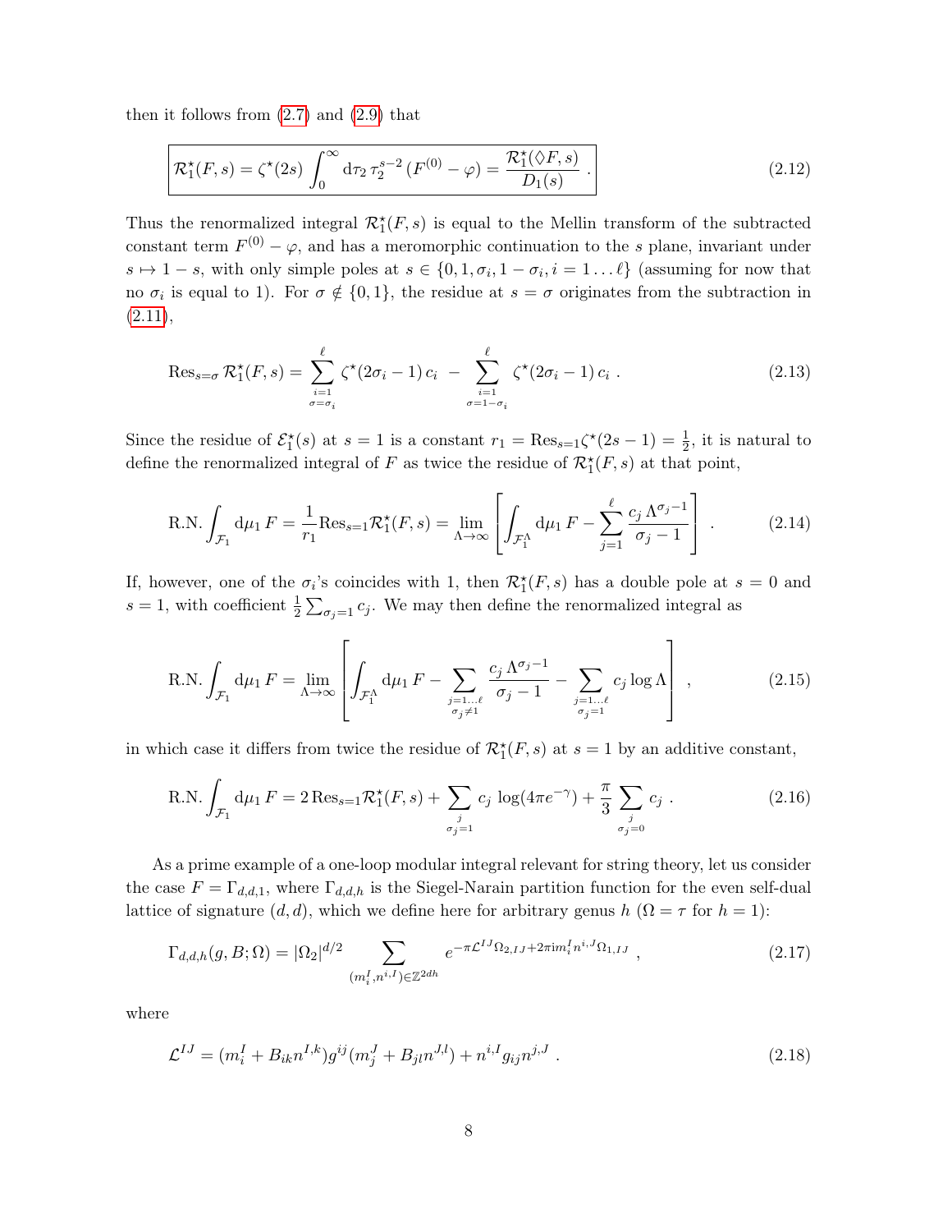then it follows from (2.7) and (2.9) that

$$\boxed{\mathcal{R}_1^\star(F,s) = \zeta^\star(2s)\int_0^\infty \mathrm{d}\tau_2\,\tau_2^{s-2}\,(F^{(0)}-\varphi) = \frac{\mathcal{R}_1^\star(\Diamond F,s)}{D_1(s)}\ .} \tag{2.12}$$

Thus the renormalized integral $\mathcal{R}_1^\star(F,s)$ is equal to the Mellin transform of the subtracted constant term $F^{(0)}-\varphi$, and has a meromorphic continuation to the $s$ plane, invariant under $s\mapsto 1-s$, with only simple poles at $s\in\{0,1,\sigma_i,1-\sigma_i,i=1\dots\ell\}$ (assuming for now that no $\sigma_i$ is equal to 1). For $\sigma\notin\{0,1\}$, the residue at $s=\sigma$ originates from the subtraction in (2.11),

$$\mathrm{Res}_{s=\sigma}\,\mathcal{R}_1^\star(F,s) = \sum_{\substack{i=1\\ \sigma=\sigma_i}}^{\ell}\zeta^\star(2\sigma_i-1)\,c_i \;-\; \sum_{\substack{i=1\\ \sigma=1-\sigma_i}}^{\ell}\zeta^\star(2\sigma_i-1)\,c_i\ . \tag{2.13}$$

Since the residue of $\mathcal{E}_1^\star(s)$ at $s=1$ is a constant $r_1=\mathrm{Res}_{s=1}\zeta^\star(2s-1)=\frac{1}{2}$, it is natural to define the renormalized integral of $F$ as twice the residue of $\mathcal{R}_1^\star(F,s)$ at that point,

$$\mathrm{R.N.}\int_{\mathcal{F}_1}\mathrm{d}\mu_1\,F = \frac{1}{r_1}\mathrm{Res}_{s=1}\mathcal{R}_1^\star(F,s) = \lim_{\Lambda\to\infty}\left[\int_{\mathcal{F}_1^\Lambda}\mathrm{d}\mu_1\,F - \sum_{j=1}^{\ell}\frac{c_j\,\Lambda^{\sigma_j-1}}{\sigma_j-1}\right]\ . \tag{2.14}$$

If, however, one of the $\sigma_i$'s coincides with 1, then $\mathcal{R}_1^\star(F,s)$ has a double pole at $s=0$ and $s=1$, with coefficient $\frac{1}{2}\sum_{\sigma_j=1}c_j$. We may then define the renormalized integral as

$$\mathrm{R.N.}\int_{\mathcal{F}_1}\mathrm{d}\mu_1\,F = \lim_{\Lambda\to\infty}\left[\int_{\mathcal{F}_1^\Lambda}\mathrm{d}\mu_1\,F - \sum_{\substack{j=1\dots\ell\\ \sigma_j\neq 1}}\frac{c_j\,\Lambda^{\sigma_j-1}}{\sigma_j-1} - \sum_{\substack{j=1\dots\ell\\ \sigma_j=1}}c_j\log\Lambda\right]\ , \tag{2.15}$$

in which case it differs from twice the residue of $\mathcal{R}_1^\star(F,s)$ at $s=1$ by an additive constant,

$$\mathrm{R.N.}\int_{\mathcal{F}_1}\mathrm{d}\mu_1\,F = 2\,\mathrm{Res}_{s=1}\mathcal{R}_1^\star(F,s) + \sum_{\substack{j\\ \sigma_j=1}}c_j\,\log(4\pi e^{-\gamma}) + \frac{\pi}{3}\sum_{\substack{j\\ \sigma_j=0}}c_j\ . \tag{2.16}$$

As a prime example of a one-loop modular integral relevant for string theory, let us consider the case $F=\Gamma_{d,d,1}$, where $\Gamma_{d,d,h}$ is the Siegel-Narain partition function for the even self-dual lattice of signature $(d,d)$, which we define here for arbitrary genus $h$ ($\Omega=\tau$ for $h=1$):

$$\Gamma_{d,d,h}(g,B;\Omega) = |\Omega_2|^{d/2}\sum_{(m_i^I,n^{i,I})\in\mathbb{Z}^{2dh}} e^{-\pi\mathcal{L}^{IJ}\Omega_{2,IJ}+2\pi\mathrm{i}m_i^I n^{i,J}\Omega_{1,IJ}}\ , \tag{2.17}$$

where

$$\mathcal{L}^{IJ} = (m_i^I + B_{ik}n^{I,k})g^{ij}(m_j^J+B_{jl}n^{J,l}) + n^{i,I}g_{ij}n^{j,J}\ . \tag{2.18}$$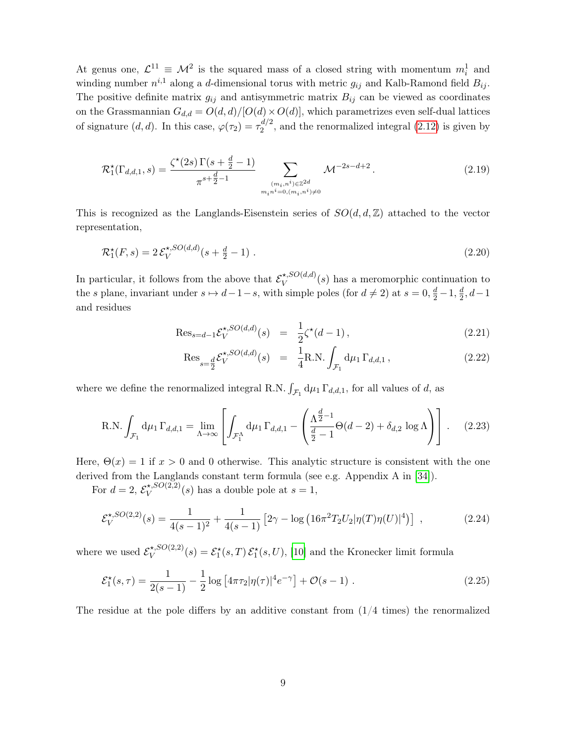At genus one, $\mathcal{L}^{11} \equiv \mathcal{M}^2$ is the squared mass of a closed string with momentum $m_i^1$ and winding number $n^{i,1}$ along a $d$-dimensional torus with metric $g_{ij}$ and Kalb-Ramond field $B_{ij}$. The positive definite matrix $g_{ij}$ and antisymmetric matrix $B_{ij}$ can be viewed as coordinates on the Grassmannian $G_{d,d} = O(d,d)/[O(d) \times O(d)]$, which parametrizes even self-dual lattices of signature $(d,d)$. In this case, $\varphi(\tau_2) = \tau_2^{d/2}$, and the renormalized integral (2.12) is given by

$$\mathcal{R}_1^\star(\Gamma_{d,d,1}, s) = \frac{\zeta^\star(2s)\,\Gamma(s+\frac{d}{2}-1)}{\pi^{s+\frac{d}{2}-1}} \sum_{\substack{(m_i,n^i)\in\mathbb{Z}^{2d} \\ m_i n^i = 0, (m_i,n^i)\neq 0}} \mathcal{M}^{-2s-d+2} \,. \tag{2.19}$$

This is recognized as the Langlands-Eisenstein series of $SO(d,d,\mathbb{Z})$ attached to the vector representation,

$$\mathcal{R}_1^\star(F,s) = 2\,\mathcal{E}_V^{\star,SO(d,d)}(s+\tfrac{d}{2}-1) \,. \tag{2.20}$$

In particular, it follows from the above that $\mathcal{E}_V^{\star,SO(d,d)}(s)$ has a meromorphic continuation to the $s$ plane, invariant under $s \mapsto d-1-s$, with simple poles (for $d \neq 2$) at $s = 0, \frac{d}{2}-1, \frac{d}{2}, d-1$ and residues

$$\begin{aligned}
\mathrm{Res}_{s=d-1}\mathcal{E}_V^{\star,SO(d,d)}(s) &= \frac{1}{2}\zeta^\star(d-1)\,, & (2.21)\\
\mathrm{Res}_{s=\frac{d}{2}}\mathcal{E}_V^{\star,SO(d,d)}(s) &= \frac{1}{4}\mathrm{R.N.}\int_{\mathcal{F}_1} \mathrm{d}\mu_1\,\Gamma_{d,d,1}\,, & (2.22)
\end{aligned}$$

where we define the renormalized integral $\mathrm{R.N.}\int_{\mathcal{F}_1} \mathrm{d}\mu_1\,\Gamma_{d,d,1}$, for all values of $d$, as

$$\mathrm{R.N.}\int_{\mathcal{F}_1} \mathrm{d}\mu_1\,\Gamma_{d,d,1} = \lim_{\Lambda\to\infty}\left[\int_{\mathcal{F}_1^\Lambda} \mathrm{d}\mu_1\,\Gamma_{d,d,1} - \left(\frac{\Lambda^{\frac{d}{2}-1}}{\frac{d}{2}-1}\Theta(d-2) + \delta_{d,2}\log\Lambda\right)\right]. \tag{2.23}$$

Here, $\Theta(x) = 1$ if $x > 0$ and 0 otherwise. This analytic structure is consistent with the one derived from the Langlands constant term formula (see e.g. Appendix A in [34]).

For $d = 2$, $\mathcal{E}_V^{\star,SO(2,2)}(s)$ has a double pole at $s = 1$,

$$\mathcal{E}_V^{\star,SO(2,2)}(s) = \frac{1}{4(s-1)^2} + \frac{1}{4(s-1)}\left[2\gamma - \log\left(16\pi^2 T_2 U_2 |\eta(T)\eta(U)|^4\right)\right] \,, \tag{2.24}$$

where we used $\mathcal{E}_V^{\star,SO(2,2)}(s) = \mathcal{E}_1^\star(s,T)\,\mathcal{E}_1^\star(s,U)$, [10] and the Kronecker limit formula

$$\mathcal{E}_1^\star(s,\tau) = \frac{1}{2(s-1)} - \frac{1}{2}\log\left[4\pi\tau_2|\eta(\tau)|^4 e^{-\gamma}\right] + \mathcal{O}(s-1) \,. \tag{2.25}$$

The residue at the pole differs by an additive constant from (1/4 times) the renormalized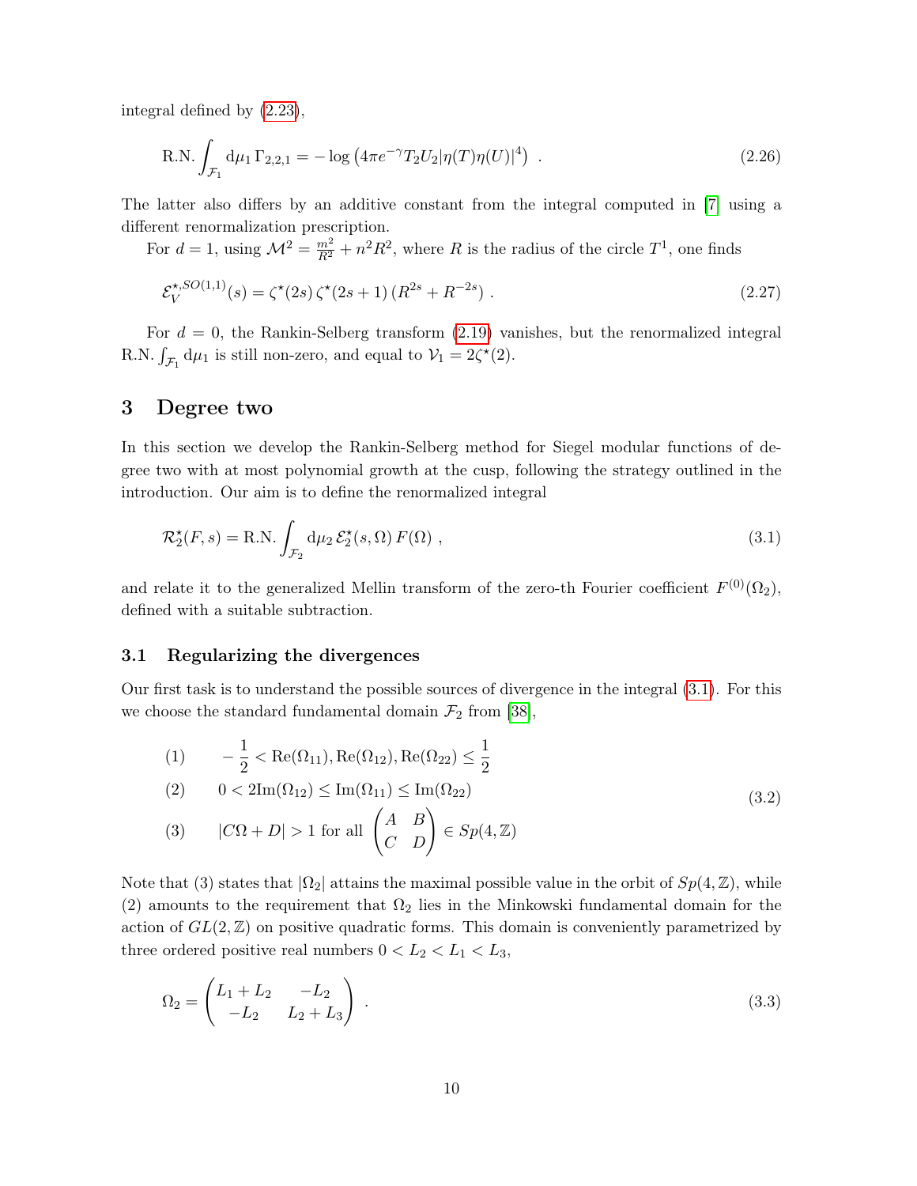integral defined by (2.23),

$$
\text{R.N.} \int_{\mathcal{F}_1} \mathrm{d}\mu_1 \, \Gamma_{2,2,1} = -\log\left(4\pi e^{-\gamma} T_2 U_2 |\eta(T)\eta(U)|^4\right) \ . \tag{2.26}
$$

The latter also differs by an additive constant from the integral computed in [7] using a different renormalization prescription.

For $d = 1$, using $\mathcal{M}^2 = \frac{m^2}{R^2} + n^2 R^2$, where $R$ is the radius of the circle $T^1$, one finds

$$
\mathcal{E}_V^{\star, SO(1,1)}(s) = \zeta^\star(2s)\, \zeta^\star(2s+1)\, (R^{2s} + R^{-2s}) \ . \tag{2.27}
$$

For $d = 0$, the Rankin-Selberg transform (2.19) vanishes, but the renormalized integral R.N. $\int_{\mathcal{F}_1} \mathrm{d}\mu_1$ is still non-zero, and equal to $\mathcal{V}_1 = 2\zeta^\star(2)$.

# 3 Degree two

In this section we develop the Rankin-Selberg method for Siegel modular functions of degree two with at most polynomial growth at the cusp, following the strategy outlined in the introduction. Our aim is to define the renormalized integral

$$
\mathcal{R}_2^\star(F, s) = \text{R.N.} \int_{\mathcal{F}_2} \mathrm{d}\mu_2 \, \mathcal{E}_2^\star(s, \Omega)\, F(\Omega) \ , \tag{3.1}
$$

and relate it to the generalized Mellin transform of the zero-th Fourier coefficient $F^{(0)}(\Omega_2)$, defined with a suitable subtraction.

## 3.1 Regularizing the divergences

Our first task is to understand the possible sources of divergence in the integral (3.1). For this we choose the standard fundamental domain $\mathcal{F}_2$ from [38],

$$
\begin{aligned}
&(1) \qquad -\frac{1}{2} < \mathrm{Re}(\Omega_{11}), \mathrm{Re}(\Omega_{12}), \mathrm{Re}(\Omega_{22}) \leq \frac{1}{2} \\
&(2) \qquad 0 < 2\mathrm{Im}(\Omega_{12}) \leq \mathrm{Im}(\Omega_{11}) \leq \mathrm{Im}(\Omega_{22}) \\
&(3) \qquad |C\Omega + D| > 1 \text{ for all } \begin{pmatrix} A & B \\ C & D \end{pmatrix} \in Sp(4, \mathbb{Z})
\end{aligned} \tag{3.2}
$$

Note that (3) states that $|\Omega_2|$ attains the maximal possible value in the orbit of $Sp(4, \mathbb{Z})$, while (2) amounts to the requirement that $\Omega_2$ lies in the Minkowski fundamental domain for the action of $GL(2, \mathbb{Z})$ on positive quadratic forms. This domain is conveniently parametrized by three ordered positive real numbers $0 < L_2 < L_1 < L_3$,

$$
\Omega_2 = \begin{pmatrix} L_1 + L_2 & -L_2 \\ -L_2 & L_2 + L_3 \end{pmatrix} \ . \tag{3.3}
$$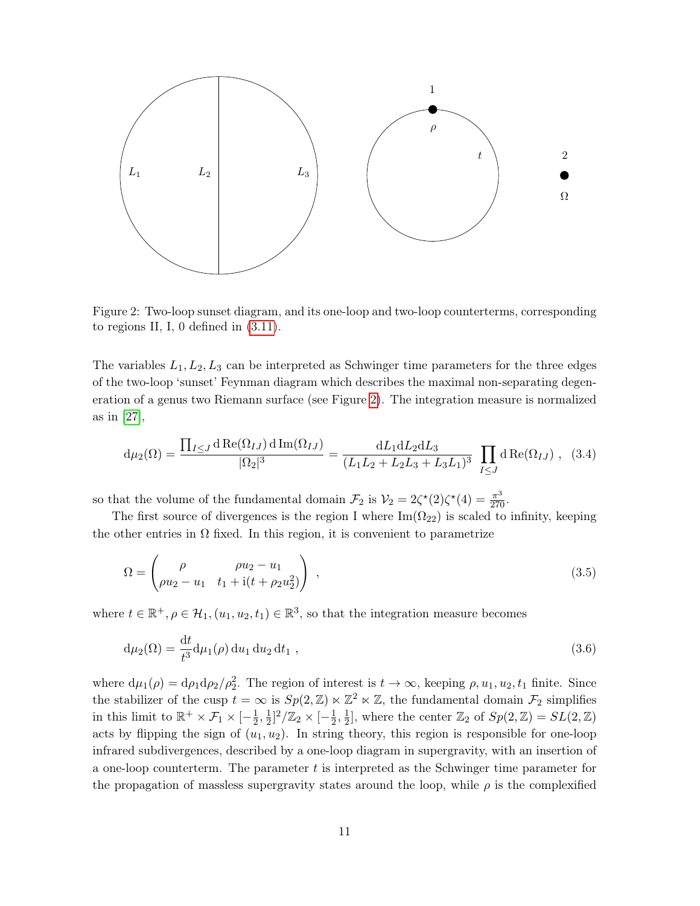Figure 2: Two-loop sunset diagram, and its one-loop and two-loop counterterms, corresponding to regions II, I, 0 defined in (3.11).

The variables $L_1, L_2, L_3$ can be interpreted as Schwinger time parameters for the three edges of the two-loop 'sunset' Feynman diagram which describes the maximal non-separating degeneration of a genus two Riemann surface (see Figure 2). The integration measure is normalized as in [27],

$$\mathrm{d}\mu_2(\Omega) = \frac{\prod_{I\leq J} \mathrm{d}\,\mathrm{Re}(\Omega_{IJ})\,\mathrm{d}\,\mathrm{Im}(\Omega_{IJ})}{|\Omega_2|^3} = \frac{\mathrm{d}L_1 \mathrm{d}L_2 \mathrm{d}L_3}{(L_1 L_2 + L_2 L_3 + L_3 L_1)^3} \prod_{I\leq J} \mathrm{d}\,\mathrm{Re}(\Omega_{IJ}) \ , \quad (3.4)$$

so that the volume of the fundamental domain $\mathcal{F}_2$ is $\mathcal{V}_2 = 2\zeta^\star(2)\zeta^\star(4) = \frac{\pi^3}{270}$.

The first source of divergences is the region I where $\mathrm{Im}(\Omega_{22})$ is scaled to infinity, keeping the other entries in $\Omega$ fixed. In this region, it is convenient to parametrize

$$\Omega = \begin{pmatrix} \rho & \rho u_2 - u_1 \\ \rho u_2 - u_1 & t_1 + \mathrm{i}(t + \rho_2 u_2^2) \end{pmatrix} \ , \quad (3.5)$$

where $t \in \mathbb{R}^+, \rho \in \mathcal{H}_1, (u_1, u_2, t_1) \in \mathbb{R}^3$, so that the integration measure becomes

$$\mathrm{d}\mu_2(\Omega) = \frac{\mathrm{d}t}{t^3} \mathrm{d}\mu_1(\rho)\, \mathrm{d}u_1\, \mathrm{d}u_2\, \mathrm{d}t_1 \ , \quad (3.6)$$

where $\mathrm{d}\mu_1(\rho) = \mathrm{d}\rho_1 \mathrm{d}\rho_2/\rho_2^2$. The region of interest is $t \to \infty$, keeping $\rho, u_1, u_2, t_1$ finite. Since the stabilizer of the cusp $t = \infty$ is $Sp(2,\mathbb{Z}) \ltimes \mathbb{Z}^2 \ltimes \mathbb{Z}$, the fundamental domain $\mathcal{F}_2$ simplifies in this limit to $\mathbb{R}^+ \times \mathcal{F}_1 \times [-\frac{1}{2}, \frac{1}{2}]^2/\mathbb{Z}_2 \times [-\frac{1}{2}, \frac{1}{2}]$, where the center $\mathbb{Z}_2$ of $Sp(2,\mathbb{Z}) = SL(2,\mathbb{Z})$ acts by flipping the sign of $(u_1, u_2)$. In string theory, this region is responsible for one-loop infrared subdivergences, described by a one-loop diagram in supergravity, with an insertion of a one-loop counterterm. The parameter $t$ is interpreted as the Schwinger time parameter for the propagation of massless supergravity states around the loop, while $\rho$ is the complexified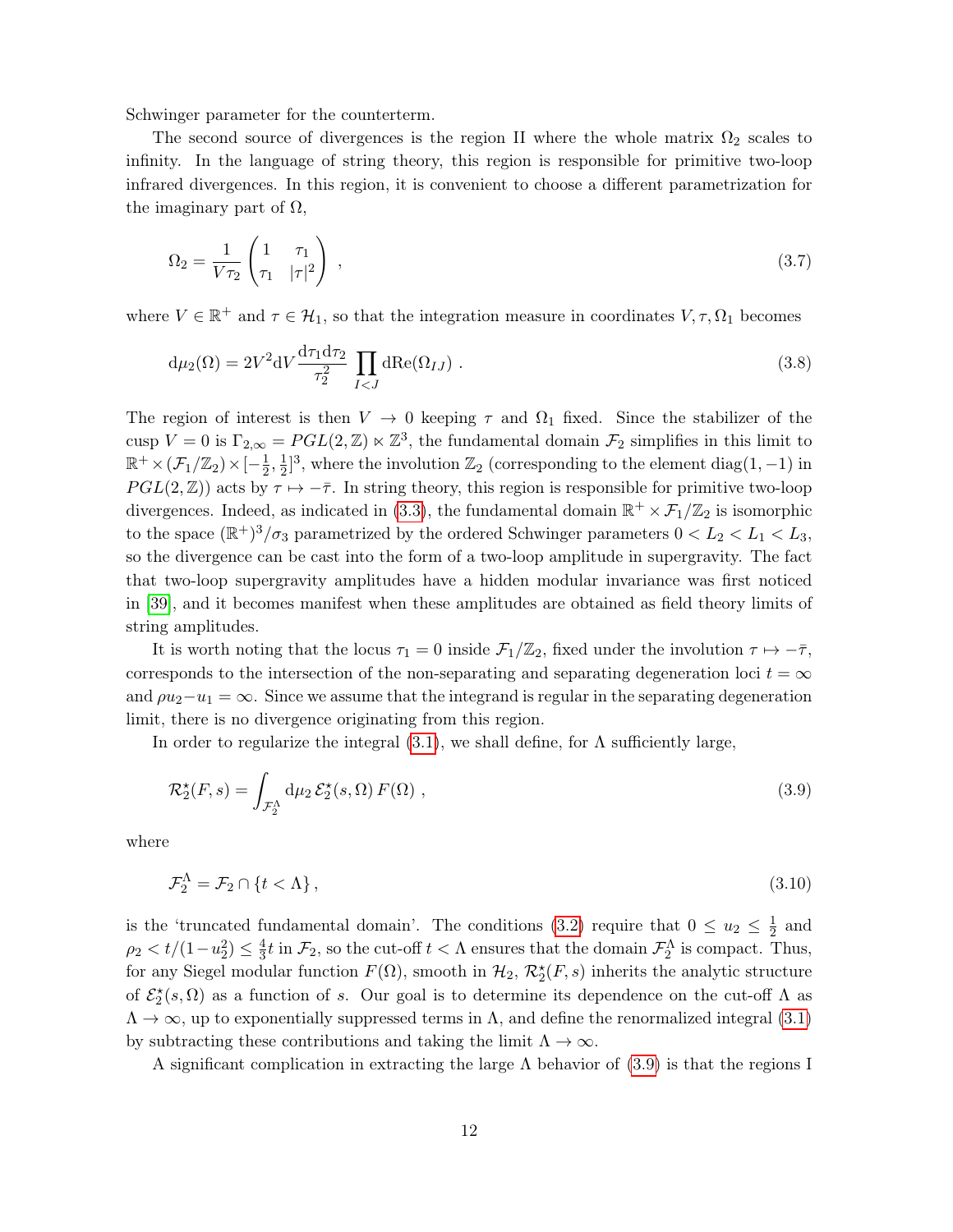Schwinger parameter for the counterterm.

The second source of divergences is the region II where the whole matrix $\Omega_2$ scales to infinity. In the language of string theory, this region is responsible for primitive two-loop infrared divergences. In this region, it is convenient to choose a different parametrization for the imaginary part of $\Omega$,

$$\Omega_2 = \frac{1}{V\tau_2}\begin{pmatrix} 1 & \tau_1 \\ \tau_1 & |\tau|^2 \end{pmatrix} , \tag{3.7}$$

where $V \in \mathbb{R}^+$ and $\tau \in \mathcal{H}_1$, so that the integration measure in coordinates $V, \tau, \Omega_1$ becomes

$$\mathrm{d}\mu_2(\Omega) = 2V^2 \mathrm{d}V \frac{\mathrm{d}\tau_1 \mathrm{d}\tau_2}{\tau_2^2} \prod_{I<J} \mathrm{dRe}(\Omega_{IJ}) . \tag{3.8}$$

The region of interest is then $V \to 0$ keeping $\tau$ and $\Omega_1$ fixed. Since the stabilizer of the cusp $V = 0$ is $\Gamma_{2,\infty} = PGL(2,\mathbb{Z}) \ltimes \mathbb{Z}^3$, the fundamental domain $\mathcal{F}_2$ simplifies in this limit to $\mathbb{R}^+ \times (\mathcal{F}_1/\mathbb{Z}_2) \times [-\frac{1}{2}, \frac{1}{2}]^3$, where the involution $\mathbb{Z}_2$ (corresponding to the element $\mathrm{diag}(1,-1)$ in $PGL(2,\mathbb{Z})$) acts by $\tau \mapsto -\bar{\tau}$. In string theory, this region is responsible for primitive two-loop divergences. Indeed, as indicated in (3.3), the fundamental domain $\mathbb{R}^+ \times \mathcal{F}_1/\mathbb{Z}_2$ is isomorphic to the space $(\mathbb{R}^+)^3/\sigma_3$ parametrized by the ordered Schwinger parameters $0 < L_2 < L_1 < L_3$, so the divergence can be cast into the form of a two-loop amplitude in supergravity. The fact that two-loop supergravity amplitudes have a hidden modular invariance was first noticed in [39], and it becomes manifest when these amplitudes are obtained as field theory limits of string amplitudes.

It is worth noting that the locus $\tau_1 = 0$ inside $\mathcal{F}_1/\mathbb{Z}_2$, fixed under the involution $\tau \mapsto -\bar{\tau}$, corresponds to the intersection of the non-separating and separating degeneration loci $t = \infty$ and $\rho u_2 - u_1 = \infty$. Since we assume that the integrand is regular in the separating degeneration limit, there is no divergence originating from this region.

In order to regularize the integral (3.1), we shall define, for $\Lambda$ sufficiently large,

$$\mathcal{R}_2^\star(F,s) = \int_{\mathcal{F}_2^\Lambda} \mathrm{d}\mu_2 \, \mathcal{E}_2^\star(s,\Omega)\, F(\Omega) , \tag{3.9}$$

where

$$\mathcal{F}_2^\Lambda = \mathcal{F}_2 \cap \{t < \Lambda\} , \tag{3.10}$$

is the 'truncated fundamental domain'. The conditions (3.2) require that $0 \le u_2 \le \frac{1}{2}$ and $\rho_2 < t/(1-u_2^2) \le \frac{4}{3}t$ in $\mathcal{F}_2$, so the cut-off $t < \Lambda$ ensures that the domain $\mathcal{F}_2^\Lambda$ is compact. Thus, for any Siegel modular function $F(\Omega)$, smooth in $\mathcal{H}_2$, $\mathcal{R}_2^\star(F,s)$ inherits the analytic structure of $\mathcal{E}_2^\star(s,\Omega)$ as a function of $s$. Our goal is to determine its dependence on the cut-off $\Lambda$ as $\Lambda \to \infty$, up to exponentially suppressed terms in $\Lambda$, and define the renormalized integral (3.1) by subtracting these contributions and taking the limit $\Lambda \to \infty$.

A significant complication in extracting the large $\Lambda$ behavior of (3.9) is that the regions I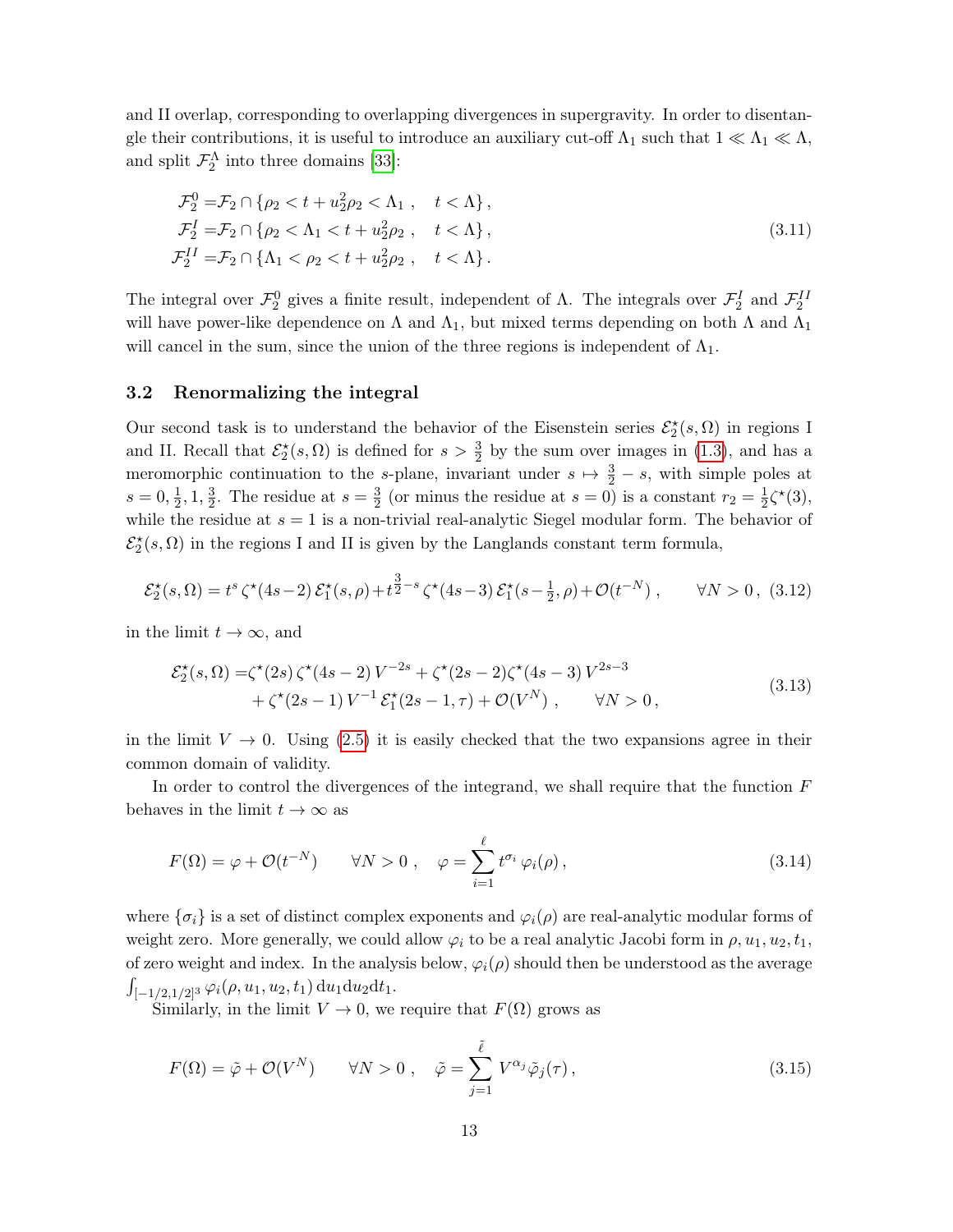and II overlap, corresponding to overlapping divergences in supergravity. In order to disentangle their contributions, it is useful to introduce an auxiliary cut-off $\Lambda_1$ such that $1 \ll \Lambda_1 \ll \Lambda$, and split $\mathcal{F}_2^\Lambda$ into three domains [33]:

$$
\begin{aligned}
\mathcal{F}_2^0 =& \mathcal{F}_2 \cap \{\rho_2 < t + u_2^2 \rho_2 < \Lambda_1 \ , \quad t < \Lambda\} \, , \\
\mathcal{F}_2^I =& \mathcal{F}_2 \cap \{\rho_2 < \Lambda_1 < t + u_2^2 \rho_2 \ , \quad t < \Lambda\} \, , \\
\mathcal{F}_2^{II} =& \mathcal{F}_2 \cap \{\Lambda_1 < \rho_2 < t + u_2^2 \rho_2 \ , \quad t < \Lambda\} \, .
\end{aligned}
\tag{3.11}
$$

The integral over $\mathcal{F}_2^0$ gives a finite result, independent of $\Lambda$. The integrals over $\mathcal{F}_2^I$ and $\mathcal{F}_2^{II}$ will have power-like dependence on $\Lambda$ and $\Lambda_1$, but mixed terms depending on both $\Lambda$ and $\Lambda_1$ will cancel in the sum, since the union of the three regions is independent of $\Lambda_1$.

### 3.2 Renormalizing the integral

Our second task is to understand the behavior of the Eisenstein series $\mathcal{E}_2^\star(s, \Omega)$ in regions I and II. Recall that $\mathcal{E}_2^\star(s, \Omega)$ is defined for $s > \frac{3}{2}$ by the sum over images in (1.3), and has a meromorphic continuation to the $s$-plane, invariant under $s \mapsto \frac{3}{2} - s$, with simple poles at $s = 0, \frac{1}{2}, 1, \frac{3}{2}$. The residue at $s = \frac{3}{2}$ (or minus the residue at $s = 0$) is a constant $r_2 = \frac{1}{2}\zeta^\star(3)$, while the residue at $s = 1$ is a non-trivial real-analytic Siegel modular form. The behavior of $\mathcal{E}_2^\star(s, \Omega)$ in the regions I and II is given by the Langlands constant term formula,

$$
\mathcal{E}_2^\star(s, \Omega) = t^s \, \zeta^\star(4s-2) \, \mathcal{E}_1^\star(s, \rho) + t^{\frac{3}{2}-s} \, \zeta^\star(4s-3) \, \mathcal{E}_1^\star(s-\tfrac{1}{2}, \rho) + \mathcal{O}(t^{-N}) \, , \qquad \forall N > 0 \, , \tag{3.12}
$$

in the limit $t \to \infty$, and

$$
\begin{aligned}
\mathcal{E}_2^\star(s, \Omega) =& \zeta^\star(2s) \, \zeta^\star(4s-2) \, V^{-2s} + \zeta^\star(2s-2) \zeta^\star(4s-3) \, V^{2s-3} \\
&+ \zeta^\star(2s-1) \, V^{-1} \, \mathcal{E}_1^\star(2s-1, \tau) + \mathcal{O}(V^N) \ , \qquad \forall N > 0 \, ,
\end{aligned}
\tag{3.13}
$$

in the limit $V \to 0$. Using (2.5) it is easily checked that the two expansions agree in their common domain of validity.

In order to control the divergences of the integrand, we shall require that the function $F$ behaves in the limit $t \to \infty$ as

$$
F(\Omega) = \varphi + \mathcal{O}(t^{-N}) \qquad \forall N > 0 \ , \quad \varphi = \sum_{i=1}^{\ell} t^{\sigma_i} \, \varphi_i(\rho) \, , \tag{3.14}
$$

where $\{\sigma_i\}$ is a set of distinct complex exponents and $\varphi_i(\rho)$ are real-analytic modular forms of weight zero. More generally, we could allow $\varphi_i$ to be a real analytic Jacobi form in $\rho, u_1, u_2, t_1$, of zero weight and index. In the analysis below, $\varphi_i(\rho)$ should then be understood as the average $\int_{[-1/2,1/2]^3} \varphi_i(\rho, u_1, u_2, t_1) \, \mathrm{d}u_1 \mathrm{d}u_2 \mathrm{d}t_1$.

Similarly, in the limit $V \to 0$, we require that $F(\Omega)$ grows as

$$
F(\Omega) = \tilde{\varphi} + \mathcal{O}(V^N) \qquad \forall N > 0 \ , \quad \tilde{\varphi} = \sum_{j=1}^{\tilde{\ell}} V^{\alpha_j} \tilde{\varphi}_j(\tau) \, , \tag{3.15}
$$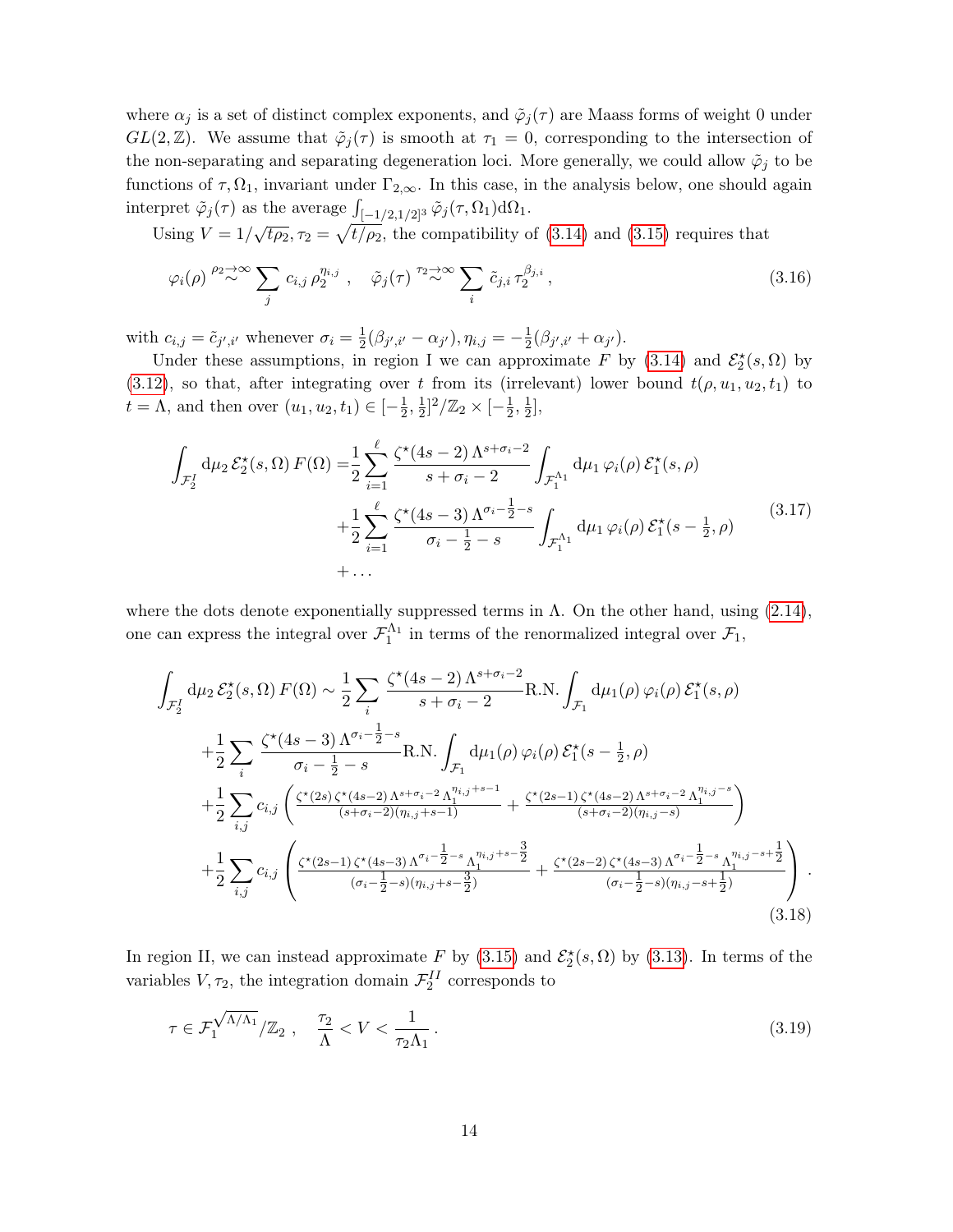where $\alpha_j$ is a set of distinct complex exponents, and $\tilde{\varphi}_j(\tau)$ are Maass forms of weight 0 under $GL(2,\mathbb{Z})$. We assume that $\tilde{\varphi}_j(\tau)$ is smooth at $\tau_1 = 0$, corresponding to the intersection of the non-separating and separating degeneration loci. More generally, we could allow $\tilde{\varphi}_j$ to be functions of $\tau, \Omega_1$, invariant under $\Gamma_{2,\infty}$. In this case, in the analysis below, one should again interpret $\tilde{\varphi}_j(\tau)$ as the average $\int_{[-1/2,1/2]^3} \tilde{\varphi}_j(\tau,\Omega_1)\mathrm{d}\Omega_1$.

Using $V = 1/\sqrt{t\rho_2}, \tau_2 = \sqrt{t/\rho_2}$, the compatibility of (3.14) and (3.15) requires that

$$
\varphi_i(\rho) \overset{\rho_2\to\infty}{\sim} \sum_j c_{i,j}\, \rho_2^{\eta_{i,j}} \,, \quad \tilde{\varphi}_j(\tau) \overset{\tau_2\to\infty}{\sim} \sum_i \tilde{c}_{j,i}\, \tau_2^{\beta_{j,i}} \,, \tag{3.16}
$$

with $c_{i,j} = \tilde{c}_{j',i'}$ whenever $\sigma_i = \frac{1}{2}(\beta_{j',i'} - \alpha_{j'}), \eta_{i,j} = -\frac{1}{2}(\beta_{j',i'} + \alpha_{j'})$.

Under these assumptions, in region I we can approximate $F$ by (3.14) and $\mathcal{E}^\star_2(s,\Omega)$ by (3.12), so that, after integrating over $t$ from its (irrelevant) lower bound $t(\rho,u_1,u_2,t_1)$ to $t = \Lambda$, and then over $(u_1,u_2,t_1) \in [-\frac{1}{2},\frac{1}{2}]^2/\mathbb{Z}_2 \times [-\frac{1}{2},\frac{1}{2}]$,

$$
\begin{aligned}
\int_{\mathcal{F}_2^I} \mathrm{d}\mu_2\, \mathcal{E}^\star_2(s,\Omega)\, F(\Omega) =& \frac{1}{2}\sum_{i=1}^{\ell} \frac{\zeta^\star(4s-2)\,\Lambda^{s+\sigma_i-2}}{s+\sigma_i-2} \int_{\mathcal{F}_1^{\Lambda_1}} \mathrm{d}\mu_1\, \varphi_i(\rho)\, \mathcal{E}^\star_1(s,\rho) \\
&+\frac{1}{2}\sum_{i=1}^{\ell} \frac{\zeta^\star(4s-3)\,\Lambda^{\sigma_i-\frac{1}{2}-s}}{\sigma_i-\frac{1}{2}-s} \int_{\mathcal{F}_1^{\Lambda_1}} \mathrm{d}\mu_1\, \varphi_i(\rho)\, \mathcal{E}^\star_1(s-\tfrac{1}{2},\rho) \\
&+\dots
\end{aligned} \tag{3.17}
$$

where the dots denote exponentially suppressed terms in $\Lambda$. On the other hand, using (2.14), one can express the integral over $\mathcal{F}_1^{\Lambda_1}$ in terms of the renormalized integral over $\mathcal{F}_1$,

$$
\begin{aligned}
\int_{\mathcal{F}_2^I} \mathrm{d}\mu_2\, \mathcal{E}^\star_2(s,\Omega)\, F(\Omega) \sim& \frac{1}{2}\sum_i \frac{\zeta^\star(4s-2)\,\Lambda^{s+\sigma_i-2}}{s+\sigma_i-2} \mathrm{R.N.}\int_{\mathcal{F}_1} \mathrm{d}\mu_1(\rho)\, \varphi_i(\rho)\, \mathcal{E}^\star_1(s,\rho) \\
&+\frac{1}{2}\sum_i \frac{\zeta^\star(4s-3)\,\Lambda^{\sigma_i-\frac{1}{2}-s}}{\sigma_i-\frac{1}{2}-s} \mathrm{R.N.}\int_{\mathcal{F}_1} \mathrm{d}\mu_1(\rho)\, \varphi_i(\rho)\, \mathcal{E}^\star_1(s-\tfrac{1}{2},\rho) \\
&+\frac{1}{2}\sum_{i,j} c_{i,j}\left( \frac{\zeta^\star(2s)\,\zeta^\star(4s-2)\,\Lambda^{s+\sigma_i-2}\,\Lambda_1^{\eta_{i,j}+s-1}}{(s+\sigma_i-2)(\eta_{i,j}+s-1)} + \frac{\zeta^\star(2s-1)\,\zeta^\star(4s-2)\,\Lambda^{s+\sigma_i-2}\,\Lambda_1^{\eta_{i,j}-s}}{(s+\sigma_i-2)(\eta_{i,j}-s)} \right) \\
&+\frac{1}{2}\sum_{i,j} c_{i,j}\left( \frac{\zeta^\star(2s-1)\,\zeta^\star(4s-3)\,\Lambda^{\sigma_i-\frac{1}{2}-s}\,\Lambda_1^{\eta_{i,j}+s-\frac{3}{2}}}{(\sigma_i-\frac{1}{2}-s)(\eta_{i,j}+s-\frac{3}{2})} + \frac{\zeta^\star(2s-2)\,\zeta^\star(4s-3)\,\Lambda^{\sigma_i-\frac{1}{2}-s}\,\Lambda_1^{\eta_{i,j}-s+\frac{1}{2}}}{(\sigma_i-\frac{1}{2}-s)(\eta_{i,j}-s+\frac{1}{2})} \right).
\end{aligned} \tag{3.18}
$$

In region II, we can instead approximate $F$ by (3.15) and $\mathcal{E}^\star_2(s,\Omega)$ by (3.13). In terms of the variables $V, \tau_2$, the integration domain $\mathcal{F}_2^{II}$ corresponds to

$$
\tau \in \mathcal{F}_1^{\sqrt{\Lambda/\Lambda_1}}/\mathbb{Z}_2 \,, \quad \frac{\tau_2}{\Lambda} < V < \frac{1}{\tau_2\Lambda_1} \,. \tag{3.19}
$$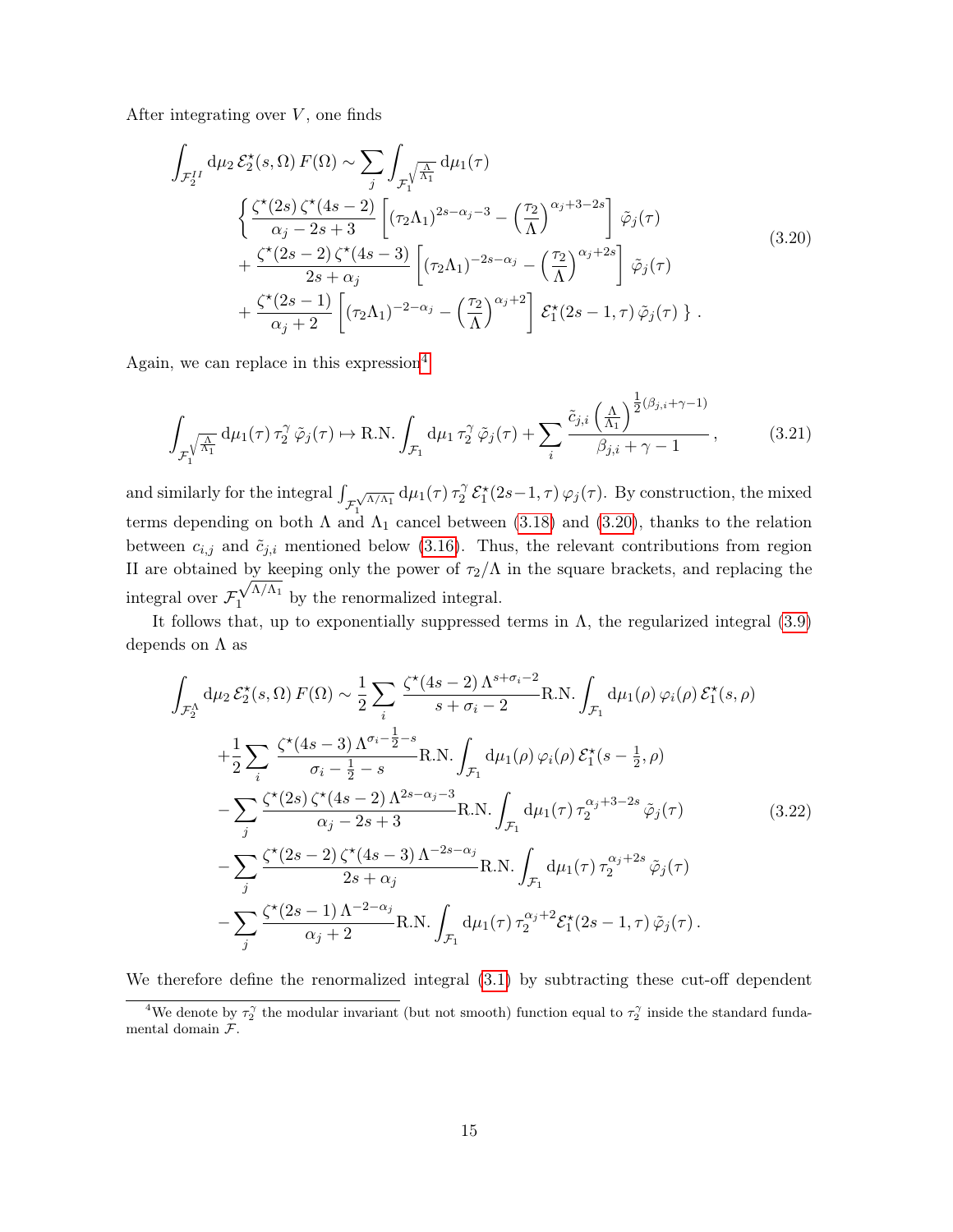After integrating over $V$, one finds

$$
\begin{aligned}
\int_{\mathcal{F}_2^{II}} \mathrm{d}\mu_2\, \mathcal{E}_2^\star(s,\Omega)\, F(\Omega) \sim \sum_j \int_{\mathcal{F}_1^{\sqrt{\frac{\Lambda}{\Lambda_1}}}} \mathrm{d}\mu_1(\tau) \\
\Bigg\{ \frac{\zeta^\star(2s)\,\zeta^\star(4s-2)}{\alpha_j - 2s + 3} \left[ (\tau_2 \Lambda_1)^{2s-\alpha_j-3} - \left(\frac{\tau_2}{\Lambda}\right)^{\alpha_j+3-2s} \right] \tilde{\varphi}_j(\tau) \\
+ \frac{\zeta^\star(2s-2)\,\zeta^\star(4s-3)}{2s+\alpha_j} \left[ (\tau_2\Lambda_1)^{-2s-\alpha_j} - \left(\frac{\tau_2}{\Lambda}\right)^{\alpha_j+2s} \right] \tilde{\varphi}_j(\tau) \\
+ \frac{\zeta^\star(2s-1)}{\alpha_j+2} \left[ (\tau_2\Lambda_1)^{-2-\alpha_j} - \left(\frac{\tau_2}{\Lambda}\right)^{\alpha_j+2} \right] \mathcal{E}_1^\star(2s-1,\tau)\, \tilde{\varphi}_j(\tau) \Bigg\}\,.
\end{aligned}
\tag{3.20}
$$

Again, we can replace in this expression[4]

$$
\int_{\mathcal{F}_1^{\sqrt{\frac{\Lambda}{\Lambda_1}}}} \mathrm{d}\mu_1(\tau)\, \tau_2^\gamma\, \tilde{\varphi}_j(\tau) \mapsto \text{R.N.} \int_{\mathcal{F}_1} \mathrm{d}\mu_1\, \tau_2^\gamma\, \tilde{\varphi}_j(\tau) + \sum_i \frac{\tilde{c}_{j,i} \left(\frac{\Lambda}{\Lambda_1}\right)^{\frac12(\beta_{j,i}+\gamma-1)}}{\beta_{j,i}+\gamma-1}\,, \tag{3.21}
$$

and similarly for the integral $\int_{\mathcal{F}_1^{\sqrt{\Lambda/\Lambda_1}}} \mathrm{d}\mu_1(\tau)\, \tau_2^\gamma\, \mathcal{E}_1^\star(2s-1,\tau)\, \varphi_j(\tau)$. By construction, the mixed terms depending on both $\Lambda$ and $\Lambda_1$ cancel between (3.18) and (3.20), thanks to the relation between $c_{i,j}$ and $\tilde{c}_{j,i}$ mentioned below (3.16). Thus, the relevant contributions from region II are obtained by keeping only the power of $\tau_2/\Lambda$ in the square brackets, and replacing the integral over $\mathcal{F}_1^{\sqrt{\Lambda/\Lambda_1}}$ by the renormalized integral.

It follows that, up to exponentially suppressed terms in $\Lambda$, the regularized integral (3.9) depends on $\Lambda$ as

$$
\begin{aligned}
\int_{\mathcal{F}_2^\Lambda} \mathrm{d}\mu_2\, \mathcal{E}_2^\star(s,\Omega)\, F(\Omega) \sim{}& \frac12 \sum_i \frac{\zeta^\star(4s-2)\, \Lambda^{s+\sigma_i-2}}{s+\sigma_i-2} \text{R.N.} \int_{\mathcal{F}_1} \mathrm{d}\mu_1(\rho)\, \varphi_i(\rho)\, \mathcal{E}_1^\star(s,\rho) \\
&+ \frac12 \sum_i \frac{\zeta^\star(4s-3)\, \Lambda^{\sigma_i-\frac12-s}}{\sigma_i - \frac12 - s} \text{R.N.} \int_{\mathcal{F}_1} \mathrm{d}\mu_1(\rho)\, \varphi_i(\rho)\, \mathcal{E}_1^\star(s-\tfrac12,\rho) \\
&- \sum_j \frac{\zeta^\star(2s)\,\zeta^\star(4s-2)\, \Lambda^{2s-\alpha_j-3}}{\alpha_j-2s+3} \text{R.N.} \int_{\mathcal{F}_1} \mathrm{d}\mu_1(\tau)\, \tau_2^{\alpha_j+3-2s}\, \tilde{\varphi}_j(\tau) \\
&- \sum_j \frac{\zeta^\star(2s-2)\,\zeta^\star(4s-3)\, \Lambda^{-2s-\alpha_j}}{2s+\alpha_j} \text{R.N.} \int_{\mathcal{F}_1} \mathrm{d}\mu_1(\tau)\, \tau_2^{\alpha_j+2s}\, \tilde{\varphi}_j(\tau) \\
&- \sum_j \frac{\zeta^\star(2s-1)\, \Lambda^{-2-\alpha_j}}{\alpha_j+2} \text{R.N.} \int_{\mathcal{F}_1} \mathrm{d}\mu_1(\tau)\, \tau_2^{\alpha_j+2} \mathcal{E}_1^\star(2s-1,\tau)\, \tilde{\varphi}_j(\tau)\,.
\end{aligned}
\tag{3.22}
$$

We therefore define the renormalized integral (3.1) by subtracting these cut-off dependent

---

[4] We denote by $\tau_2^\gamma$ the modular invariant (but not smooth) function equal to $\tau_2^\gamma$ inside the standard fundamental domain $\mathcal{F}$.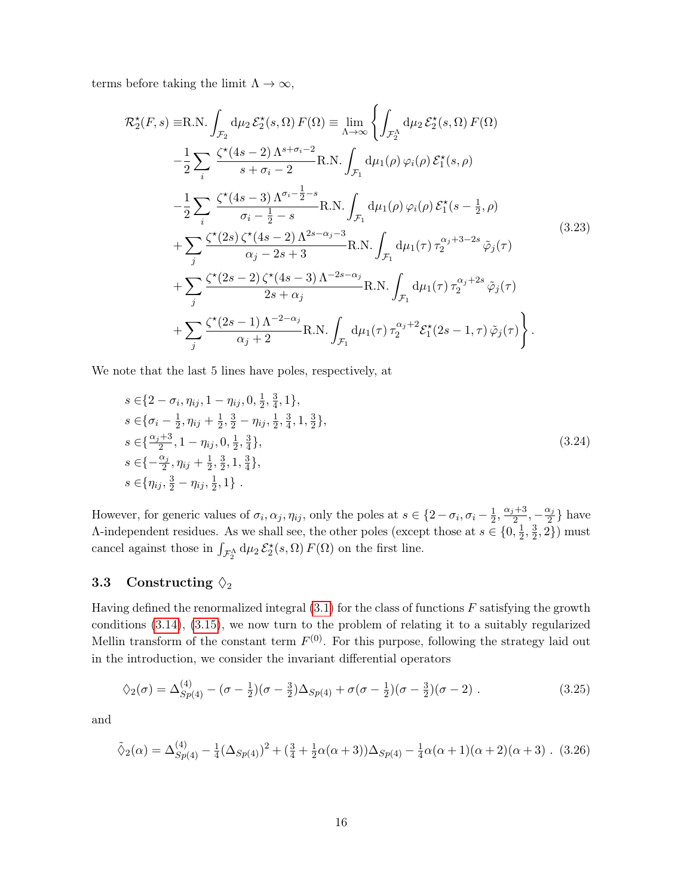terms before taking the limit $\Lambda \to \infty$,

$$
\begin{aligned}
\mathcal{R}_2^\star(F,s) \equiv & \text{R.N.} \int_{\mathcal{F}_2} \mathrm{d}\mu_2 \, \mathcal{E}_2^\star(s,\Omega)\, F(\Omega) \equiv \lim_{\Lambda\to\infty} \Bigg\{ \int_{\mathcal{F}_2^\Lambda} \mathrm{d}\mu_2 \, \mathcal{E}_2^\star(s,\Omega)\, F(\Omega) \\
& - \frac{1}{2} \sum_i \frac{\zeta^\star(4s-2)\,\Lambda^{s+\sigma_i-2}}{s+\sigma_i-2} \text{R.N.} \int_{\mathcal{F}_1} \mathrm{d}\mu_1(\rho)\, \varphi_i(\rho)\, \mathcal{E}_1^\star(s,\rho) \\
& - \frac{1}{2} \sum_i \frac{\zeta^\star(4s-3)\,\Lambda^{\sigma_i-\frac{1}{2}-s}}{\sigma_i-\frac{1}{2}-s} \text{R.N.} \int_{\mathcal{F}_1} \mathrm{d}\mu_1(\rho)\, \varphi_i(\rho)\, \mathcal{E}_1^\star(s-\tfrac{1}{2},\rho) \\
& + \sum_j \frac{\zeta^\star(2s)\,\zeta^\star(4s-2)\,\Lambda^{2s-\alpha_j-3}}{\alpha_j-2s+3} \text{R.N.} \int_{\mathcal{F}_1} \mathrm{d}\mu_1(\tau)\, \tau_2^{\alpha_j+3-2s}\, \tilde{\varphi}_j(\tau) \\
& + \sum_j \frac{\zeta^\star(2s-2)\,\zeta^\star(4s-3)\,\Lambda^{-2s-\alpha_j}}{2s+\alpha_j} \text{R.N.} \int_{\mathcal{F}_1} \mathrm{d}\mu_1(\tau)\, \tau_2^{\alpha_j+2s}\, \tilde{\varphi}_j(\tau) \\
& + \sum_j \frac{\zeta^\star(2s-1)\,\Lambda^{-2-\alpha_j}}{\alpha_j+2} \text{R.N.} \int_{\mathcal{F}_1} \mathrm{d}\mu_1(\tau)\, \tau_2^{\alpha_j+2} \mathcal{E}_1^\star(2s-1,\tau)\, \tilde{\varphi}_j(\tau) \Bigg\} .
\end{aligned}
\tag{3.23}
$$

We note that the last 5 lines have poles, respectively, at

$$
\begin{aligned}
& s \in \{2-\sigma_i, \eta_{ij}, 1-\eta_{ij}, 0, \tfrac{1}{2}, \tfrac{3}{4}, 1\}, \\
& s \in \{\sigma_i - \tfrac{1}{2}, \eta_{ij} + \tfrac{1}{2}, \tfrac{3}{2} - \eta_{ij}, \tfrac{1}{2}, \tfrac{3}{4}, 1, \tfrac{3}{2}\}, \\
& s \in \{\tfrac{\alpha_j+3}{2}, 1-\eta_{ij}, 0, \tfrac{1}{2}, \tfrac{3}{4}\}, \\
& s \in \{-\tfrac{\alpha_j}{2}, \eta_{ij} + \tfrac{1}{2}, \tfrac{3}{2}, 1, \tfrac{3}{4}\}, \\
& s \in \{\eta_{ij}, \tfrac{3}{2} - \eta_{ij}, \tfrac{1}{2}, 1\} .
\end{aligned}
\tag{3.24}
$$

However, for generic values of $\sigma_i, \alpha_j, \eta_{ij}$, only the poles at $s \in \{2-\sigma_i, \sigma_i - \frac{1}{2}, \frac{\alpha_j+3}{2}, -\frac{\alpha_j}{2}\}$ have $\Lambda$-independent residues. As we shall see, the other poles (except those at $s \in \{0, \frac{1}{2}, \frac{3}{2}, 2\}$) must cancel against those in $\int_{\mathcal{F}_2^\Lambda} \mathrm{d}\mu_2 \, \mathcal{E}_2^\star(s,\Omega)\, F(\Omega)$ on the first line.

### 3.3 Constructing $\diamondsuit_2$

Having defined the renormalized integral (3.1) for the class of functions $F$ satisfying the growth conditions (3.14), (3.15), we now turn to the problem of relating it to a suitably regularized Mellin transform of the constant term $F^{(0)}$. For this purpose, following the strategy laid out in the introduction, we consider the invariant differential operators

$$
\diamondsuit_2(\sigma) = \Delta^{(4)}_{Sp(4)} - (\sigma - \tfrac{1}{2})(\sigma - \tfrac{3}{2})\Delta_{Sp(4)} + \sigma(\sigma - \tfrac{1}{2})(\sigma - \tfrac{3}{2})(\sigma - 2) \,.
\tag{3.25}
$$

and

$$
\tilde{\diamondsuit}_2(\alpha) = \Delta^{(4)}_{Sp(4)} - \tfrac{1}{4}(\Delta_{Sp(4)})^2 + (\tfrac{3}{4} + \tfrac{1}{2}\alpha(\alpha+3))\Delta_{Sp(4)} - \tfrac{1}{4}\alpha(\alpha+1)(\alpha+2)(\alpha+3) \,.
\tag{3.26}
$$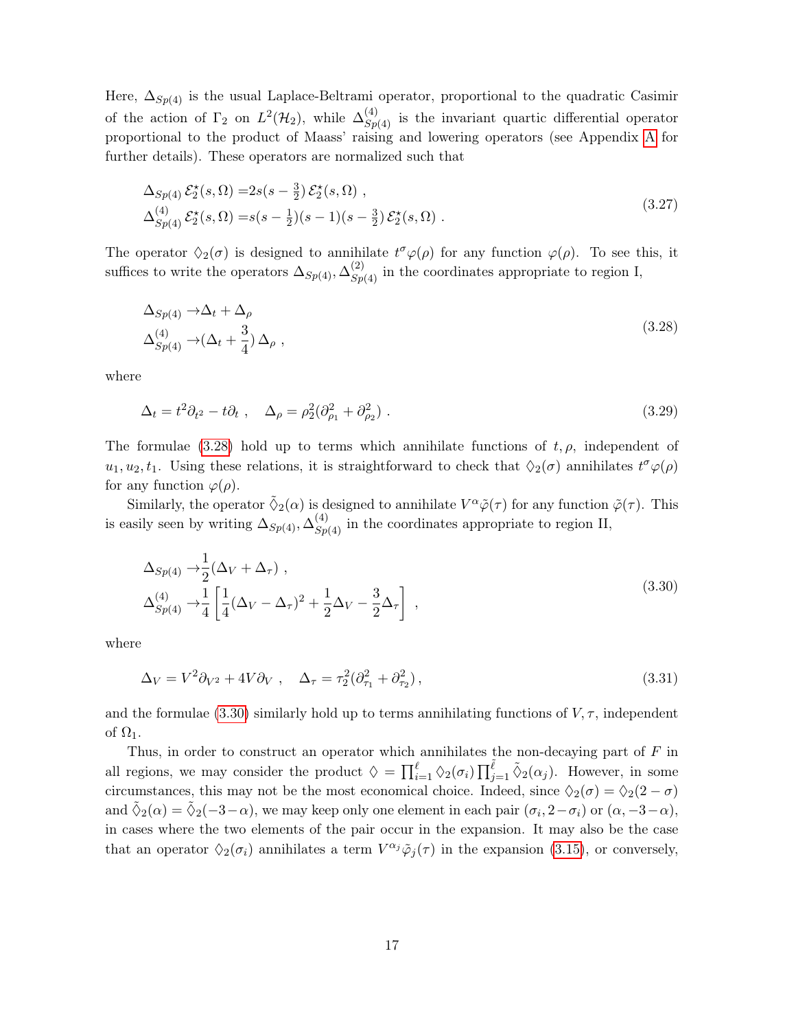Here, $\Delta_{Sp(4)}$ is the usual Laplace-Beltrami operator, proportional to the quadratic Casimir of the action of $\Gamma_2$ on $L^2(\mathcal{H}_2)$, while $\Delta^{(4)}_{Sp(4)}$ is the invariant quartic differential operator proportional to the product of Maass' raising and lowering operators (see Appendix A for further details). These operators are normalized such that

$$
\begin{aligned}
\Delta_{Sp(4)}\,\mathcal{E}^\star_2(s,\Omega) =& 2s(s-\tfrac{3}{2})\,\mathcal{E}^\star_2(s,\Omega)\ , \\
\Delta^{(4)}_{Sp(4)}\,\mathcal{E}^\star_2(s,\Omega) =& s(s-\tfrac{1}{2})(s-1)(s-\tfrac{3}{2})\,\mathcal{E}^\star_2(s,\Omega)\ .
\end{aligned}
\tag{3.27}
$$

The operator $\lozenge_2(\sigma)$ is designed to annihilate $t^\sigma\varphi(\rho)$ for any function $\varphi(\rho)$. To see this, it suffices to write the operators $\Delta_{Sp(4)}, \Delta^{(2)}_{Sp(4)}$ in the coordinates appropriate to region I,

$$
\begin{aligned}
\Delta_{Sp(4)} \to& \Delta_t + \Delta_\rho \\
\Delta^{(4)}_{Sp(4)} \to& (\Delta_t + \frac{3}{4})\,\Delta_\rho\ ,
\end{aligned}
\tag{3.28}
$$

where

$$
\Delta_t = t^2\partial_{t^2} - t\partial_t\ , \quad \Delta_\rho = \rho_2^2(\partial^2_{\rho_1} + \partial^2_{\rho_2})\ .
\tag{3.29}
$$

The formulae (3.28) hold up to terms which annihilate functions of $t, \rho$, independent of $u_1, u_2, t_1$. Using these relations, it is straightforward to check that $\lozenge_2(\sigma)$ annihilates $t^\sigma\varphi(\rho)$ for any function $\varphi(\rho)$.

Similarly, the operator $\tilde{\lozenge}_2(\alpha)$ is designed to annihilate $V^\alpha\tilde{\varphi}(\tau)$ for any function $\tilde{\varphi}(\tau)$. This is easily seen by writing $\Delta_{Sp(4)}, \Delta^{(4)}_{Sp(4)}$ in the coordinates appropriate to region II,

$$
\begin{aligned}
\Delta_{Sp(4)} \to& \frac{1}{2}(\Delta_V + \Delta_\tau)\ , \\
\Delta^{(4)}_{Sp(4)} \to& \frac{1}{4}\left[\frac{1}{4}(\Delta_V - \Delta_\tau)^2 + \frac{1}{2}\Delta_V - \frac{3}{2}\Delta_\tau\right]\ ,
\end{aligned}
\tag{3.30}
$$

where

$$
\Delta_V = V^2\partial_{V^2} + 4V\partial_V\ , \quad \Delta_\tau = \tau_2^2(\partial^2_{\tau_1} + \partial^2_{\tau_2})\,,
\tag{3.31}
$$

and the formulae (3.30) similarly hold up to terms annihilating functions of $V, \tau$, independent of $\Omega_1$.

Thus, in order to construct an operator which annihilates the non-decaying part of $F$ in all regions, we may consider the product $\lozenge = \prod_{i=1}^{\ell}\lozenge_2(\sigma_i)\prod_{j=1}^{\tilde{\ell}}\tilde{\lozenge}_2(\alpha_j)$. However, in some circumstances, this may not be the most economical choice. Indeed, since $\lozenge_2(\sigma) = \lozenge_2(2-\sigma)$ and $\tilde{\lozenge}_2(\alpha) = \tilde{\lozenge}_2(-3-\alpha)$, we may keep only one element in each pair $(\sigma_i, 2-\sigma_i)$ or $(\alpha, -3-\alpha)$, in cases where the two elements of the pair occur in the expansion. It may also be the case that an operator $\lozenge_2(\sigma_i)$ annihilates a term $V^{\alpha_j}\tilde{\varphi}_j(\tau)$ in the expansion (3.15), or conversely,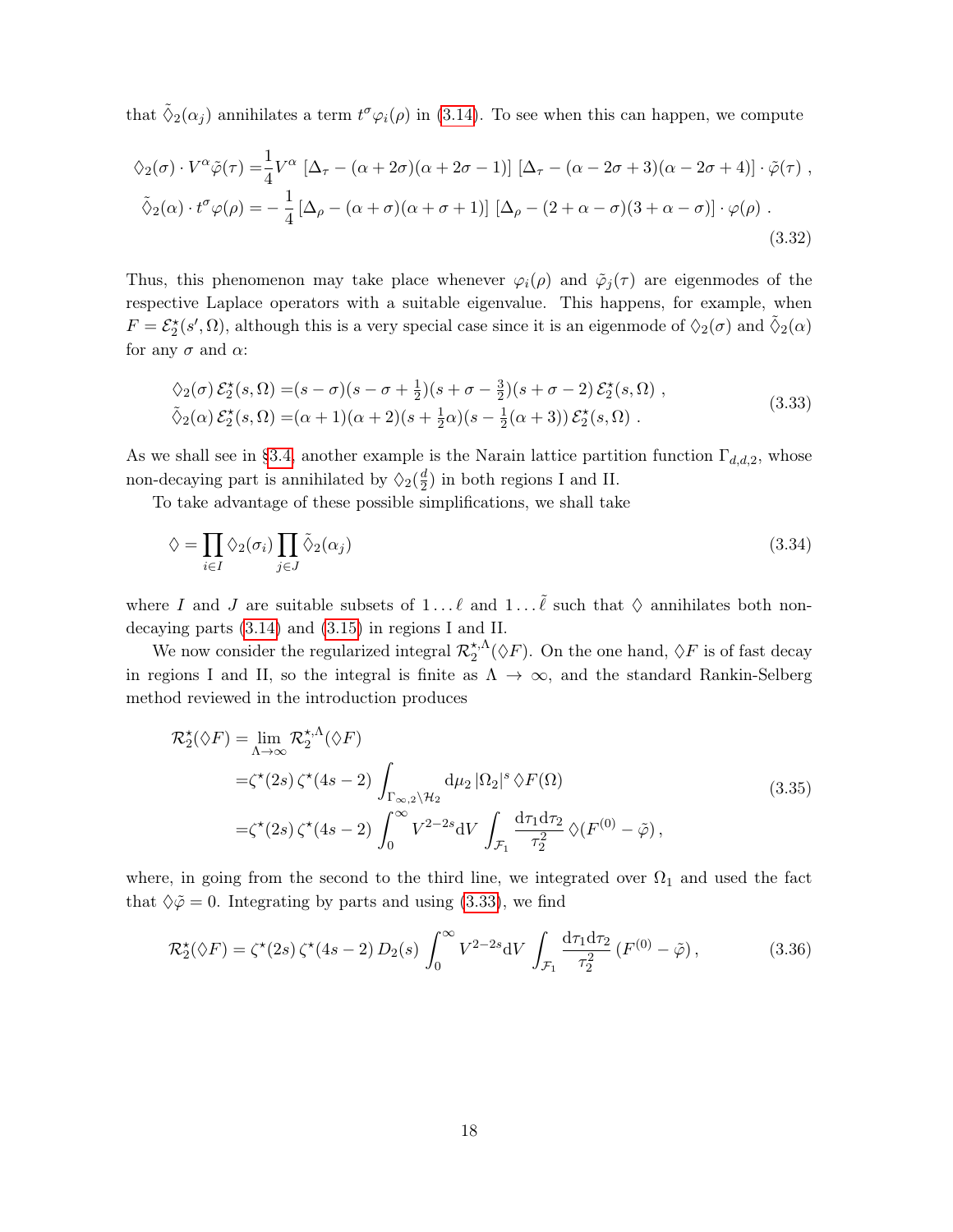that $\tilde{\lozenge}_2(\alpha_j)$ annihilates a term $t^\sigma \varphi_i(\rho)$ in (3.14). To see when this can happen, we compute

$$
\begin{aligned}
\lozenge_2(\sigma)\cdot V^\alpha \tilde{\varphi}(\tau) =& \frac{1}{4} V^\alpha \left[\Delta_\tau - (\alpha+2\sigma)(\alpha+2\sigma-1)\right] \left[\Delta_\tau - (\alpha-2\sigma+3)(\alpha-2\sigma+4)\right]\cdot \tilde{\varphi}(\tau)\ ,\\
\tilde{\lozenge}_2(\alpha)\cdot t^\sigma \varphi(\rho) =& -\frac{1}{4}\left[\Delta_\rho - (\alpha+\sigma)(\alpha+\sigma+1)\right]\left[\Delta_\rho - (2+\alpha-\sigma)(3+\alpha-\sigma)\right]\cdot \varphi(\rho)\ .
\end{aligned}
\tag{3.32}
$$

Thus, this phenomenon may take place whenever $\varphi_i(\rho)$ and $\tilde{\varphi}_j(\tau)$ are eigenmodes of the respective Laplace operators with a suitable eigenvalue. This happens, for example, when $F = \mathcal{E}^\star_2(s', \Omega)$, although this is a very special case since it is an eigenmode of $\lozenge_2(\sigma)$ and $\tilde{\lozenge}_2(\alpha)$ for any $\sigma$ and $\alpha$:

$$
\begin{aligned}
\lozenge_2(\sigma)\, \mathcal{E}^\star_2(s,\Omega) =& (s-\sigma)(s-\sigma+\tfrac{1}{2})(s+\sigma-\tfrac{3}{2})(s+\sigma-2)\, \mathcal{E}^\star_2(s,\Omega)\ ,\\
\tilde{\lozenge}_2(\alpha)\, \mathcal{E}^\star_2(s,\Omega) =& (\alpha+1)(\alpha+2)(s+\tfrac{1}{2}\alpha)(s-\tfrac{1}{2}(\alpha+3))\, \mathcal{E}^\star_2(s,\Omega)\ .
\end{aligned}
\tag{3.33}
$$

As we shall see in §3.4, another example is the Narain lattice partition function $\Gamma_{d,d,2}$, whose non-decaying part is annihilated by $\lozenge_2(\frac{d}{2})$ in both regions I and II.

To take advantage of these possible simplifications, we shall take

$$
\lozenge = \prod_{i\in I} \lozenge_2(\sigma_i) \prod_{j\in J} \tilde{\lozenge}_2(\alpha_j)
\tag{3.34}
$$

where $I$ and $J$ are suitable subsets of $1\dots\ell$ and $1\dots\tilde{\ell}$ such that $\lozenge$ annihilates both non-decaying parts (3.14) and (3.15) in regions I and II.

We now consider the regularized integral $\mathcal{R}^{\star,\Lambda}_2(\lozenge F)$. On the one hand, $\lozenge F$ is of fast decay in regions I and II, so the integral is finite as $\Lambda\to\infty$, and the standard Rankin-Selberg method reviewed in the introduction produces

$$
\begin{aligned}
\mathcal{R}^\star_2(\lozenge F) =& \lim_{\Lambda\to\infty} \mathcal{R}^{\star,\Lambda}_2(\lozenge F)\\
=& \zeta^\star(2s)\,\zeta^\star(4s-2)\int_{\Gamma_{\infty,2}\backslash\mathcal{H}_2} \mathrm{d}\mu_2\, |\Omega_2|^s\, \lozenge F(\Omega)\\
=& \zeta^\star(2s)\,\zeta^\star(4s-2)\int_0^\infty V^{2-2s}\mathrm{d}V \int_{\mathcal{F}_1} \frac{\mathrm{d}\tau_1\mathrm{d}\tau_2}{\tau_2^2}\,\lozenge(F^{(0)}-\tilde{\varphi})\,,
\end{aligned}
\tag{3.35}
$$

where, in going from the second to the third line, we integrated over $\Omega_1$ and used the fact that $\lozenge\tilde{\varphi}=0$. Integrating by parts and using (3.33), we find

$$
\mathcal{R}^\star_2(\lozenge F) = \zeta^\star(2s)\,\zeta^\star(4s-2)\, D_2(s)\int_0^\infty V^{2-2s}\mathrm{d}V \int_{\mathcal{F}_1} \frac{\mathrm{d}\tau_1\mathrm{d}\tau_2}{\tau_2^2}\,(F^{(0)}-\tilde{\varphi})\,,
\tag{3.36}
$$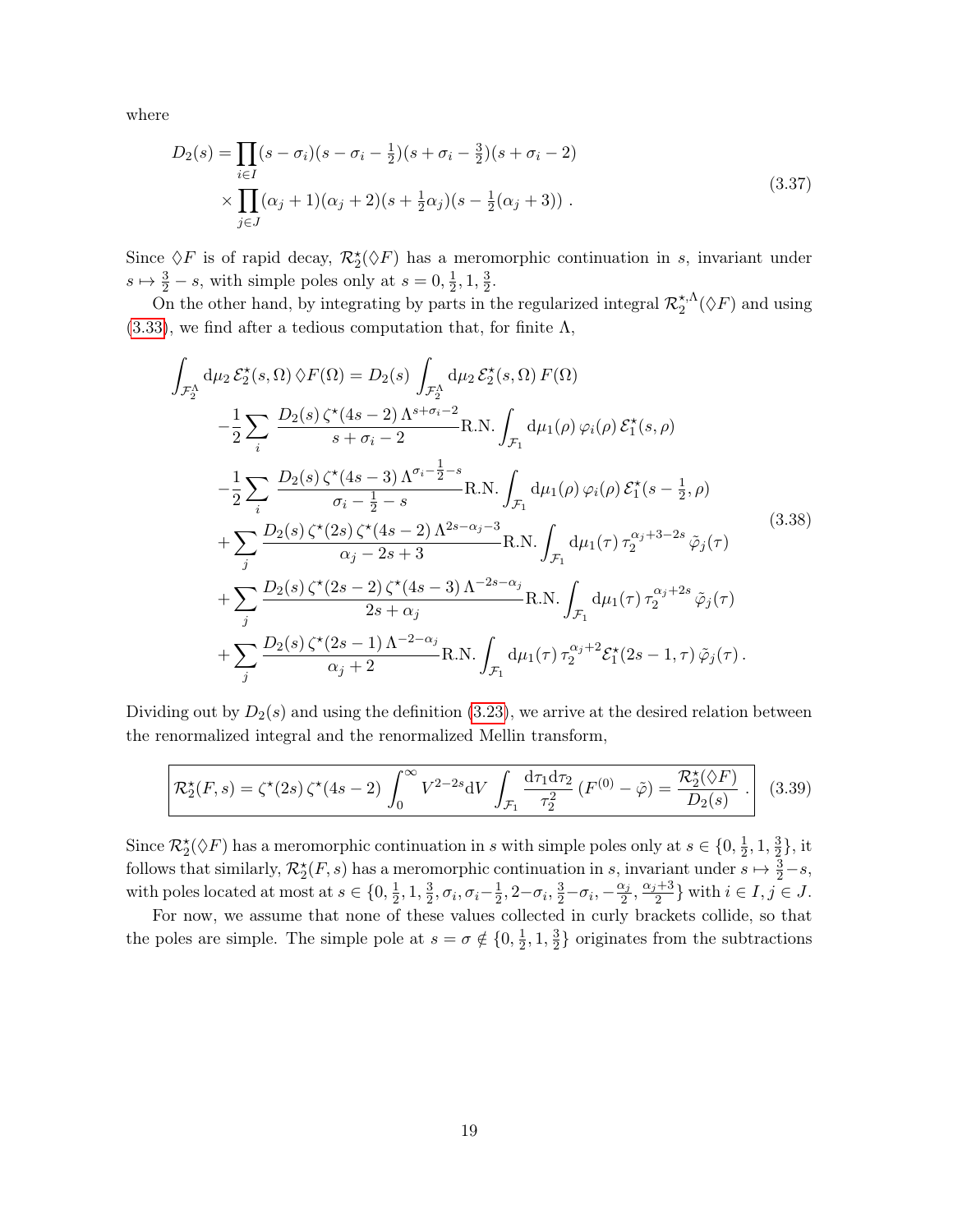where

$$
\begin{aligned}
D_2(s) = &\prod_{i\in I}(s-\sigma_i)(s-\sigma_i-\tfrac{1}{2})(s+\sigma_i-\tfrac{3}{2})(s+\sigma_i-2) \\
&\times \prod_{j\in J}(\alpha_j+1)(\alpha_j+2)(s+\tfrac{1}{2}\alpha_j)(s-\tfrac{1}{2}(\alpha_j+3))\,.
\end{aligned}
\tag{3.37}
$$

Since $\lozenge F$ is of rapid decay, $\mathcal{R}_2^\star(\lozenge F)$ has a meromorphic continuation in $s$, invariant under $s\mapsto \frac{3}{2}-s$, with simple poles only at $s=0,\frac{1}{2},1,\frac{3}{2}$.

On the other hand, by integrating by parts in the regularized integral $\mathcal{R}_2^{\star,\Lambda}(\lozenge F)$ and using (3.33), we find after a tedious computation that, for finite $\Lambda$,

$$
\begin{aligned}
\int_{\mathcal{F}_2^\Lambda} \mathrm{d}\mu_2\, \mathcal{E}_2^\star(s,\Omega)\,\lozenge F(\Omega) = &D_2(s)\int_{\mathcal{F}_2^\Lambda}\mathrm{d}\mu_2\,\mathcal{E}_2^\star(s,\Omega)\,F(\Omega) \\
&-\frac{1}{2}\sum_i \frac{D_2(s)\,\zeta^\star(4s-2)\,\Lambda^{s+\sigma_i-2}}{s+\sigma_i-2}\mathrm{R.N.}\int_{\mathcal{F}_1}\mathrm{d}\mu_1(\rho)\,\varphi_i(\rho)\,\mathcal{E}_1^\star(s,\rho) \\
&-\frac{1}{2}\sum_i \frac{D_2(s)\,\zeta^\star(4s-3)\,\Lambda^{\sigma_i-\frac{1}{2}-s}}{\sigma_i-\frac{1}{2}-s}\mathrm{R.N.}\int_{\mathcal{F}_1}\mathrm{d}\mu_1(\rho)\,\varphi_i(\rho)\,\mathcal{E}_1^\star(s-\tfrac{1}{2},\rho) \\
&+\sum_j \frac{D_2(s)\,\zeta^\star(2s)\,\zeta^\star(4s-2)\,\Lambda^{2s-\alpha_j-3}}{\alpha_j-2s+3}\mathrm{R.N.}\int_{\mathcal{F}_1}\mathrm{d}\mu_1(\tau)\,\tau_2^{\alpha_j+3-2s}\,\tilde{\varphi}_j(\tau) \\
&+\sum_j \frac{D_2(s)\,\zeta^\star(2s-2)\,\zeta^\star(4s-3)\,\Lambda^{-2s-\alpha_j}}{2s+\alpha_j}\mathrm{R.N.}\int_{\mathcal{F}_1}\mathrm{d}\mu_1(\tau)\,\tau_2^{\alpha_j+2s}\,\tilde{\varphi}_j(\tau) \\
&+\sum_j \frac{D_2(s)\,\zeta^\star(2s-1)\,\Lambda^{-2-\alpha_j}}{\alpha_j+2}\mathrm{R.N.}\int_{\mathcal{F}_1}\mathrm{d}\mu_1(\tau)\,\tau_2^{\alpha_j+2}\mathcal{E}_1^\star(2s-1,\tau)\,\tilde{\varphi}_j(\tau)\,.
\end{aligned}
\tag{3.38}
$$

Dividing out by $D_2(s)$ and using the definition (3.23), we arrive at the desired relation between the renormalized integral and the renormalized Mellin transform,

$$
\boxed{\mathcal{R}_2^\star(F,s) = \zeta^\star(2s)\,\zeta^\star(4s-2)\int_0^\infty V^{2-2s}\mathrm{d}V\int_{\mathcal{F}_1}\frac{\mathrm{d}\tau_1\mathrm{d}\tau_2}{\tau_2^2}\left(F^{(0)}-\tilde{\varphi}\right) = \frac{\mathcal{R}_2^\star(\lozenge F)}{D_2(s)}}\,.
\tag{3.39}
$$

Since $\mathcal{R}_2^\star(\lozenge F)$ has a meromorphic continuation in $s$ with simple poles only at $s\in\{0,\frac{1}{2},1,\frac{3}{2}\}$, it follows that similarly, $\mathcal{R}_2^\star(F,s)$ has a meromorphic continuation in $s$, invariant under $s\mapsto\frac{3}{2}-s$, with poles located at most at $s\in\{0,\frac{1}{2},1,\frac{3}{2},\sigma_i,\sigma_i-\frac{1}{2},2-\sigma_i,\frac{3}{2}-\sigma_i,-\frac{\alpha_j}{2},\frac{\alpha_j+3}{2}\}$ with $i\in I, j\in J$.

For now, we assume that none of these values collected in curly brackets collide, so that the poles are simple. The simple pole at $s=\sigma\notin\{0,\frac{1}{2},1,\frac{3}{2}\}$ originates from the subtractions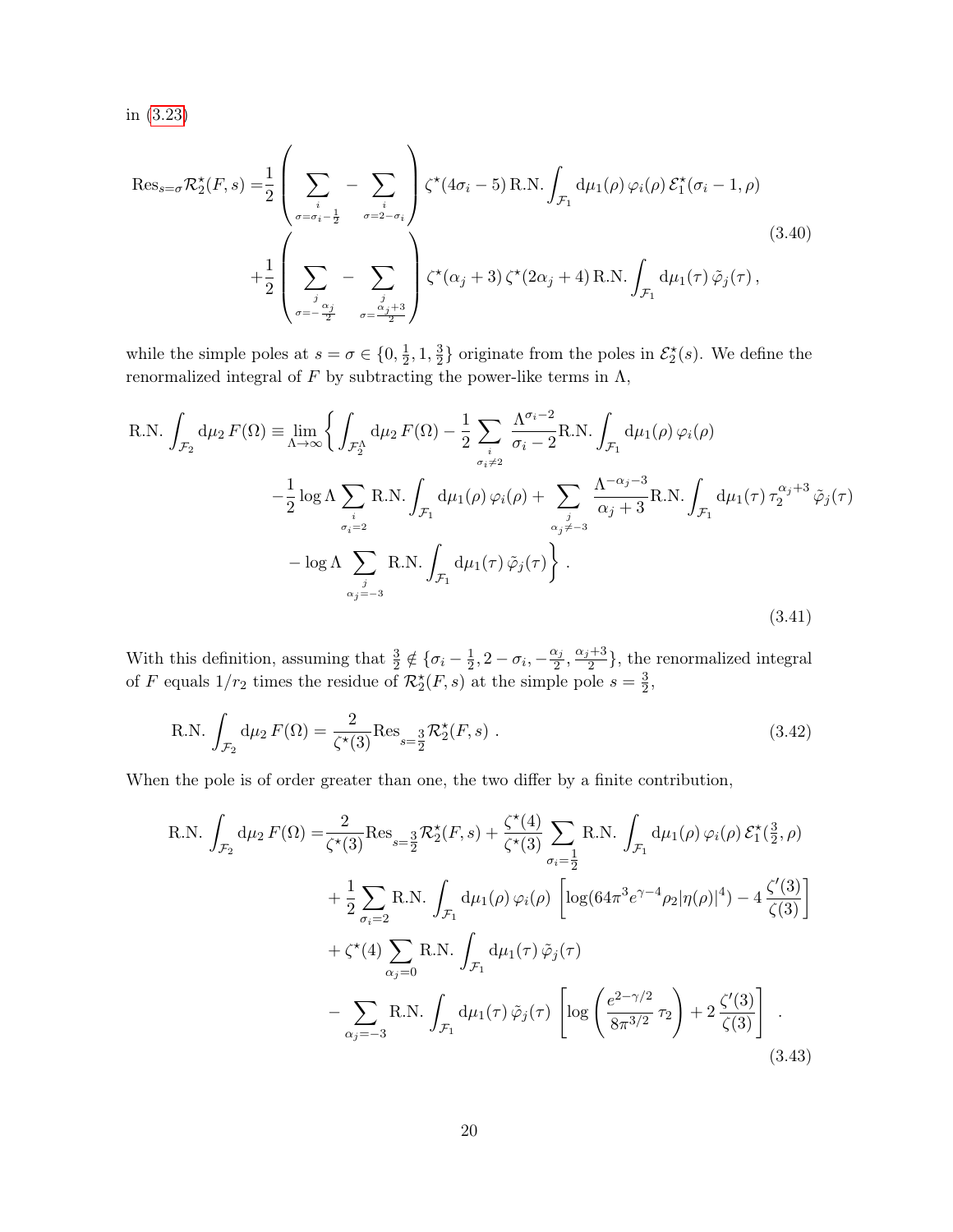in (3.23)

$$
\begin{aligned}
\mathrm{Res}_{s=\sigma}\mathcal{R}^\star_2(F,s) =& \frac{1}{2}\left(\sum_{\substack{i\\ \sigma=\sigma_i-\frac{1}{2}}} - \sum_{\substack{i\\ \sigma=2-\sigma_i}}\right)\zeta^\star(4\sigma_i-5)\,\mathrm{R.N.}\int_{\mathcal{F}_1}\mathrm{d}\mu_1(\rho)\,\varphi_i(\rho)\,\mathcal{E}^\star_1(\sigma_i-1,\rho) \\
&+\frac{1}{2}\left(\sum_{\substack{j\\ \sigma=-\frac{\alpha_j}{2}}} - \sum_{\substack{j\\ \sigma=\frac{\alpha_j+3}{2}}}\right)\zeta^\star(\alpha_j+3)\,\zeta^\star(2\alpha_j+4)\,\mathrm{R.N.}\int_{\mathcal{F}_1}\mathrm{d}\mu_1(\tau)\,\tilde{\varphi}_j(\tau)\,,
\end{aligned}
\tag{3.40}
$$

while the simple poles at $s=\sigma\in\{0,\frac{1}{2},1,\frac{3}{2}\}$ originate from the poles in $\mathcal{E}^\star_2(s)$. We define the renormalized integral of $F$ by subtracting the power-like terms in $\Lambda$,

$$
\begin{aligned}
\mathrm{R.N.}\int_{\mathcal{F}_2}\mathrm{d}\mu_2\,F(\Omega) \equiv \lim_{\Lambda\to\infty}\Bigg\{&\int_{\mathcal{F}_2^\Lambda}\mathrm{d}\mu_2\,F(\Omega) - \frac{1}{2}\sum_{\substack{i\\ \sigma_i\neq 2}}\frac{\Lambda^{\sigma_i-2}}{\sigma_i-2}\mathrm{R.N.}\int_{\mathcal{F}_1}\mathrm{d}\mu_1(\rho)\,\varphi_i(\rho) \\
&-\frac{1}{2}\log\Lambda\sum_{\substack{i\\ \sigma_i=2}}\mathrm{R.N.}\int_{\mathcal{F}_1}\mathrm{d}\mu_1(\rho)\,\varphi_i(\rho) + \sum_{\substack{j\\ \alpha_j\neq -3}}\frac{\Lambda^{-\alpha_j-3}}{\alpha_j+3}\mathrm{R.N.}\int_{\mathcal{F}_1}\mathrm{d}\mu_1(\tau)\,\tau_2^{\alpha_j+3}\,\tilde{\varphi}_j(\tau) \\
&-\log\Lambda\sum_{\substack{j\\ \alpha_j=-3}}\mathrm{R.N.}\int_{\mathcal{F}_1}\mathrm{d}\mu_1(\tau)\,\tilde{\varphi}_j(\tau)\Bigg\}\,.
\end{aligned}
\tag{3.41}
$$

With this definition, assuming that $\frac{3}{2}\notin\{\sigma_i-\frac{1}{2},2-\sigma_i,-\frac{\alpha_j}{2},\frac{\alpha_j+3}{2}\}$, the renormalized integral of $F$ equals $1/r_2$ times the residue of $\mathcal{R}^\star_2(F,s)$ at the simple pole $s=\frac{3}{2}$,

$$
\mathrm{R.N.}\int_{\mathcal{F}_2}\mathrm{d}\mu_2\,F(\Omega) = \frac{2}{\zeta^\star(3)}\mathrm{Res}_{s=\frac{3}{2}}\mathcal{R}^\star_2(F,s)\,.
\tag{3.42}
$$

When the pole is of order greater than one, the two differ by a finite contribution,

$$
\begin{aligned}
\mathrm{R.N.}\int_{\mathcal{F}_2}\mathrm{d}\mu_2\,F(\Omega) =& \frac{2}{\zeta^\star(3)}\mathrm{Res}_{s=\frac{3}{2}}\mathcal{R}^\star_2(F,s) + \frac{\zeta^\star(4)}{\zeta^\star(3)}\sum_{\sigma_i=\frac{1}{2}}\mathrm{R.N.}\int_{\mathcal{F}_1}\mathrm{d}\mu_1(\rho)\,\varphi_i(\rho)\,\mathcal{E}^\star_1(\tfrac{3}{2},\rho) \\
&+\frac{1}{2}\sum_{\sigma_i=2}\mathrm{R.N.}\int_{\mathcal{F}_1}\mathrm{d}\mu_1(\rho)\,\varphi_i(\rho)\,\left[\log(64\pi^3e^{\gamma-4}\rho_2|\eta(\rho)|^4) - 4\,\frac{\zeta'(3)}{\zeta(3)}\right] \\
&+\zeta^\star(4)\sum_{\alpha_j=0}\mathrm{R.N.}\int_{\mathcal{F}_1}\mathrm{d}\mu_1(\tau)\,\tilde{\varphi}_j(\tau) \\
&-\sum_{\alpha_j=-3}\mathrm{R.N.}\int_{\mathcal{F}_1}\mathrm{d}\mu_1(\tau)\,\tilde{\varphi}_j(\tau)\,\left[\log\left(\frac{e^{2-\gamma/2}}{8\pi^{3/2}}\,\tau_2\right) + 2\,\frac{\zeta'(3)}{\zeta(3)}\right]\,.
\end{aligned}
\tag{3.43}
$$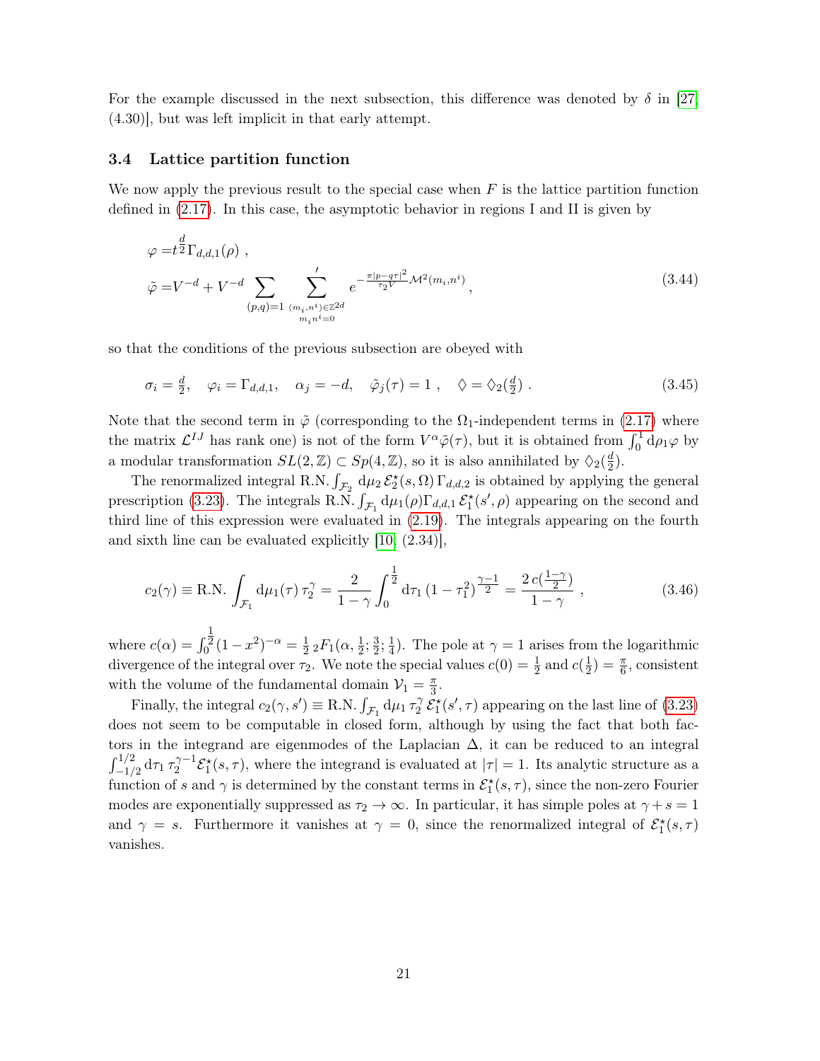For the example discussed in the next subsection, this difference was denoted by $\delta$ in [27, (4.30)], but was left implicit in that early attempt.

### 3.4 Lattice partition function

We now apply the previous result to the special case when $F$ is the lattice partition function defined in (2.17). In this case, the asymptotic behavior in regions I and II is given by

$$
\begin{aligned}
\varphi =& t^{\frac{d}{2}} \Gamma_{d,d,1}(\rho) \, , \\
\tilde{\varphi} =& V^{-d} + V^{-d} \sum_{(p,q)=1} \sum_{\substack{(m_i,n^i)\in\mathbb{Z}^{2d} \\ m_i n^i = 0}}{}' e^{-\frac{\pi |p-q\tau|^2}{\tau_2 V} \mathcal{M}^2(m_i,n^i)} \, ,
\end{aligned} \tag{3.44}
$$

so that the conditions of the previous subsection are obeyed with

$$
\sigma_i = \tfrac{d}{2}, \quad \varphi_i = \Gamma_{d,d,1}, \quad \alpha_j = -d, \quad \tilde{\varphi}_j(\tau) = 1 \, , \quad \Diamond = \Diamond_2(\tfrac{d}{2}) \, . \tag{3.45}
$$

Note that the second term in $\tilde{\varphi}$ (corresponding to the $\Omega_1$-independent terms in (2.17) where the matrix $\mathcal{L}^{IJ}$ has rank one) is not of the form $V^\alpha \tilde{\varphi}(\tau)$, but it is obtained from $\int_0^1 \mathrm{d}\rho_1 \varphi$ by a modular transformation $SL(2,\mathbb{Z}) \subset Sp(4,\mathbb{Z})$, so it is also annihilated by $\Diamond_2(\frac{d}{2})$.

The renormalized integral R.N. $\int_{\mathcal{F}_2} \mathrm{d}\mu_2 \, \mathcal{E}_2^\star(s,\Omega) \, \Gamma_{d,d,2}$ is obtained by applying the general prescription (3.23). The integrals R.N. $\int_{\mathcal{F}_1} \mathrm{d}\mu_1(\rho) \Gamma_{d,d,1} \, \mathcal{E}_1^\star(s',\rho)$ appearing on the second and third line of this expression were evaluated in (2.19). The integrals appearing on the fourth and sixth line can be evaluated explicitly [10, (2.34)],

$$
c_2(\gamma) \equiv \text{R.N.} \int_{\mathcal{F}_1} \mathrm{d}\mu_1(\tau) \, \tau_2^\gamma = \frac{2}{1-\gamma} \int_0^{\frac{1}{2}} \mathrm{d}\tau_1 \, (1-\tau_1^2)^{\frac{\gamma-1}{2}} = \frac{2 \, c(\frac{1-\gamma}{2})}{1-\gamma} \, , \tag{3.46}
$$

where $c(\alpha) = \int_0^{\frac{1}{2}} (1-x^2)^{-\alpha} = \frac{1}{2} \, {}_2F_1(\alpha, \frac{1}{2}; \frac{3}{2}; \frac{1}{4})$. The pole at $\gamma = 1$ arises from the logarithmic divergence of the integral over $\tau_2$. We note the special values $c(0) = \frac{1}{2}$ and $c(\frac{1}{2}) = \frac{\pi}{6}$, consistent with the volume of the fundamental domain $\mathcal{V}_1 = \frac{\pi}{3}$.

Finally, the integral $c_2(\gamma, s') \equiv$ R.N. $\int_{\mathcal{F}_1} \mathrm{d}\mu_1 \, \tau_2^\gamma \, \mathcal{E}_1^\star(s',\tau)$ appearing on the last line of (3.23) does not seem to be computable in closed form, although by using the fact that both factors in the integrand are eigenmodes of the Laplacian $\Delta$, it can be reduced to an integral $\int_{-1/2}^{1/2} \mathrm{d}\tau_1 \, \tau_2^{\gamma-1} \mathcal{E}_1^\star(s,\tau)$, where the integrand is evaluated at $|\tau| = 1$. Its analytic structure as a function of $s$ and $\gamma$ is determined by the constant terms in $\mathcal{E}_1^\star(s,\tau)$, since the non-zero Fourier modes are exponentially suppressed as $\tau_2 \to \infty$. In particular, it has simple poles at $\gamma + s = 1$ and $\gamma = s$. Furthermore it vanishes at $\gamma = 0$, since the renormalized integral of $\mathcal{E}_1^\star(s,\tau)$ vanishes.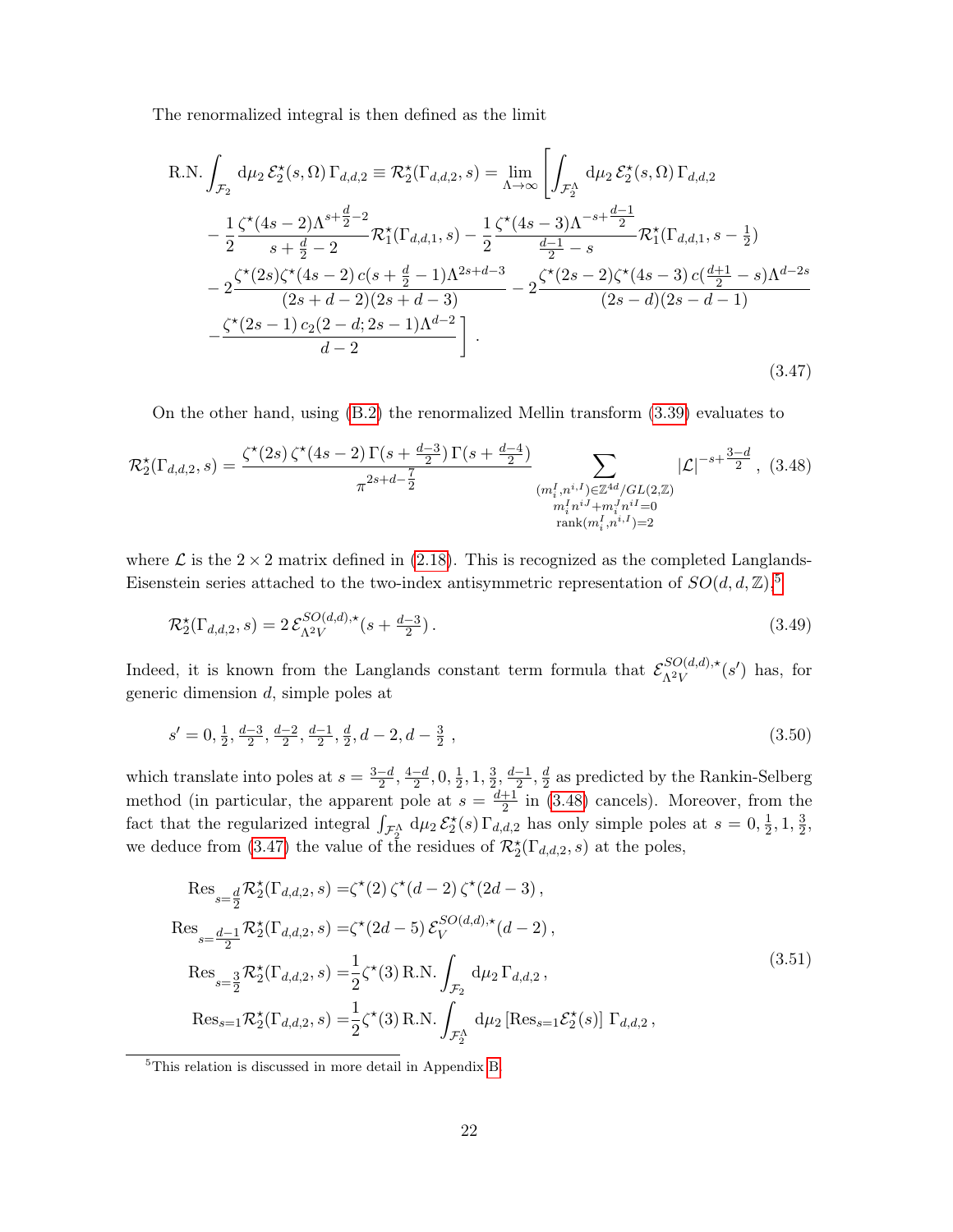The renormalized integral is then defined as the limit

$$
\begin{aligned}
\text{R.N.} \int_{\mathcal{F}_2} \mathrm{d}\mu_2\, \mathcal{E}_2^\star(s,\Omega)\, \Gamma_{d,d,2} \equiv \mathcal{R}_2^\star(\Gamma_{d,d,2},s) = \lim_{\Lambda\to\infty} \Bigg[ &\int_{\mathcal{F}_2^\Lambda} \mathrm{d}\mu_2\, \mathcal{E}_2^\star(s,\Omega)\, \Gamma_{d,d,2} \\
&- \frac{1}{2} \frac{\zeta^\star(4s-2)\Lambda^{s+\frac{d}{2}-2}}{s+\frac{d}{2}-2} \mathcal{R}_1^\star(\Gamma_{d,d,1},s) - \frac{1}{2} \frac{\zeta^\star(4s-3)\Lambda^{-s+\frac{d-1}{2}}}{\frac{d-1}{2}-s} \mathcal{R}_1^\star(\Gamma_{d,d,1},s-\tfrac{1}{2}) \\
&- 2\frac{\zeta^\star(2s)\zeta^\star(4s-2)\, c(s+\frac{d}{2}-1)\Lambda^{2s+d-3}}{(2s+d-2)(2s+d-3)} - 2\frac{\zeta^\star(2s-2)\zeta^\star(4s-3)\, c(\frac{d+1}{2}-s)\Lambda^{d-2s}}{(2s-d)(2s-d-1)} \\
&- \frac{\zeta^\star(2s-1)\, c_2(2-d;2s-1)\Lambda^{d-2}}{d-2} \Bigg] .
\end{aligned}
\tag{3.47}
$$

On the other hand, using (B.2) the renormalized Mellin transform (3.39) evaluates to

$$
\mathcal{R}_2^\star(\Gamma_{d,d,2},s) = \frac{\zeta^\star(2s)\,\zeta^\star(4s-2)\,\Gamma(s+\frac{d-3}{2})\,\Gamma(s+\frac{d-4}{2})}{\pi^{2s+d-\frac{7}{2}}} \sum_{\substack{(m_i^I,n^{i,I})\in\mathbb{Z}^{4d}/GL(2,\mathbb{Z}) \\ m_i^I n^{iJ}+m_i^J n^{iI}=0 \\ \mathrm{rank}(m_i^I,n^{i,I})=2}} |\mathcal{L}|^{-s+\frac{3-d}{2}} , \tag{3.48}
$$

where $\mathcal{L}$ is the $2\times 2$ matrix defined in (2.18). This is recognized as the completed Langlands-Eisenstein series attached to the two-index antisymmetric representation of $SO(d,d,\mathbb{Z})$:[5]

$$
\mathcal{R}_2^\star(\Gamma_{d,d,2},s) = 2\,\mathcal{E}_{\Lambda^2 V}^{SO(d,d),\star}(s+\tfrac{d-3}{2}) . \tag{3.49}
$$

Indeed, it is known from the Langlands constant term formula that $\mathcal{E}_{\Lambda^2 V}^{SO(d,d),\star}(s')$ has, for generic dimension $d$, simple poles at

$$
s' = 0, \tfrac{1}{2}, \tfrac{d-3}{2}, \tfrac{d-2}{2}, \tfrac{d-1}{2}, \tfrac{d}{2}, d-2, d-\tfrac{3}{2} , \tag{3.50}
$$

which translate into poles at $s=\frac{3-d}{2}, \frac{4-d}{2}, 0, \frac{1}{2}, 1, \frac{3}{2}, \frac{d-1}{2}, \frac{d}{2}$ as predicted by the Rankin-Selberg method (in particular, the apparent pole at $s=\frac{d+1}{2}$ in (3.48) cancels). Moreover, from the fact that the regularized integral $\int_{\mathcal{F}_2^\Lambda} \mathrm{d}\mu_2\, \mathcal{E}_2^\star(s)\,\Gamma_{d,d,2}$ has only simple poles at $s=0,\frac{1}{2},1,\frac{3}{2}$, we deduce from (3.47) the value of the residues of $\mathcal{R}_2^\star(\Gamma_{d,d,2},s)$ at the poles,

$$
\begin{aligned}
\mathrm{Res}_{s=\frac{d}{2}} \mathcal{R}_2^\star(\Gamma_{d,d,2},s) &= \zeta^\star(2)\,\zeta^\star(d-2)\,\zeta^\star(2d-3) , \\
\mathrm{Res}_{s=\frac{d-1}{2}} \mathcal{R}_2^\star(\Gamma_{d,d,2},s) &= \zeta^\star(2d-5)\,\mathcal{E}_V^{SO(d,d),\star}(d-2) , \\
\mathrm{Res}_{s=\frac{3}{2}} \mathcal{R}_2^\star(\Gamma_{d,d,2},s) &= \frac{1}{2}\zeta^\star(3)\,\text{R.N.}\int_{\mathcal{F}_2} \mathrm{d}\mu_2\,\Gamma_{d,d,2} , \\
\mathrm{Res}_{s=1} \mathcal{R}_2^\star(\Gamma_{d,d,2},s) &= \frac{1}{2}\zeta^\star(3)\,\text{R.N.}\int_{\mathcal{F}_2^\Lambda} \mathrm{d}\mu_2\,[\mathrm{Res}_{s=1}\mathcal{E}_2^\star(s)]\;\Gamma_{d,d,2} ,
\end{aligned}
\tag{3.51}
$$

[5] This relation is discussed in more detail in Appendix B.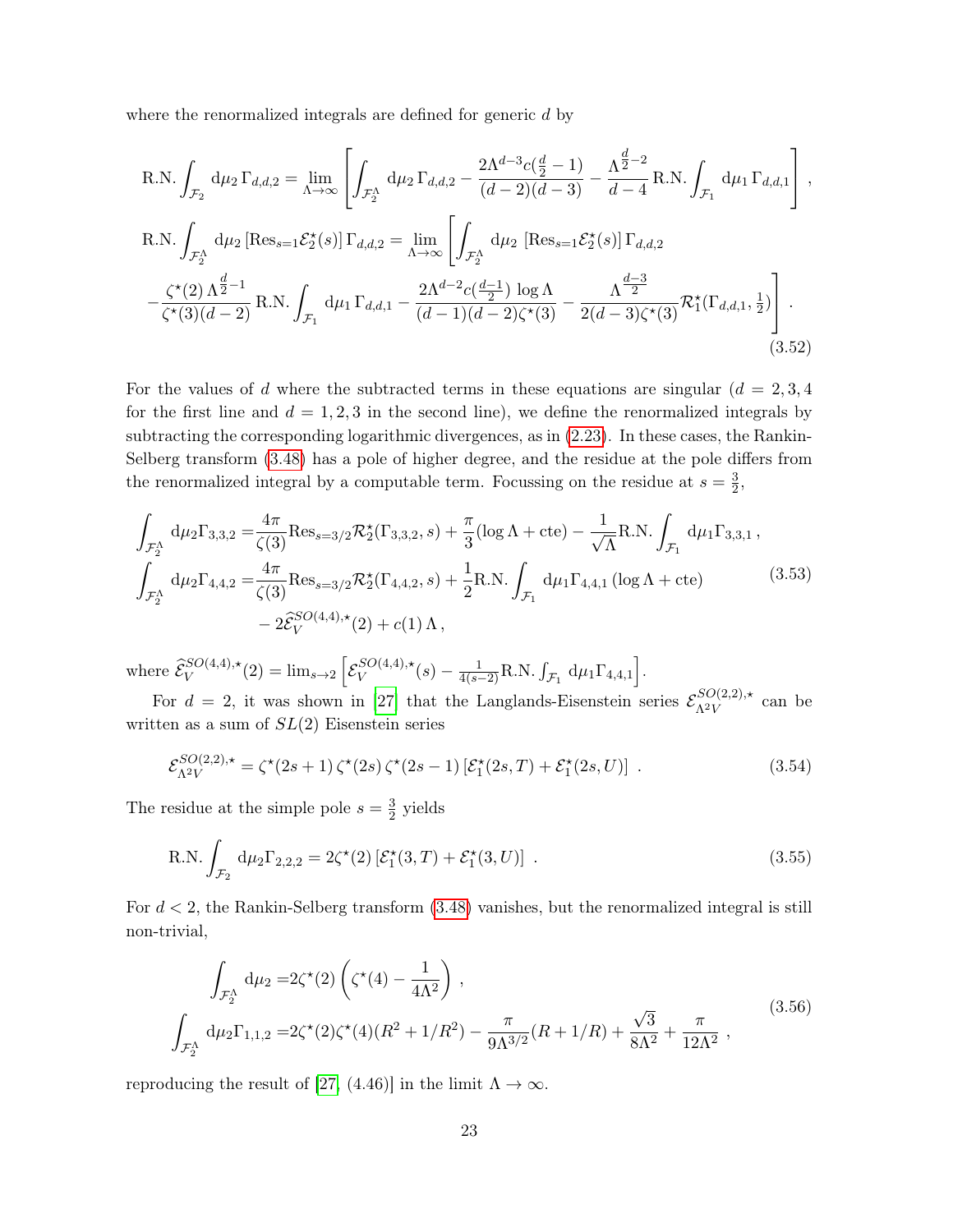where the renormalized integrals are defined for generic $d$ by

$$
\begin{aligned}
\text{R.N.}\int_{\mathcal{F}_2} \mathrm{d}\mu_2\, \Gamma_{d,d,2} &= \lim_{\Lambda\to\infty}\left[\int_{\mathcal{F}_2^\Lambda} \mathrm{d}\mu_2\, \Gamma_{d,d,2} - \frac{2\Lambda^{d-3}c(\frac{d}{2}-1)}{(d-2)(d-3)} - \frac{\Lambda^{\frac{d}{2}-2}}{d-4}\,\text{R.N.}\int_{\mathcal{F}_1} \mathrm{d}\mu_1\, \Gamma_{d,d,1}\right]\,, \\
\text{R.N.}\int_{\mathcal{F}_2^\Lambda} \mathrm{d}\mu_2\, [\text{Res}_{s=1}\mathcal{E}_2^\star(s)]\, \Gamma_{d,d,2} &= \lim_{\Lambda\to\infty}\left[\int_{\mathcal{F}_2^\Lambda} \mathrm{d}\mu_2\, [\text{Res}_{s=1}\mathcal{E}_2^\star(s)]\, \Gamma_{d,d,2}\right. \\
&\left. -\frac{\zeta^\star(2)\,\Lambda^{\frac{d}{2}-1}}{\zeta^\star(3)(d-2)}\,\text{R.N.}\int_{\mathcal{F}_1} \mathrm{d}\mu_1\, \Gamma_{d,d,1} - \frac{2\Lambda^{d-2}c(\frac{d-1}{2})\,\log\Lambda}{(d-1)(d-2)\zeta^\star(3)} - \frac{\Lambda^{\frac{d-3}{2}}}{2(d-3)\zeta^\star(3)}\mathcal{R}_1^\star(\Gamma_{d,d,1},\tfrac{1}{2})\right]\,.
\end{aligned}
\tag{3.52}
$$

For the values of $d$ where the subtracted terms in these equations are singular ($d=2,3,4$ for the first line and $d=1,2,3$ in the second line), we define the renormalized integrals by subtracting the corresponding logarithmic divergences, as in (2.23). In these cases, the Rankin-Selberg transform (3.48) has a pole of higher degree, and the residue at the pole differs from the renormalized integral by a computable term. Focussing on the residue at $s=\frac{3}{2}$,

$$
\begin{aligned}
\int_{\mathcal{F}_2^\Lambda} \mathrm{d}\mu_2\Gamma_{3,3,2} =& \frac{4\pi}{\zeta(3)}\text{Res}_{s=3/2}\mathcal{R}_2^\star(\Gamma_{3,3,2},s) + \frac{\pi}{3}(\log\Lambda + \text{cte}) - \frac{1}{\sqrt{\Lambda}}\text{R.N.}\int_{\mathcal{F}_1} \mathrm{d}\mu_1\Gamma_{3,3,1}\,, \\
\int_{\mathcal{F}_2^\Lambda} \mathrm{d}\mu_2\Gamma_{4,4,2} =& \frac{4\pi}{\zeta(3)}\text{Res}_{s=3/2}\mathcal{R}_2^\star(\Gamma_{4,4,2},s) + \frac{1}{2}\text{R.N.}\int_{\mathcal{F}_1} \mathrm{d}\mu_1\Gamma_{4,4,1}\,(\log\Lambda + \text{cte}) \\
& - 2\widehat{\mathcal{E}}_V^{SO(4,4),\star}(2) + c(1)\,\Lambda\,,
\end{aligned}
\tag{3.53}
$$

where $\widehat{\mathcal{E}}_V^{SO(4,4),\star}(2) = \lim_{s\to 2}\left[\mathcal{E}_V^{SO(4,4),\star}(s) - \frac{1}{4(s-2)}\text{R.N.}\int_{\mathcal{F}_1}\mathrm{d}\mu_1\Gamma_{4,4,1}\right]$.

For $d=2$, it was shown in [27] that the Langlands-Eisenstein series $\mathcal{E}_{\Lambda^2 V}^{SO(2,2),\star}$ can be written as a sum of $SL(2)$ Eisenstein series

$$
\mathcal{E}_{\Lambda^2 V}^{SO(2,2),\star} = \zeta^\star(2s+1)\,\zeta^\star(2s)\,\zeta^\star(2s-1)\,[\mathcal{E}_1^\star(2s,T) + \mathcal{E}_1^\star(2s,U)]\ . \tag{3.54}
$$

The residue at the simple pole $s=\frac{3}{2}$ yields

$$
\text{R.N.}\int_{\mathcal{F}_2} \mathrm{d}\mu_2\Gamma_{2,2,2} = 2\zeta^\star(2)\,[\mathcal{E}_1^\star(3,T) + \mathcal{E}_1^\star(3,U)]\ . \tag{3.55}
$$

For $d<2$, the Rankin-Selberg transform (3.48) vanishes, but the renormalized integral is still non-trivial,

$$
\begin{aligned}
\int_{\mathcal{F}_2^\Lambda} \mathrm{d}\mu_2 =& 2\zeta^\star(2)\left(\zeta^\star(4) - \frac{1}{4\Lambda^2}\right)\,, \\
\int_{\mathcal{F}_2^\Lambda} \mathrm{d}\mu_2\Gamma_{1,1,2} =& 2\zeta^\star(2)\zeta^\star(4)(R^2+1/R^2) - \frac{\pi}{9\Lambda^{3/2}}(R+1/R) + \frac{\sqrt{3}}{8\Lambda^2} + \frac{\pi}{12\Lambda^2}\,,
\end{aligned}
\tag{3.56}
$$

reproducing the result of [27, (4.46)] in the limit $\Lambda\to\infty$.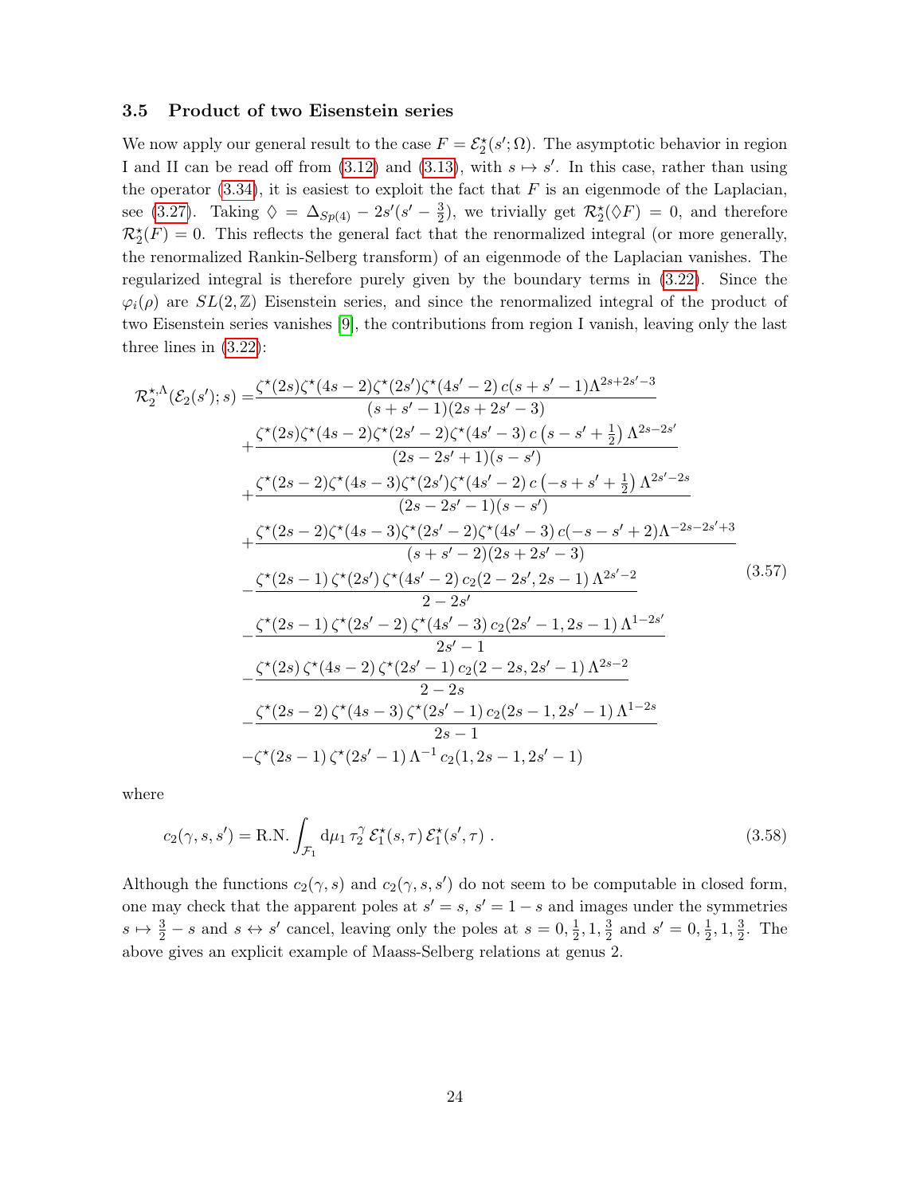### 3.5 Product of two Eisenstein series

We now apply our general result to the case $F = \mathcal{E}_2^\star(s';\Omega)$. The asymptotic behavior in region I and II can be read off from (3.12) and (3.13), with $s \mapsto s'$. In this case, rather than using the operator (3.34), it is easiest to exploit the fact that $F$ is an eigenmode of the Laplacian, see (3.27). Taking $\lozenge = \Delta_{Sp(4)} - 2s'(s' - \frac{3}{2})$, we trivially get $\mathcal{R}_2^\star(\lozenge F) = 0$, and therefore $\mathcal{R}_2^\star(F) = 0$. This reflects the general fact that the renormalized integral (or more generally, the renormalized Rankin-Selberg transform) of an eigenmode of the Laplacian vanishes. The regularized integral is therefore purely given by the boundary terms in (3.22). Since the $\varphi_i(\rho)$ are $SL(2,\mathbb{Z})$ Eisenstein series, and since the renormalized integral of the product of two Eisenstein series vanishes [9], the contributions from region I vanish, leaving only the last three lines in (3.22):

$$
\begin{aligned}
\mathcal{R}_2^{\star,\Lambda}(\mathcal{E}_2(s');s) =& \frac{\zeta^\star(2s)\zeta^\star(4s-2)\zeta^\star(2s')\zeta^\star(4s'-2)\, c(s+s'-1)\Lambda^{2s+2s'-3}}{(s+s'-1)(2s+2s'-3)} \\
&+ \frac{\zeta^\star(2s)\zeta^\star(4s-2)\zeta^\star(2s'-2)\zeta^\star(4s'-3)\, c\left(s-s'+\frac{1}{2}\right)\Lambda^{2s-2s'}}{(2s-2s'+1)(s-s')} \\
&+ \frac{\zeta^\star(2s-2)\zeta^\star(4s-3)\zeta^\star(2s')\zeta^\star(4s'-2)\, c\left(-s+s'+\frac{1}{2}\right)\Lambda^{2s'-2s}}{(2s-2s'-1)(s-s')} \\
&+ \frac{\zeta^\star(2s-2)\zeta^\star(4s-3)\zeta^\star(2s'-2)\zeta^\star(4s'-3)\, c(-s-s'+2)\Lambda^{-2s-2s'+3}}{(s+s'-2)(2s+2s'-3)} \\
&- \frac{\zeta^\star(2s-1)\,\zeta^\star(2s')\,\zeta^\star(4s'-2)\, c_2(2-2s', 2s-1)\,\Lambda^{2s'-2}}{2-2s'} \\
&- \frac{\zeta^\star(2s-1)\,\zeta^\star(2s'-2)\,\zeta^\star(4s'-3)\, c_2(2s'-1, 2s-1)\,\Lambda^{1-2s'}}{2s'-1} \\
&- \frac{\zeta^\star(2s)\,\zeta^\star(4s-2)\,\zeta^\star(2s'-1)\, c_2(2-2s, 2s'-1)\,\Lambda^{2s-2}}{2-2s} \\
&- \frac{\zeta^\star(2s-2)\,\zeta^\star(4s-3)\,\zeta^\star(2s'-1)\, c_2(2s-1, 2s'-1)\,\Lambda^{1-2s}}{2s-1} \\
&- \zeta^\star(2s-1)\,\zeta^\star(2s'-1)\,\Lambda^{-1}\, c_2(1, 2s-1, 2s'-1)
\end{aligned}
\tag{3.57}
$$

where

$$
c_2(\gamma, s, s') = \text{R.N.} \int_{\mathcal{F}_1} \mathrm{d}\mu_1\, \tau_2^\gamma\, \mathcal{E}_1^\star(s,\tau)\, \mathcal{E}_1^\star(s',\tau)\ . \tag{3.58}
$$

Although the functions $c_2(\gamma, s)$ and $c_2(\gamma, s, s')$ do not seem to be computable in closed form, one may check that the apparent poles at $s' = s$, $s' = 1-s$ and images under the symmetries $s \mapsto \frac{3}{2} - s$ and $s \leftrightarrow s'$ cancel, leaving only the poles at $s = 0, \frac{1}{2}, 1, \frac{3}{2}$ and $s' = 0, \frac{1}{2}, 1, \frac{3}{2}$. The above gives an explicit example of Maass-Selberg relations at genus 2.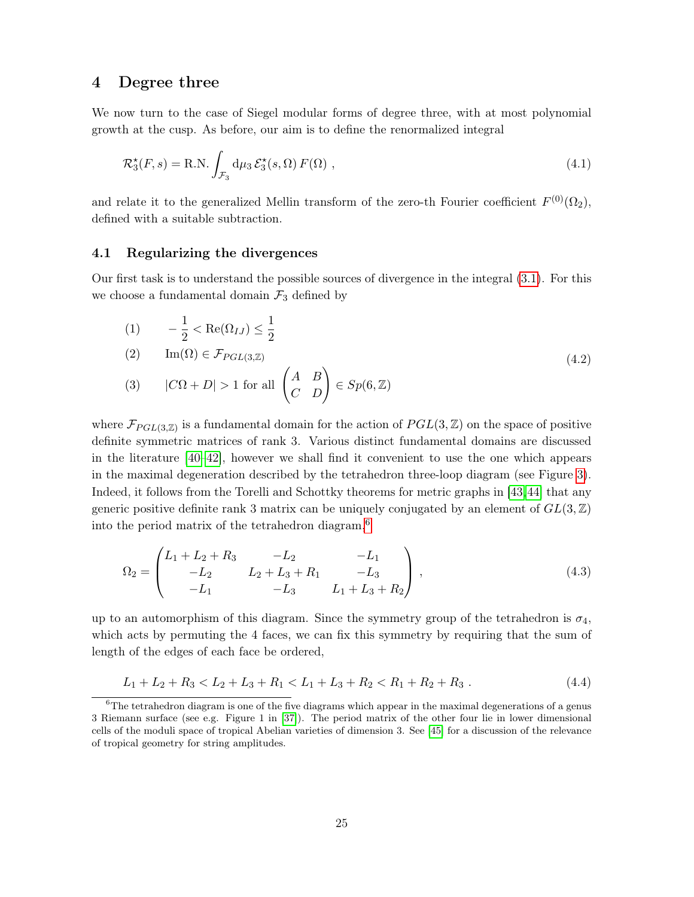## 4 Degree three

We now turn to the case of Siegel modular forms of degree three, with at most polynomial growth at the cusp. As before, our aim is to define the renormalized integral

$$\mathcal{R}^{\star}_3(F,s) = \text{R.N.} \int_{\mathcal{F}_3} \mathrm{d}\mu_3\, \mathcal{E}^{\star}_3(s,\Omega)\, F(\Omega)\ , \tag{4.1}$$

and relate it to the generalized Mellin transform of the zero-th Fourier coefficient $F^{(0)}(\Omega_2)$, defined with a suitable subtraction.

### 4.1 Regularizing the divergences

Our first task is to understand the possible sources of divergence in the integral (3.1). For this we choose a fundamental domain $\mathcal{F}_3$ defined by

$$\begin{aligned}
&(1) \qquad -\frac{1}{2} < \mathrm{Re}(\Omega_{IJ}) \leq \frac{1}{2} \\
&(2) \qquad \mathrm{Im}(\Omega) \in \mathcal{F}_{PGL(3,\mathbb{Z})} \\
&(3) \qquad |C\Omega + D| > 1 \text{ for all } \begin{pmatrix} A & B \\ C & D \end{pmatrix} \in Sp(6,\mathbb{Z})
\end{aligned} \tag{4.2}$$

where $\mathcal{F}_{PGL(3,\mathbb{Z})}$ is a fundamental domain for the action of $PGL(3,\mathbb{Z})$ on the space of positive definite symmetric matrices of rank 3. Various distinct fundamental domains are discussed in the literature [40–42], however we shall find it convenient to use the one which appears in the maximal degeneration described by the tetrahedron three-loop diagram (see Figure 3). Indeed, it follows from the Torelli and Schottky theorems for metric graphs in [43,44] that any generic positive definite rank 3 matrix can be uniquely conjugated by an element of $GL(3,\mathbb{Z})$ into the period matrix of the tetrahedron diagram,[6]

$$\Omega_2 = \begin{pmatrix} L_1+L_2+R_3 & -L_2 & -L_1 \\ -L_2 & L_2+L_3+R_1 & -L_3 \\ -L_1 & -L_3 & L_1+L_3+R_2 \end{pmatrix}\ , \tag{4.3}$$

up to an automorphism of this diagram. Since the symmetry group of the tetrahedron is $\sigma_4$, which acts by permuting the 4 faces, we can fix this symmetry by requiring that the sum of length of the edges of each face be ordered,

$$L_1+L_2+R_3 < L_2+L_3+R_1 < L_1+L_3+R_2 < R_1+R_2+R_3\ . \tag{4.4}$$

[6] The tetrahedron diagram is one of the five diagrams which appear in the maximal degenerations of a genus 3 Riemann surface (see e.g. Figure 1 in [37]). The period matrix of the other four lie in lower dimensional cells of the moduli space of tropical Abelian varieties of dimension 3. See [45] for a discussion of the relevance of tropical geometry for string amplitudes.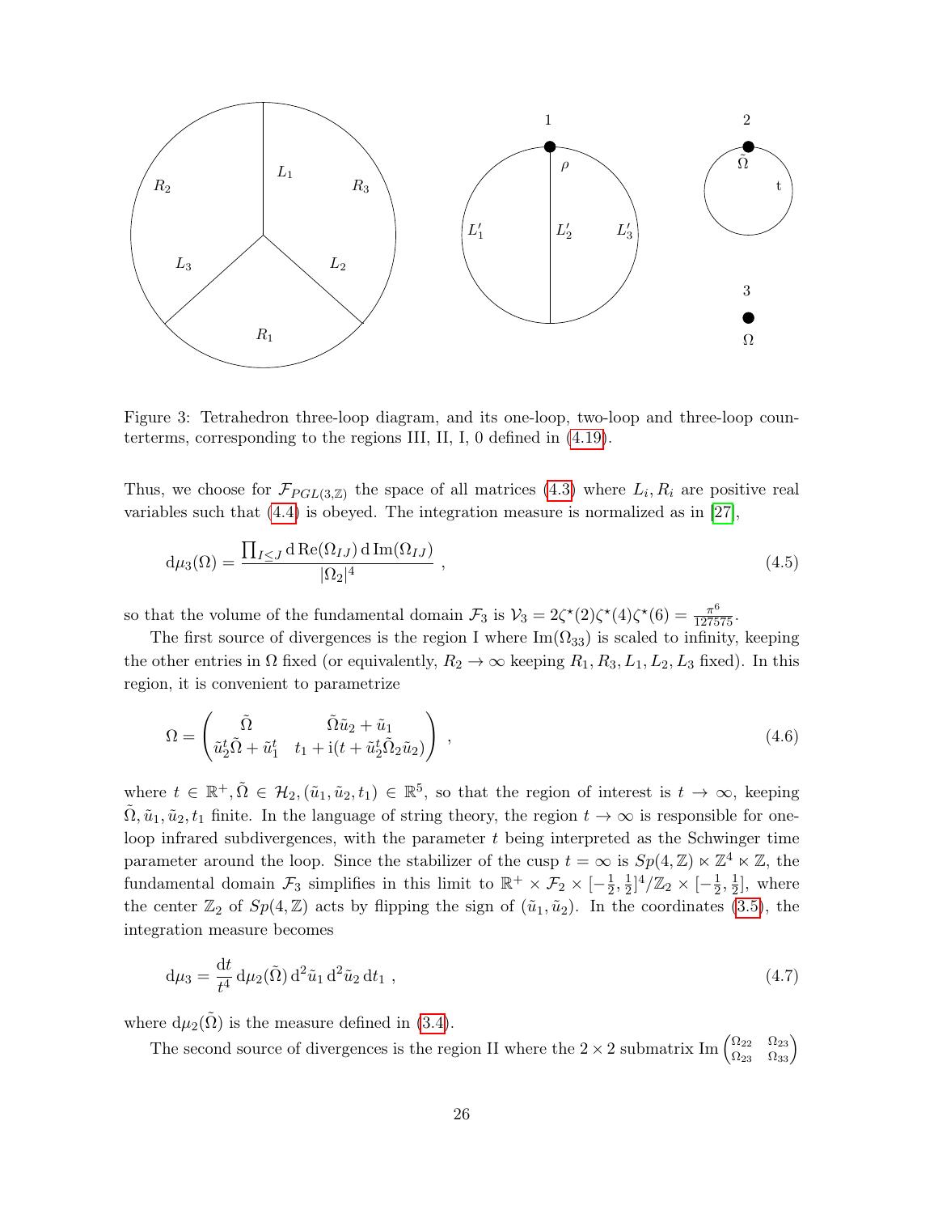Figure 3: Tetrahedron three-loop diagram, and its one-loop, two-loop and three-loop counterterms, corresponding to the regions III, II, I, 0 defined in (4.19).

Thus, we choose for $\mathcal{F}_{PGL(3,\mathbb{Z})}$ the space of all matrices (4.3) where $L_i, R_i$ are positive real variables such that (4.4) is obeyed. The integration measure is normalized as in [27],

$$\mathrm{d}\mu_3(\Omega) = \frac{\prod_{I\leq J} \mathrm{d}\,\mathrm{Re}(\Omega_{IJ})\,\mathrm{d}\,\mathrm{Im}(\Omega_{IJ})}{|\Omega_2|^4} \ , \tag{4.5}$$

so that the volume of the fundamental domain $\mathcal{F}_3$ is $\mathcal{V}_3 = 2\zeta^\star(2)\zeta^\star(4)\zeta^\star(6) = \frac{\pi^6}{127575}$.

The first source of divergences is the region I where $\mathrm{Im}(\Omega_{33})$ is scaled to infinity, keeping the other entries in $\Omega$ fixed (or equivalently, $R_2 \to \infty$ keeping $R_1, R_3, L_1, L_2, L_3$ fixed). In this region, it is convenient to parametrize

$$\Omega = \begin{pmatrix} \tilde\Omega & \tilde\Omega \tilde u_2 + \tilde u_1 \\ \tilde u_2^t \tilde\Omega + \tilde u_1^t & t_1 + \mathrm{i}(t + \tilde u_2^t \tilde\Omega_2 \tilde u_2) \end{pmatrix} \ , \tag{4.6}$$

where $t \in \mathbb{R}^+, \tilde\Omega \in \mathcal{H}_2, (\tilde u_1, \tilde u_2, t_1) \in \mathbb{R}^5$, so that the region of interest is $t \to \infty$, keeping $\tilde\Omega, \tilde u_1, \tilde u_2, t_1$ finite. In the language of string theory, the region $t \to \infty$ is responsible for one-loop infrared subdivergences, with the parameter $t$ being interpreted as the Schwinger time parameter around the loop. Since the stabilizer of the cusp $t = \infty$ is $Sp(4,\mathbb{Z}) \ltimes \mathbb{Z}^4 \ltimes \mathbb{Z}$, the fundamental domain $\mathcal{F}_3$ simplifies in this limit to $\mathbb{R}^+ \times \mathcal{F}_2 \times [-\frac{1}{2}, \frac{1}{2}]^4/\mathbb{Z}_2 \times [-\frac{1}{2}, \frac{1}{2}]$, where the center $\mathbb{Z}_2$ of $Sp(4,\mathbb{Z})$ acts by flipping the sign of $(\tilde u_1, \tilde u_2)$. In the coordinates (3.5), the integration measure becomes

$$\mathrm{d}\mu_3 = \frac{\mathrm{d}t}{t^4}\,\mathrm{d}\mu_2(\tilde\Omega)\,\mathrm{d}^2\tilde u_1\,\mathrm{d}^2\tilde u_2\,\mathrm{d}t_1 \ , \tag{4.7}$$

where $\mathrm{d}\mu_2(\tilde\Omega)$ is the measure defined in (3.4).

The second source of divergences is the region II where the $2\times 2$ submatrix $\mathrm{Im}\begin{pmatrix} \Omega_{22} & \Omega_{23} \\ \Omega_{23} & \Omega_{33} \end{pmatrix}$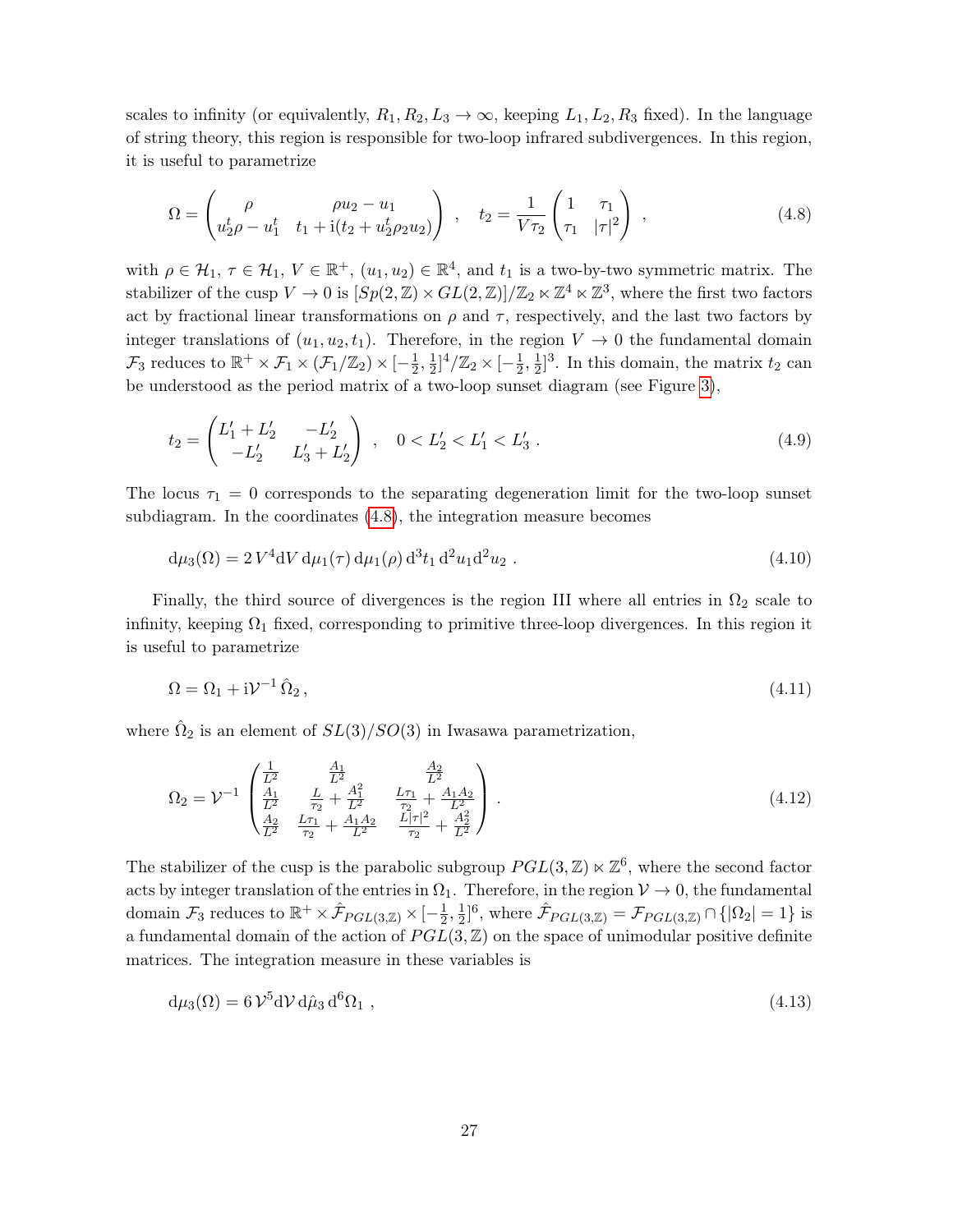scales to infinity (or equivalently, $R_1, R_2, L_3 \to \infty$, keeping $L_1, L_2, R_3$ fixed). In the language of string theory, this region is responsible for two-loop infrared subdivergences. In this region, it is useful to parametrize

$$\Omega = \begin{pmatrix} \rho & \rho u_2 - u_1 \\ u_2^t \rho - u_1^t & t_1 + \mathrm{i}(t_2 + u_2^t \rho_2 u_2) \end{pmatrix} \ , \quad t_2 = \frac{1}{V\tau_2} \begin{pmatrix} 1 & \tau_1 \\ \tau_1 & |\tau|^2 \end{pmatrix} \ , \tag{4.8}$$

with $\rho \in \mathcal{H}_1$, $\tau \in \mathcal{H}_1$, $V \in \mathbb{R}^+$, $(u_1, u_2) \in \mathbb{R}^4$, and $t_1$ is a two-by-two symmetric matrix. The stabilizer of the cusp $V \to 0$ is $[Sp(2,\mathbb{Z}) \times GL(2,\mathbb{Z})]/\mathbb{Z}_2 \ltimes \mathbb{Z}^4 \ltimes \mathbb{Z}^3$, where the first two factors act by fractional linear transformations on $\rho$ and $\tau$, respectively, and the last two factors by integer translations of $(u_1, u_2, t_1)$. Therefore, in the region $V \to 0$ the fundamental domain $\mathcal{F}_3$ reduces to $\mathbb{R}^+ \times \mathcal{F}_1 \times (\mathcal{F}_1/\mathbb{Z}_2) \times [-\frac{1}{2}, \frac{1}{2}]^4/\mathbb{Z}_2 \times [-\frac{1}{2}, \frac{1}{2}]^3$. In this domain, the matrix $t_2$ can be understood as the period matrix of a two-loop sunset diagram (see Figure 3),

$$t_2 = \begin{pmatrix} L_1' + L_2' & -L_2' \\ -L_2' & L_3' + L_2' \end{pmatrix} \ , \quad 0 < L_2' < L_1' < L_3' \ . \tag{4.9}$$

The locus $\tau_1 = 0$ corresponds to the separating degeneration limit for the two-loop sunset subdiagram. In the coordinates (4.8), the integration measure becomes

$$\mathrm{d}\mu_3(\Omega) = 2\, V^4 \mathrm{d}V\, \mathrm{d}\mu_1(\tau)\, \mathrm{d}\mu_1(\rho)\, \mathrm{d}^3 t_1\, \mathrm{d}^2 u_1 \mathrm{d}^2 u_2 \ . \tag{4.10}$$

Finally, the third source of divergences is the region III where all entries in $\Omega_2$ scale to infinity, keeping $\Omega_1$ fixed, corresponding to primitive three-loop divergences. In this region it is useful to parametrize

$$\Omega = \Omega_1 + \mathrm{i}\mathcal{V}^{-1}\, \hat{\Omega}_2 \,, \tag{4.11}$$

where $\hat{\Omega}_2$ is an element of $SL(3)/SO(3)$ in Iwasawa parametrization,

$$\Omega_2 = \mathcal{V}^{-1} \begin{pmatrix} \frac{1}{L^2} & \frac{A_1}{L^2} & \frac{A_2}{L^2} \\ \frac{A_1}{L^2} & \frac{L}{\tau_2} + \frac{A_1^2}{L^2} & \frac{L\tau_1}{\tau_2} + \frac{A_1 A_2}{L^2} \\ \frac{A_2}{L^2} & \frac{L\tau_1}{\tau_2} + \frac{A_1 A_2}{L^2} & \frac{L|\tau|^2}{\tau_2} + \frac{A_2^2}{L^2} \end{pmatrix} . \tag{4.12}$$

The stabilizer of the cusp is the parabolic subgroup $PGL(3,\mathbb{Z}) \ltimes \mathbb{Z}^6$, where the second factor acts by integer translation of the entries in $\Omega_1$. Therefore, in the region $\mathcal{V} \to 0$, the fundamental domain $\mathcal{F}_3$ reduces to $\mathbb{R}^+ \times \hat{\mathcal{F}}_{PGL(3,\mathbb{Z})} \times [-\frac{1}{2}, \frac{1}{2}]^6$, where $\hat{\mathcal{F}}_{PGL(3,\mathbb{Z})} = \mathcal{F}_{PGL(3,\mathbb{Z})} \cap \{|\Omega_2| = 1\}$ is a fundamental domain of the action of $PGL(3,\mathbb{Z})$ on the space of unimodular positive definite matrices. The integration measure in these variables is

$$\mathrm{d}\mu_3(\Omega) = 6\, \mathcal{V}^5 \mathrm{d}\mathcal{V}\, \mathrm{d}\hat{\mu}_3\, \mathrm{d}^6\Omega_1 \ , \tag{4.13}$$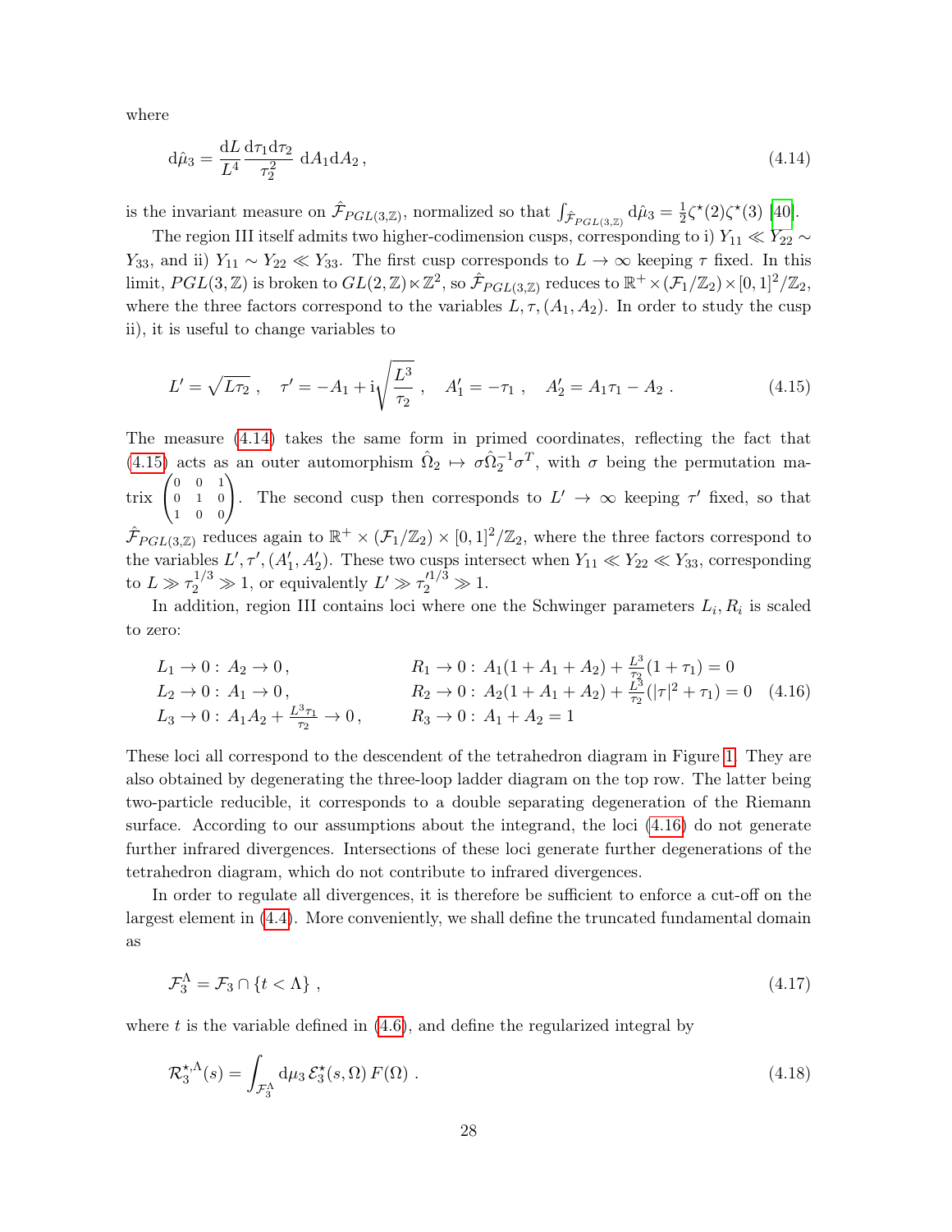where

$$
\mathrm{d}\hat{\mu}_3 = \frac{\mathrm{d}L}{L^4} \frac{\mathrm{d}\tau_1 \mathrm{d}\tau_2}{\tau_2^2} \, \mathrm{d}A_1 \mathrm{d}A_2 \,, \tag{4.14}
$$

is the invariant measure on $\hat{\mathcal{F}}_{PGL(3,\mathbb{Z})}$, normalized so that $\int_{\hat{\mathcal{F}}_{PGL(3,\mathbb{Z})}} \mathrm{d}\hat{\mu}_3 = \frac{1}{2}\zeta^\star(2)\zeta^\star(3)$ [40].

The region III itself admits two higher-codimension cusps, corresponding to i) $Y_{11} \ll Y_{22} \sim Y_{33}$, and ii) $Y_{11} \sim Y_{22} \ll Y_{33}$. The first cusp corresponds to $L \to \infty$ keeping $\tau$ fixed. In this limit, $PGL(3,\mathbb{Z})$ is broken to $GL(2,\mathbb{Z}) \ltimes \mathbb{Z}^2$, so $\hat{\mathcal{F}}_{PGL(3,\mathbb{Z})}$ reduces to $\mathbb{R}^+ \times (\mathcal{F}_1/\mathbb{Z}_2) \times [0,1]^2/\mathbb{Z}_2$, where the three factors correspond to the variables $L, \tau, (A_1, A_2)$. In order to study the cusp ii), it is useful to change variables to

$$
L' = \sqrt{L\tau_2} \,, \quad \tau' = -A_1 + \mathrm{i}\sqrt{\frac{L^3}{\tau_2}} \,, \quad A_1' = -\tau_1 \,, \quad A_2' = A_1\tau_1 - A_2 \,. \tag{4.15}
$$

The measure (4.14) takes the same form in primed coordinates, reflecting the fact that (4.15) acts as an outer automorphism $\hat{\Omega}_2 \mapsto \sigma\hat{\Omega}_2^{-1}\sigma^T$, with $\sigma$ being the permutation matrix $\begin{pmatrix} 0 & 0 & 1 \\ 0 & 1 & 0 \\ 1 & 0 & 0 \end{pmatrix}$. The second cusp then corresponds to $L' \to \infty$ keeping $\tau'$ fixed, so that $\hat{\mathcal{F}}_{PGL(3,\mathbb{Z})}$ reduces again to $\mathbb{R}^+ \times (\mathcal{F}_1/\mathbb{Z}_2) \times [0,1]^2/\mathbb{Z}_2$, where the three factors correspond to the variables $L', \tau', (A_1', A_2')$. These two cusps intersect when $Y_{11} \ll Y_{22} \ll Y_{33}$, corresponding to $L \gg \tau_2^{1/3} \gg 1$, or equivalently $L' \gg \tau_2'^{1/3} \gg 1$.

In addition, region III contains loci where one the Schwinger parameters $L_i, R_i$ is scaled to zero:

$$
\begin{aligned}
&L_1 \to 0 : \, A_2 \to 0 \,, && R_1 \to 0 : \, A_1(1 + A_1 + A_2) + \tfrac{L^3}{\tau_2}(1 + \tau_1) = 0 \\
&L_2 \to 0 : \, A_1 \to 0 \,, && R_2 \to 0 : \, A_2(1 + A_1 + A_2) + \tfrac{L^3}{\tau_2}(|\tau|^2 + \tau_1) = 0 \\
&L_3 \to 0 : \, A_1 A_2 + \tfrac{L^3 \tau_1}{\tau_2} \to 0 \,, && R_3 \to 0 : \, A_1 + A_2 = 1
\end{aligned} \tag{4.16}
$$

These loci all correspond to the descendent of the tetrahedron diagram in Figure 1. They are also obtained by degenerating the three-loop ladder diagram on the top row. The latter being two-particle reducible, it corresponds to a double separating degeneration of the Riemann surface. According to our assumptions about the integrand, the loci (4.16) do not generate further infrared divergences. Intersections of these loci generate further degenerations of the tetrahedron diagram, which do not contribute to infrared divergences.

In order to regulate all divergences, it is therefore be sufficient to enforce a cut-off on the largest element in (4.4). More conveniently, we shall define the truncated fundamental domain as

$$
\mathcal{F}_3^\Lambda = \mathcal{F}_3 \cap \{t < \Lambda\} \,, \tag{4.17}
$$

where $t$ is the variable defined in (4.6), and define the regularized integral by

$$
\mathcal{R}_3^{\star,\Lambda}(s) = \int_{\mathcal{F}_3^\Lambda} \mathrm{d}\mu_3 \, \mathcal{E}_3^\star(s,\Omega) \, F(\Omega) \,. \tag{4.18}
$$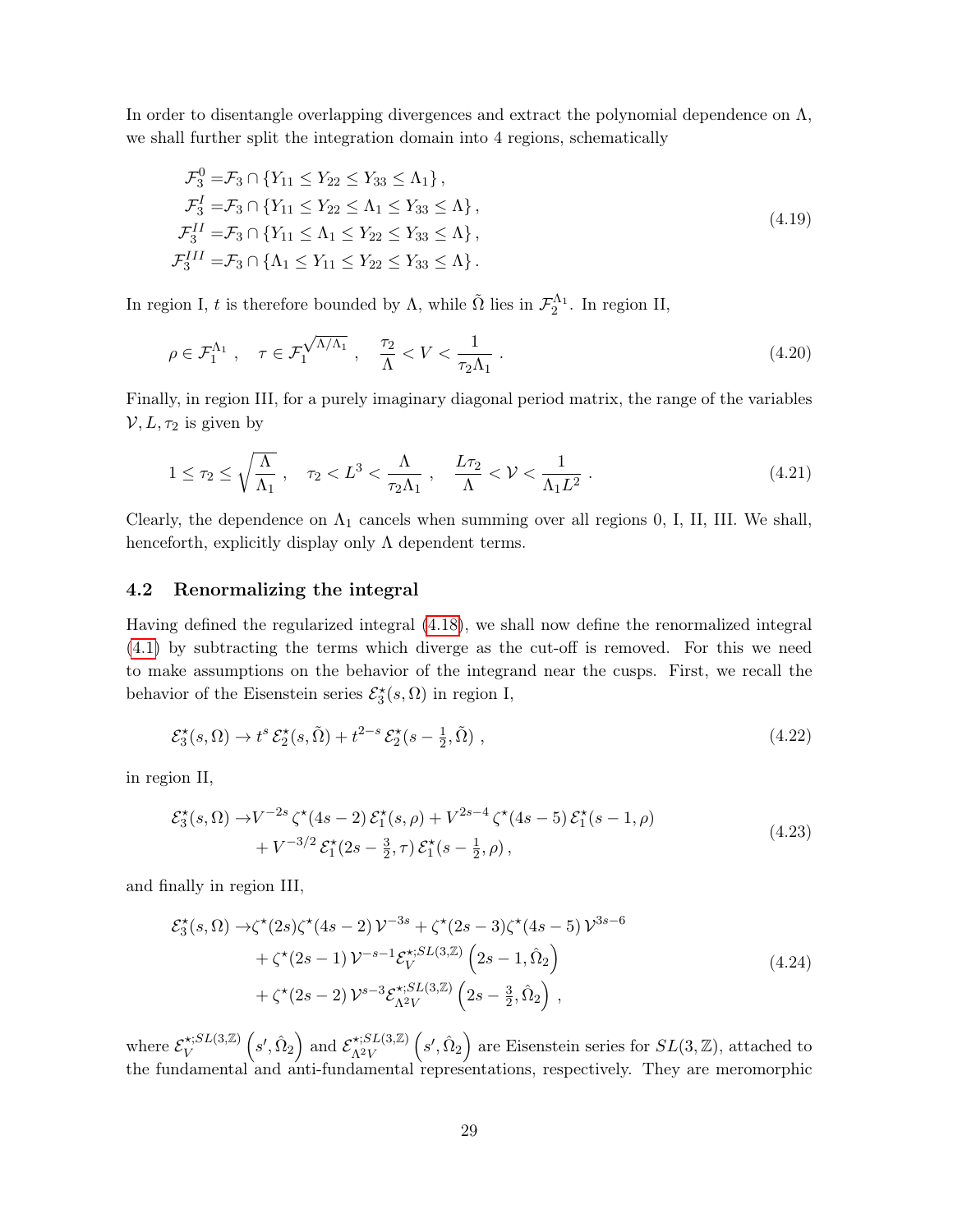In order to disentangle overlapping divergences and extract the polynomial dependence on $\Lambda$, we shall further split the integration domain into 4 regions, schematically

$$
\begin{aligned}
\mathcal{F}_3^0 =& \mathcal{F}_3 \cap \{Y_{11} \le Y_{22} \le Y_{33} \le \Lambda_1\}\,, \\
\mathcal{F}_3^I =& \mathcal{F}_3 \cap \{Y_{11} \le Y_{22} \le \Lambda_1 \le Y_{33} \le \Lambda\}\,, \\
\mathcal{F}_3^{II} =& \mathcal{F}_3 \cap \{Y_{11} \le \Lambda_1 \le Y_{22} \le Y_{33} \le \Lambda\}\,, \\
\mathcal{F}_3^{III} =& \mathcal{F}_3 \cap \{\Lambda_1 \le Y_{11} \le Y_{22} \le Y_{33} \le \Lambda\}\,.
\end{aligned}
\tag{4.19}
$$

In region I, $t$ is therefore bounded by $\Lambda$, while $\tilde{\Omega}$ lies in $\mathcal{F}_2^{\Lambda_1}$. In region II,

$$
\rho \in \mathcal{F}_1^{\Lambda_1}\,, \quad \tau \in \mathcal{F}_1^{\sqrt{\Lambda/\Lambda_1}}\,, \quad \frac{\tau_2}{\Lambda} < V < \frac{1}{\tau_2 \Lambda_1}\,. \tag{4.20}
$$

Finally, in region III, for a purely imaginary diagonal period matrix, the range of the variables $\mathcal{V}, L, \tau_2$ is given by

$$
1 \le \tau_2 \le \sqrt{\frac{\Lambda}{\Lambda_1}}\,, \quad \tau_2 < L^3 < \frac{\Lambda}{\tau_2 \Lambda_1}\,, \quad \frac{L\tau_2}{\Lambda} < \mathcal{V} < \frac{1}{\Lambda_1 L^2}\,. \tag{4.21}
$$

Clearly, the dependence on $\Lambda_1$ cancels when summing over all regions 0, I, II, III. We shall, henceforth, explicitly display only $\Lambda$ dependent terms.

### 4.2 Renormalizing the integral

Having defined the regularized integral (4.18), we shall now define the renormalized integral (4.1) by subtracting the terms which diverge as the cut-off is removed. For this we need to make assumptions on the behavior of the integrand near the cusps. First, we recall the behavior of the Eisenstein series $\mathcal{E}_3^\star(s,\Omega)$ in region I,

$$
\mathcal{E}_3^\star(s,\Omega) \to t^s\, \mathcal{E}_2^\star(s,\tilde{\Omega}) + t^{2-s}\, \mathcal{E}_2^\star(s-\tfrac{1}{2},\tilde{\Omega})\,, \tag{4.22}
$$

in region II,

$$
\begin{aligned}
\mathcal{E}_3^\star(s,\Omega) \to& V^{-2s}\, \zeta^\star(4s-2)\, \mathcal{E}_1^\star(s,\rho) + V^{2s-4}\, \zeta^\star(4s-5)\, \mathcal{E}_1^\star(s-1,\rho) \\
&+ V^{-3/2}\, \mathcal{E}_1^\star(2s-\tfrac{3}{2},\tau)\, \mathcal{E}_1^\star(s-\tfrac{1}{2},\rho)\,,
\end{aligned}
\tag{4.23}
$$

and finally in region III,

$$
\begin{aligned}
\mathcal{E}_3^\star(s,\Omega) \to& \zeta^\star(2s)\zeta^\star(4s-2)\, \mathcal{V}^{-3s} + \zeta^\star(2s-3)\zeta^\star(4s-5)\, \mathcal{V}^{3s-6} \\
&+ \zeta^\star(2s-1)\, \mathcal{V}^{-s-1} \mathcal{E}_V^{\star;SL(3,\mathbb{Z})}\left(2s-1,\hat{\Omega}_2\right) \\
&+ \zeta^\star(2s-2)\, \mathcal{V}^{s-3} \mathcal{E}_{\Lambda^2 V}^{\star;SL(3,\mathbb{Z})}\left(2s-\tfrac{3}{2},\hat{\Omega}_2\right)\,,
\end{aligned}
\tag{4.24}
$$

where $\mathcal{E}_V^{\star;SL(3,\mathbb{Z})}\left(s',\hat{\Omega}_2\right)$ and $\mathcal{E}_{\Lambda^2 V}^{\star;SL(3,\mathbb{Z})}\left(s',\hat{\Omega}_2\right)$ are Eisenstein series for $SL(3,\mathbb{Z})$, attached to the fundamental and anti-fundamental representations, respectively. They are meromorphic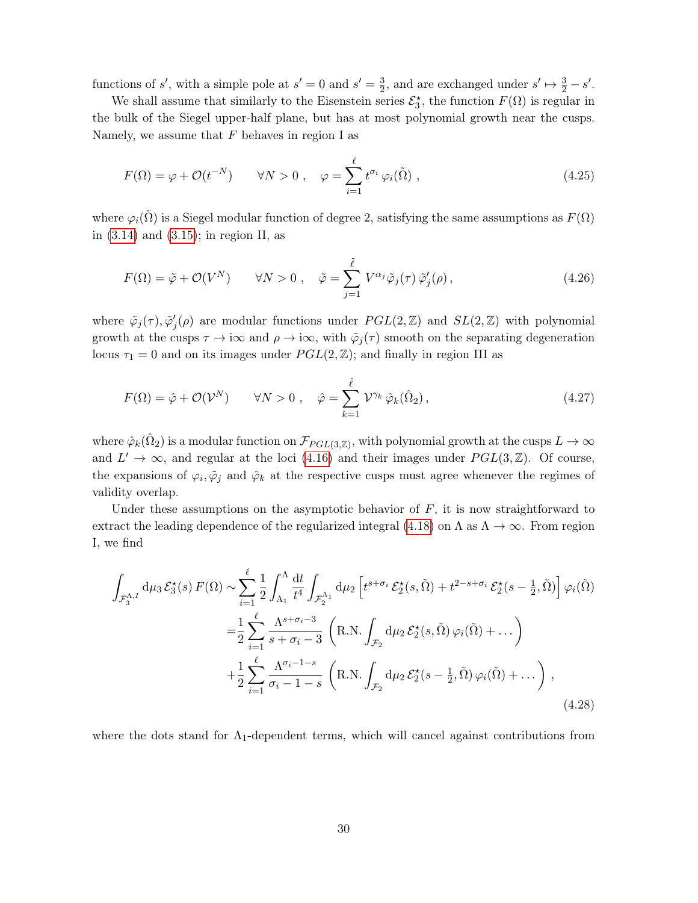functions of $s'$, with a simple pole at $s'=0$ and $s'=\frac{3}{2}$, and are exchanged under $s'\mapsto \frac{3}{2}-s'$.

We shall assume that similarly to the Eisenstein series $\mathcal{E}^\star_3$, the function $F(\Omega)$ is regular in the bulk of the Siegel upper-half plane, but has at most polynomial growth near the cusps. Namely, we assume that $F$ behaves in region I as

$$
F(\Omega) = \varphi + \mathcal{O}(t^{-N}) \qquad \forall N>0\ , \quad \varphi = \sum_{i=1}^{\ell} t^{\sigma_i}\, \varphi_i(\tilde\Omega)\ , \tag{4.25}
$$

where $\varphi_i(\tilde\Omega)$ is a Siegel modular function of degree 2, satisfying the same assumptions as $F(\Omega)$ in (3.14) and (3.15); in region II, as

$$
F(\Omega) = \tilde\varphi + \mathcal{O}(V^{N}) \qquad \forall N>0\ , \quad \tilde\varphi = \sum_{j=1}^{\tilde\ell} V^{\alpha_j}\tilde\varphi_j(\tau)\, \tilde\varphi'_j(\rho)\,, \tag{4.26}
$$

where $\tilde\varphi_j(\tau), \tilde\varphi'_j(\rho)$ are modular functions under $PGL(2,\mathbb{Z})$ and $SL(2,\mathbb{Z})$ with polynomial growth at the cusps $\tau\to \mathrm{i}\infty$ and $\rho\to\mathrm{i}\infty$, with $\tilde\varphi_j(\tau)$ smooth on the separating degeneration locus $\tau_1=0$ and on its images under $PGL(2,\mathbb{Z})$; and finally in region III as

$$
F(\Omega) = \hat\varphi + \mathcal{O}(\mathcal{V}^{N}) \qquad \forall N>0\ , \quad \hat\varphi = \sum_{k=1}^{\hat\ell} \mathcal{V}^{\gamma_k}\, \hat\varphi_k(\hat\Omega_2)\,, \tag{4.27}
$$

where $\hat\varphi_k(\hat\Omega_2)$ is a modular function on $\mathcal{F}_{PGL(3,\mathbb{Z})}$, with polynomial growth at the cusps $L\to\infty$ and $L'\to\infty$, and regular at the loci (4.16) and their images under $PGL(3,\mathbb{Z})$. Of course, the expansions of $\varphi_i, \tilde\varphi_j$ and $\hat\varphi_k$ at the respective cusps must agree whenever the regimes of validity overlap.

Under these assumptions on the asymptotic behavior of $F$, it is now straightforward to extract the leading dependence of the regularized integral (4.18) on $\Lambda$ as $\Lambda\to\infty$. From region I, we find

$$
\begin{aligned}
\int_{\mathcal{F}_3^{\Lambda,I}} \mathrm{d}\mu_3\, \mathcal{E}^\star_3(s)\, F(\Omega) \sim & \sum_{i=1}^{\ell} \frac{1}{2}\int_{\Lambda_1}^{\Lambda} \frac{\mathrm{d}t}{t^4}\int_{\mathcal{F}_2^{\Lambda_1}} \mathrm{d}\mu_2 \left[ t^{s+\sigma_i}\, \mathcal{E}^\star_2(s,\tilde\Omega) + t^{2-s+\sigma_i}\, \mathcal{E}^\star_2(s-\tfrac12,\tilde\Omega)\right]\varphi_i(\tilde\Omega) \\
=& \frac{1}{2}\sum_{i=1}^{\ell} \frac{\Lambda^{s+\sigma_i-3}}{s+\sigma_i-3}\left( \mathrm{R.N.}\int_{\mathcal{F}_2} \mathrm{d}\mu_2\, \mathcal{E}^\star_2(s,\tilde\Omega)\,\varphi_i(\tilde\Omega) + \dots\right) \\
&+\frac{1}{2}\sum_{i=1}^{\ell} \frac{\Lambda^{\sigma_i-1-s}}{\sigma_i-1-s}\left( \mathrm{R.N.}\int_{\mathcal{F}_2} \mathrm{d}\mu_2\, \mathcal{E}^\star_2(s-\tfrac12,\tilde\Omega)\,\varphi_i(\tilde\Omega) + \dots\right)\,,
\end{aligned}
\tag{4.28}
$$

where the dots stand for $\Lambda_1$-dependent terms, which will cancel against contributions from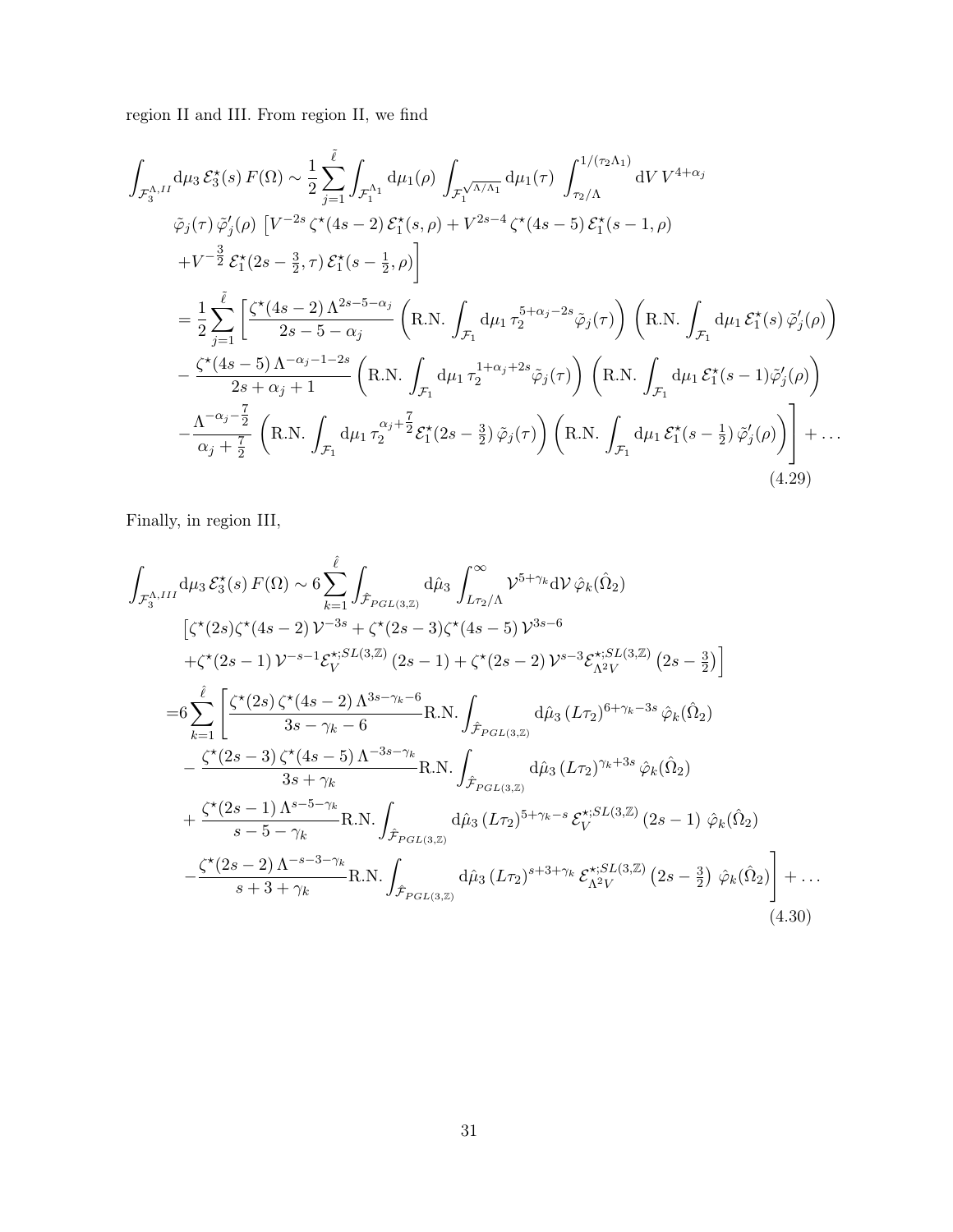region II and III. From region II, we find

$$
\begin{aligned}
\int_{\mathcal{F}_3^{\Lambda,II}} \mathrm{d}\mu_3\, \mathcal{E}_3^\star(s)\, F(\Omega) &\sim \frac{1}{2}\sum_{j=1}^{\tilde{\ell}} \int_{\mathcal{F}_1^{\Lambda_1}} \mathrm{d}\mu_1(\rho)\, \int_{\mathcal{F}_1^{\sqrt{\Lambda/\Lambda_1}}} \mathrm{d}\mu_1(\tau)\, \int_{\tau_2/\Lambda}^{1/(\tau_2\Lambda_1)} \mathrm{d}V\, V^{4+\alpha_j} \\
&\quad \tilde{\varphi}_j(\tau)\, \tilde{\varphi}'_j(\rho)\, \Big[V^{-2s}\, \zeta^\star(4s-2)\, \mathcal{E}_1^\star(s,\rho) + V^{2s-4}\, \zeta^\star(4s-5)\, \mathcal{E}_1^\star(s-1,\rho) \\
&\quad + V^{-\frac{3}{2}}\, \mathcal{E}_1^\star(2s-\tfrac{3}{2},\tau)\, \mathcal{E}_1^\star(s-\tfrac{1}{2},\rho)\Big] \\
&= \frac{1}{2}\sum_{j=1}^{\tilde{\ell}} \Bigg[ \frac{\zeta^\star(4s-2)\, \Lambda^{2s-5-\alpha_j}}{2s-5-\alpha_j} \left(\mathrm{R.N.} \int_{\mathcal{F}_1} \mathrm{d}\mu_1\, \tau_2^{5+\alpha_j-2s} \tilde{\varphi}_j(\tau)\right) \left(\mathrm{R.N.} \int_{\mathcal{F}_1} \mathrm{d}\mu_1\, \mathcal{E}_1^\star(s)\, \tilde{\varphi}'_j(\rho)\right) \\
&\quad - \frac{\zeta^\star(4s-5)\, \Lambda^{-\alpha_j-1-2s}}{2s+\alpha_j+1} \left(\mathrm{R.N.} \int_{\mathcal{F}_1} \mathrm{d}\mu_1\, \tau_2^{1+\alpha_j+2s} \tilde{\varphi}_j(\tau)\right) \left(\mathrm{R.N.} \int_{\mathcal{F}_1} \mathrm{d}\mu_1\, \mathcal{E}_1^\star(s-1) \tilde{\varphi}'_j(\rho)\right) \\
&\quad - \frac{\Lambda^{-\alpha_j-\frac{7}{2}}}{\alpha_j+\frac{7}{2}} \left(\mathrm{R.N.} \int_{\mathcal{F}_1} \mathrm{d}\mu_1\, \tau_2^{\alpha_j+\frac{7}{2}} \mathcal{E}_1^\star(2s-\tfrac{3}{2})\, \tilde{\varphi}_j(\tau)\right) \left(\mathrm{R.N.} \int_{\mathcal{F}_1} \mathrm{d}\mu_1\, \mathcal{E}_1^\star(s-\tfrac{1}{2})\, \tilde{\varphi}'_j(\rho)\right)\Bigg] + \ldots
\end{aligned}
\tag{4.29}
$$

Finally, in region III,

$$
\begin{aligned}
\int_{\mathcal{F}_3^{\Lambda,III}} \mathrm{d}\mu_3\, \mathcal{E}_3^\star(s)\, F(\Omega) &\sim 6\sum_{k=1}^{\hat{\ell}} \int_{\hat{\mathcal{F}}_{PGL(3,\mathbb{Z})}} \mathrm{d}\hat{\mu}_3 \int_{L\tau_2/\Lambda}^{\infty} \mathcal{V}^{5+\gamma_k} \mathrm{d}\mathcal{V}\, \hat{\varphi}_k(\hat{\Omega}_2) \\
&\quad \Big[\zeta^\star(2s)\zeta^\star(4s-2)\, \mathcal{V}^{-3s} + \zeta^\star(2s-3)\zeta^\star(4s-5)\, \mathcal{V}^{3s-6} \\
&\quad + \zeta^\star(2s-1)\, \mathcal{V}^{-s-1} \mathcal{E}_V^{\star;SL(3,\mathbb{Z})}(2s-1) + \zeta^\star(2s-2)\, \mathcal{V}^{s-3} \mathcal{E}_{\Lambda^2 V}^{\star;SL(3,\mathbb{Z})}\left(2s-\tfrac{3}{2}\right)\Big] \\
&= 6\sum_{k=1}^{\hat{\ell}} \Bigg[ \frac{\zeta^\star(2s)\, \zeta^\star(4s-2)\, \Lambda^{3s-\gamma_k-6}}{3s-\gamma_k-6} \mathrm{R.N.} \int_{\hat{\mathcal{F}}_{PGL(3,\mathbb{Z})}} \mathrm{d}\hat{\mu}_3\, (L\tau_2)^{6+\gamma_k-3s}\, \hat{\varphi}_k(\hat{\Omega}_2) \\
&\quad - \frac{\zeta^\star(2s-3)\, \zeta^\star(4s-5)\, \Lambda^{-3s-\gamma_k}}{3s+\gamma_k} \mathrm{R.N.} \int_{\hat{\mathcal{F}}_{PGL(3,\mathbb{Z})}} \mathrm{d}\hat{\mu}_3\, (L\tau_2)^{\gamma_k+3s}\, \hat{\varphi}_k(\hat{\Omega}_2) \\
&\quad + \frac{\zeta^\star(2s-1)\, \Lambda^{s-5-\gamma_k}}{s-5-\gamma_k} \mathrm{R.N.} \int_{\hat{\mathcal{F}}_{PGL(3,\mathbb{Z})}} \mathrm{d}\hat{\mu}_3\, (L\tau_2)^{5+\gamma_k-s}\, \mathcal{E}_V^{\star;SL(3,\mathbb{Z})}(2s-1)\ \hat{\varphi}_k(\hat{\Omega}_2) \\
&\quad - \frac{\zeta^\star(2s-2)\, \Lambda^{-s-3-\gamma_k}}{s+3+\gamma_k} \mathrm{R.N.} \int_{\hat{\mathcal{F}}_{PGL(3,\mathbb{Z})}} \mathrm{d}\hat{\mu}_3\, (L\tau_2)^{s+3+\gamma_k}\, \mathcal{E}_{\Lambda^2 V}^{\star;SL(3,\mathbb{Z})}\left(2s-\tfrac{3}{2}\right)\ \hat{\varphi}_k(\hat{\Omega}_2)\Bigg] + \ldots
\end{aligned}
\tag{4.30}
$$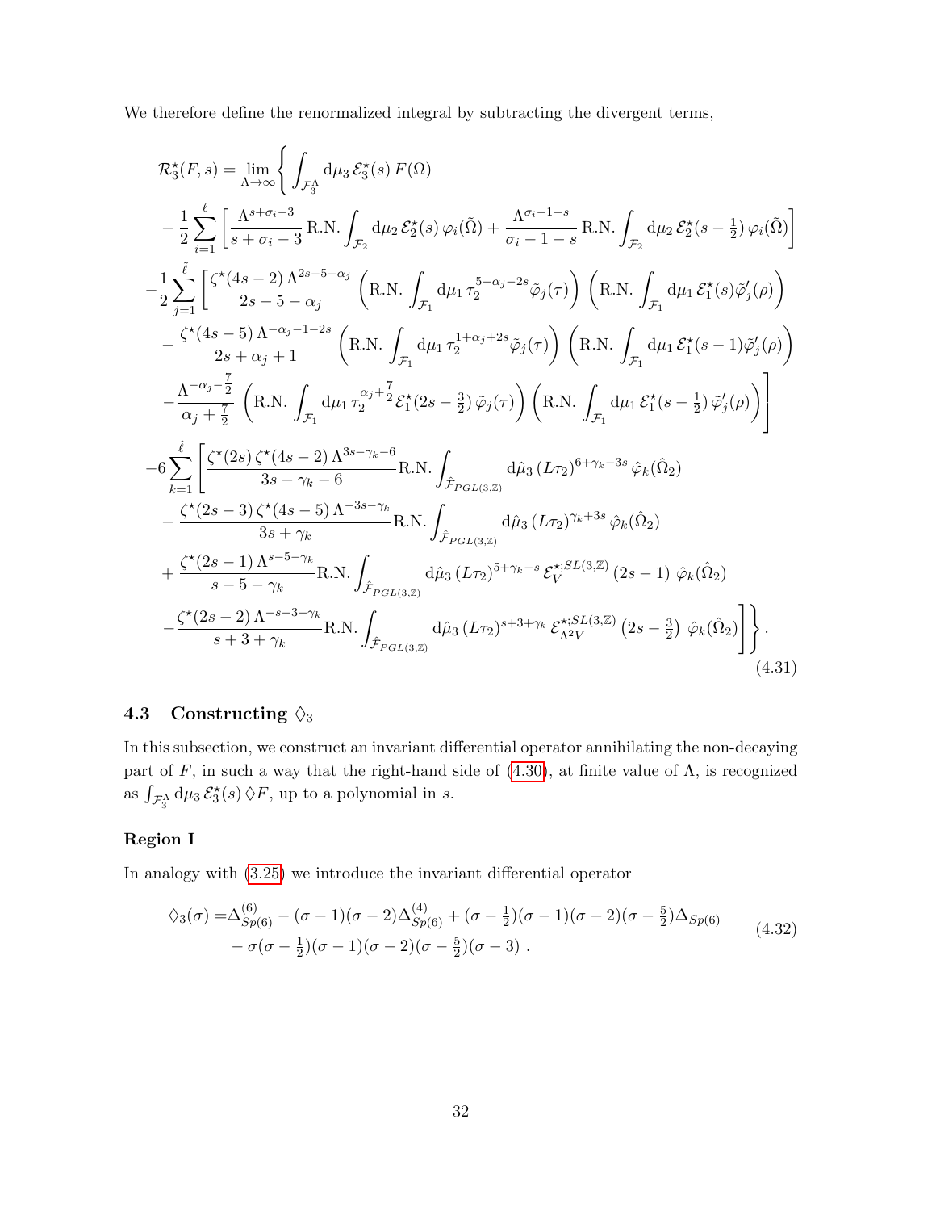We therefore define the renormalized integral by subtracting the divergent terms,

$$
\begin{aligned}
\mathcal{R}^\star_3(F,s) = \lim_{\Lambda\to\infty}\Bigg\{ &\int_{\mathcal{F}_3^\Lambda} \mathrm{d}\mu_3\, \mathcal{E}^\star_3(s)\, F(\Omega) \\
&-\frac{1}{2}\sum_{i=1}^{\ell}\left[\frac{\Lambda^{s+\sigma_i-3}}{s+\sigma_i-3}\,\mathrm{R.N.}\int_{\mathcal{F}_2}\mathrm{d}\mu_2\,\mathcal{E}^\star_2(s)\,\varphi_i(\tilde\Omega) + \frac{\Lambda^{\sigma_i-1-s}}{\sigma_i-1-s}\,\mathrm{R.N.}\int_{\mathcal{F}_2}\mathrm{d}\mu_2\,\mathcal{E}^\star_2(s-\tfrac{1}{2})\,\varphi_i(\tilde\Omega)\right] \\
&-\frac{1}{2}\sum_{j=1}^{\tilde\ell}\Bigg[\frac{\zeta^\star(4s-2)\,\Lambda^{2s-5-\alpha_j}}{2s-5-\alpha_j}\left(\mathrm{R.N.}\int_{\mathcal{F}_1}\mathrm{d}\mu_1\,\tau_2^{5+\alpha_j-2s}\tilde\varphi_j(\tau)\right)\left(\mathrm{R.N.}\int_{\mathcal{F}_1}\mathrm{d}\mu_1\,\mathcal{E}^\star_1(s)\tilde\varphi'_j(\rho)\right) \\
&\quad -\frac{\zeta^\star(4s-5)\,\Lambda^{-\alpha_j-1-2s}}{2s+\alpha_j+1}\left(\mathrm{R.N.}\int_{\mathcal{F}_1}\mathrm{d}\mu_1\,\tau_2^{1+\alpha_j+2s}\tilde\varphi_j(\tau)\right)\left(\mathrm{R.N.}\int_{\mathcal{F}_1}\mathrm{d}\mu_1\,\mathcal{E}^\star_1(s-1)\tilde\varphi'_j(\rho)\right) \\
&\quad -\frac{\Lambda^{-\alpha_j-\frac{7}{2}}}{\alpha_j+\frac{7}{2}}\left(\mathrm{R.N.}\int_{\mathcal{F}_1}\mathrm{d}\mu_1\,\tau_2^{\alpha_j+\frac{7}{2}}\mathcal{E}^\star_1(2s-\tfrac{3}{2})\,\tilde\varphi_j(\tau)\right)\left(\mathrm{R.N.}\int_{\mathcal{F}_1}\mathrm{d}\mu_1\,\mathcal{E}^\star_1(s-\tfrac{1}{2})\,\tilde\varphi'_j(\rho)\right)\Bigg] \\
&-6\sum_{k=1}^{\hat\ell}\Bigg[\frac{\zeta^\star(2s)\,\zeta^\star(4s-2)\,\Lambda^{3s-\gamma_k-6}}{3s-\gamma_k-6}\mathrm{R.N.}\int_{\hat{\mathcal{F}}_{PGL(3,\mathbb{Z})}}\mathrm{d}\hat\mu_3\,(L\tau_2)^{6+\gamma_k-3s}\,\hat\varphi_k(\hat\Omega_2) \\
&\quad -\frac{\zeta^\star(2s-3)\,\zeta^\star(4s-5)\,\Lambda^{-3s-\gamma_k}}{3s+\gamma_k}\mathrm{R.N.}\int_{\hat{\mathcal{F}}_{PGL(3,\mathbb{Z})}}\mathrm{d}\hat\mu_3\,(L\tau_2)^{\gamma_k+3s}\,\hat\varphi_k(\hat\Omega_2) \\
&\quad +\frac{\zeta^\star(2s-1)\,\Lambda^{s-5-\gamma_k}}{s-5-\gamma_k}\mathrm{R.N.}\int_{\hat{\mathcal{F}}_{PGL(3,\mathbb{Z})}}\mathrm{d}\hat\mu_3\,(L\tau_2)^{5+\gamma_k-s}\,\mathcal{E}_V^{\star;SL(3,\mathbb{Z})}\,(2s-1)\ \hat\varphi_k(\hat\Omega_2) \\
&\quad -\frac{\zeta^\star(2s-2)\,\Lambda^{-s-3-\gamma_k}}{s+3+\gamma_k}\mathrm{R.N.}\int_{\hat{\mathcal{F}}_{PGL(3,\mathbb{Z})}}\mathrm{d}\hat\mu_3\,(L\tau_2)^{s+3+\gamma_k}\,\mathcal{E}_{\Lambda^2V}^{\star;SL(3,\mathbb{Z})}\,(2s-\tfrac{3}{2})\ \hat\varphi_k(\hat\Omega_2)\Bigg]\Bigg\}.
\end{aligned}
\tag{4.31}
$$

### 4.3 Constructing $\Diamond_3$

In this subsection, we construct an invariant differential operator annihilating the non-decaying part of $F$, in such a way that the right-hand side of (4.30), at finite value of $\Lambda$, is recognized as $\int_{\mathcal{F}_3^\Lambda}\mathrm{d}\mu_3\,\mathcal{E}^\star_3(s)\,\Diamond F$, up to a polynomial in $s$.

#### Region I

In analogy with (3.25) we introduce the invariant differential operator

$$
\begin{aligned}
\Diamond_3(\sigma) =&\Delta^{(6)}_{Sp(6)} - (\sigma-1)(\sigma-2)\Delta^{(4)}_{Sp(6)} + (\sigma-\tfrac{1}{2})(\sigma-1)(\sigma-2)(\sigma-\tfrac{5}{2})\Delta_{Sp(6)} \\
&-\sigma(\sigma-\tfrac{1}{2})(\sigma-1)(\sigma-2)(\sigma-\tfrac{5}{2})(\sigma-3)\ .
\end{aligned}
\tag{4.32}
$$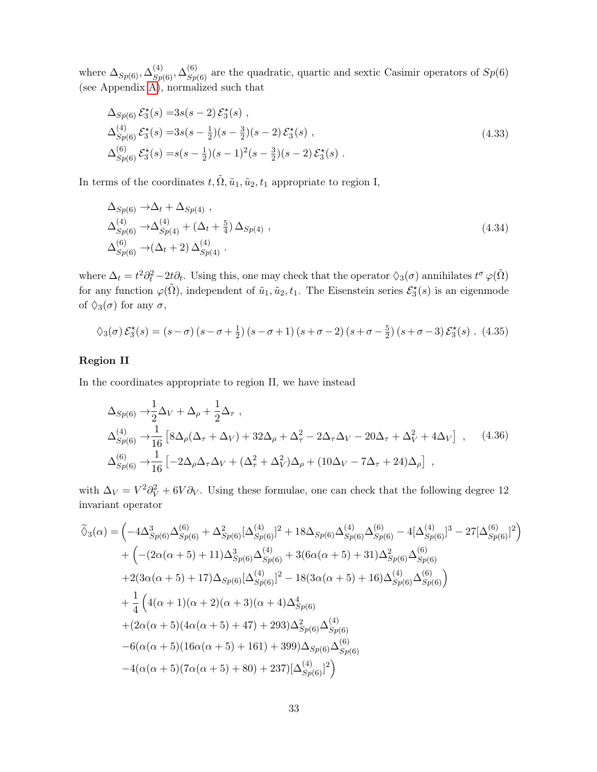where $\Delta_{Sp(6)}, \Delta^{(4)}_{Sp(6)}, \Delta^{(6)}_{Sp(6)}$ are the quadratic, quartic and sextic Casimir operators of $Sp(6)$ (see Appendix A), normalized such that

$$
\begin{aligned}
\Delta_{Sp(6)}\, \mathcal{E}^\star_3(s) =& 3s(s-2)\, \mathcal{E}^\star_3(s) \ , \\
\Delta^{(4)}_{Sp(6)}\, \mathcal{E}^\star_3(s) =& 3s(s-\tfrac12)(s-\tfrac32)(s-2)\, \mathcal{E}^\star_3(s) \ , \\
\Delta^{(6)}_{Sp(6)}\, \mathcal{E}^\star_3(s) =& s(s-\tfrac12)(s-1)^2(s-\tfrac32)(s-2)\, \mathcal{E}^\star_3(s) \ .
\end{aligned}
\tag{4.33}
$$

In terms of the coordinates $t, \tilde\Omega, \tilde u_1, \tilde u_2, t_1$ appropriate to region I,

$$
\begin{aligned}
\Delta_{Sp(6)} \to& \Delta_t + \Delta_{Sp(4)} \ , \\
\Delta^{(4)}_{Sp(6)} \to& \Delta^{(4)}_{Sp(4)} + (\Delta_t + \tfrac54)\, \Delta_{Sp(4)} \ , \\
\Delta^{(6)}_{Sp(6)} \to& (\Delta_t + 2)\, \Delta^{(4)}_{Sp(4)} \ .
\end{aligned}
\tag{4.34}
$$

where $\Delta_t = t^2\partial_t^2 - 2t\partial_t$. Using this, one may check that the operator $\lozenge_3(\sigma)$ annihilates $t^\sigma\, \varphi(\tilde\Omega)$ for any function $\varphi(\tilde\Omega)$, independent of $\tilde u_1, \tilde u_2, t_1$. The Eisenstein series $\mathcal{E}^\star_3(s)$ is an eigenmode of $\lozenge_3(\sigma)$ for any $\sigma$,

$$
\lozenge_3(\sigma)\, \mathcal{E}^\star_3(s) = (s-\sigma)\,(s-\sigma+\tfrac12)\,(s-\sigma+1)\,(s+\sigma-2)\,(s+\sigma-\tfrac52)\,(s+\sigma-3)\, \mathcal{E}^\star_3(s) \ . \tag{4.35}
$$

**Region II**

In the coordinates appropriate to region II, we have instead

$$
\begin{aligned}
\Delta_{Sp(6)} \to& \frac12 \Delta_V + \Delta_\rho + \frac12 \Delta_\tau \ , \\
\Delta^{(4)}_{Sp(6)} \to& \frac{1}{16}\left[ 8\Delta_\rho(\Delta_\tau + \Delta_V) + 32\Delta_\rho + \Delta_\tau^2 - 2\Delta_\tau\Delta_V - 20\Delta_\tau + \Delta_V^2 + 4\Delta_V \right] \ , \\
\Delta^{(6)}_{Sp(6)} \to& \frac{1}{16}\left[ -2\Delta_\rho\Delta_\tau\Delta_V + (\Delta_\tau^2 + \Delta_V^2)\Delta_\rho + (10\Delta_V - 7\Delta_\tau + 24)\Delta_\rho \right] \ ,
\end{aligned}
\tag{4.36}
$$

with $\Delta_V = V^2\partial_V^2 + 6V\partial_V$. Using these formulae, one can check that the following degree 12 invariant operator

$$
\begin{aligned}
\widetilde\lozenge_3(\alpha) =& \Big( -4\Delta^3_{Sp(6)}\Delta^{(6)}_{Sp(6)} + \Delta^2_{Sp(6)}[\Delta^{(4)}_{Sp(6)}]^2 + 18\Delta_{Sp(6)}\Delta^{(4)}_{Sp(6)}\Delta^{(6)}_{Sp(6)} - 4[\Delta^{(4)}_{Sp(6)}]^3 - 27[\Delta^{(6)}_{Sp(6)}]^2 \Big) \\
&+ \Big( -(2\alpha(\alpha+5)+11)\Delta^3_{Sp(6)}\Delta^{(4)}_{Sp(6)} + 3(6\alpha(\alpha+5)+31)\Delta^2_{Sp(6)}\Delta^{(6)}_{Sp(6)} \\
&+ 2(3\alpha(\alpha+5)+17)\Delta_{Sp(6)}[\Delta^{(4)}_{Sp(6)}]^2 - 18(3\alpha(\alpha+5)+16)\Delta^{(4)}_{Sp(6)}\Delta^{(6)}_{Sp(6)} \Big) \\
&+ \frac14 \Big( 4(\alpha+1)(\alpha+2)(\alpha+3)(\alpha+4)\Delta^4_{Sp(6)} \\
&+ (2\alpha(\alpha+5)(4\alpha(\alpha+5)+47)+293)\Delta^2_{Sp(6)}\Delta^{(4)}_{Sp(6)} \\
&- 6(\alpha(\alpha+5)(16\alpha(\alpha+5)+161)+399)\Delta_{Sp(6)}\Delta^{(6)}_{Sp(6)} \\
&- 4(\alpha(\alpha+5)(7\alpha(\alpha+5)+80)+237)[\Delta^{(4)}_{Sp(6)}]^2 \Big)
\end{aligned}
$$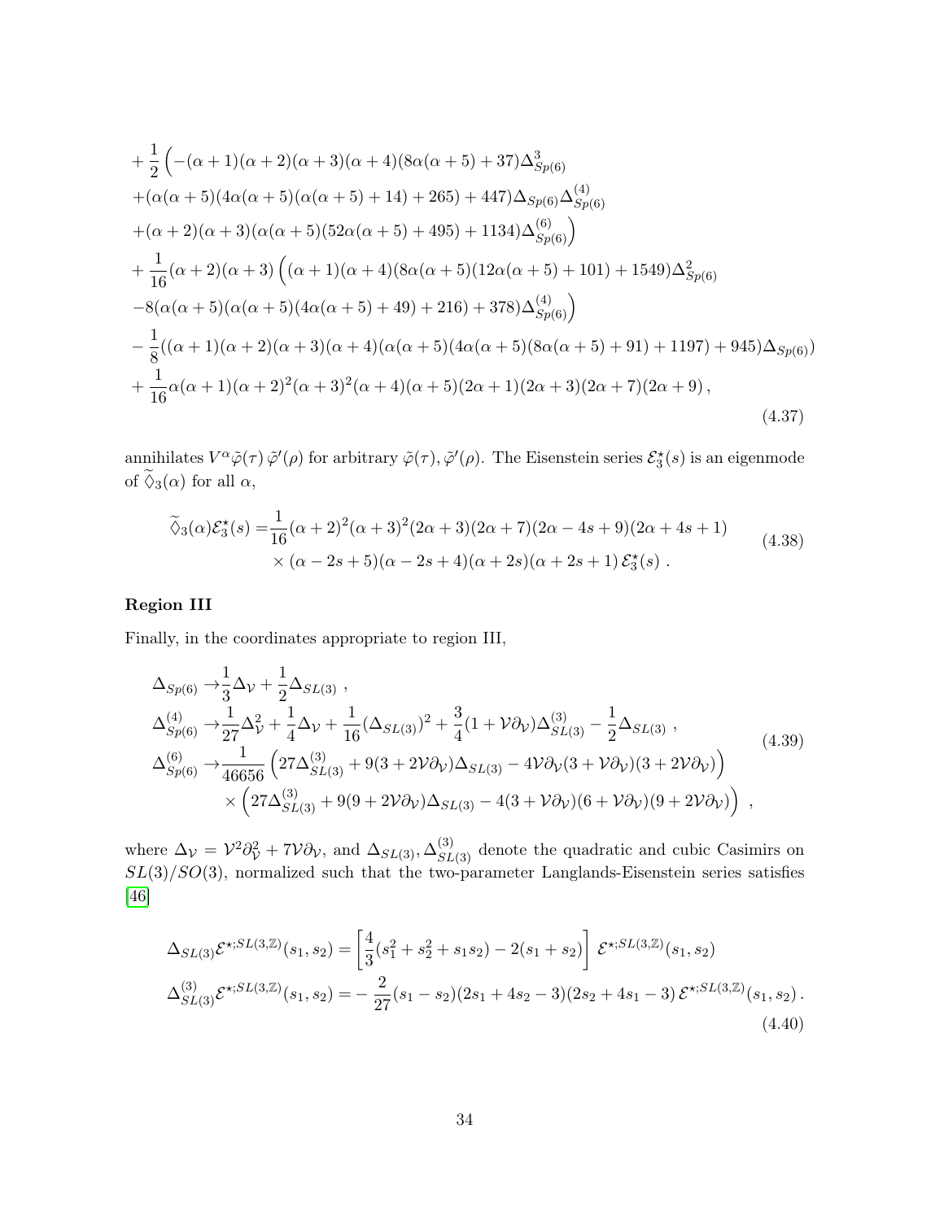$$
\begin{aligned}
&+\frac{1}{2}\Big(-(\alpha+1)(\alpha+2)(\alpha+3)(\alpha+4)(8\alpha(\alpha+5)+37)\Delta^3_{Sp(6)}\\
&+(\alpha(\alpha+5)(4\alpha(\alpha+5)(\alpha(\alpha+5)+14)+265)+447)\Delta_{Sp(6)}\Delta^{(4)}_{Sp(6)}\\
&+(\alpha+2)(\alpha+3)(\alpha(\alpha+5)(52\alpha(\alpha+5)+495)+1134)\Delta^{(6)}_{Sp(6)}\Big)\\
&+\frac{1}{16}(\alpha+2)(\alpha+3)\Big((\alpha+1)(\alpha+4)(8\alpha(\alpha+5)(12\alpha(\alpha+5)+101)+1549)\Delta^2_{Sp(6)}\\
&-8(\alpha(\alpha+5)(\alpha(\alpha+5)(4\alpha(\alpha+5)+49)+216)+378)\Delta^{(4)}_{Sp(6)}\Big)\\
&-\frac{1}{8}((\alpha+1)(\alpha+2)(\alpha+3)(\alpha+4)(\alpha(\alpha+5)(4\alpha(\alpha+5)(8\alpha(\alpha+5)+91)+1197)+945)\Delta_{Sp(6)})\\
&+\frac{1}{16}\alpha(\alpha+1)(\alpha+2)^2(\alpha+3)^2(\alpha+4)(\alpha+5)(2\alpha+1)(2\alpha+3)(2\alpha+7)(2\alpha+9)\,,
\end{aligned}
\tag{4.37}
$$

annihilates $V^\alpha\tilde{\varphi}(\tau)\,\tilde{\varphi}'(\rho)$ for arbitrary $\tilde{\varphi}(\tau),\tilde{\varphi}'(\rho)$. The Eisenstein series $\mathcal{E}^\star_3(s)$ is an eigenmode of $\widetilde{\Diamond}_3(\alpha)$ for all $\alpha$,

$$
\begin{aligned}
\widetilde{\Diamond}_3(\alpha)\mathcal{E}^\star_3(s) =&\frac{1}{16}(\alpha+2)^2(\alpha+3)^2(2\alpha+3)(2\alpha+7)(2\alpha-4s+9)(2\alpha+4s+1)\\
&\times(\alpha-2s+5)(\alpha-2s+4)(\alpha+2s)(\alpha+2s+1)\,\mathcal{E}^\star_3(s)\;.
\end{aligned}
\tag{4.38}
$$

**Region III**

Finally, in the coordinates appropriate to region III,

$$
\begin{aligned}
\Delta_{Sp(6)} \to&\frac{1}{3}\Delta_{\mathcal{V}}+\frac{1}{2}\Delta_{SL(3)}\;,\\
\Delta^{(4)}_{Sp(6)} \to&\frac{1}{27}\Delta^2_{\mathcal{V}}+\frac{1}{4}\Delta_{\mathcal{V}}+\frac{1}{16}(\Delta_{SL(3)})^2+\frac{3}{4}(1+\mathcal{V}\partial_{\mathcal{V}})\Delta^{(3)}_{SL(3)}-\frac{1}{2}\Delta_{SL(3)}\;,\\
\Delta^{(6)}_{Sp(6)} \to&\frac{1}{46656}\Big(27\Delta^{(3)}_{SL(3)}+9(3+2\mathcal{V}\partial_{\mathcal{V}})\Delta_{SL(3)}-4\mathcal{V}\partial_{\mathcal{V}}(3+\mathcal{V}\partial_{\mathcal{V}})(3+2\mathcal{V}\partial_{\mathcal{V}})\Big)\\
&\times\Big(27\Delta^{(3)}_{SL(3)}+9(9+2\mathcal{V}\partial_{\mathcal{V}})\Delta_{SL(3)}-4(3+\mathcal{V}\partial_{\mathcal{V}})(6+\mathcal{V}\partial_{\mathcal{V}})(9+2\mathcal{V}\partial_{\mathcal{V}})\Big)\;,
\end{aligned}
\tag{4.39}
$$

where $\Delta_{\mathcal{V}}=\mathcal{V}^2\partial^2_{\mathcal{V}}+7\mathcal{V}\partial_{\mathcal{V}}$, and $\Delta_{SL(3)},\Delta^{(3)}_{SL(3)}$ denote the quadratic and cubic Casimirs on $SL(3)/SO(3)$, normalized such that the two-parameter Langlands-Eisenstein series satisfies [46]

$$
\begin{aligned}
\Delta_{SL(3)}\mathcal{E}^{\star;SL(3,\mathbb{Z})}(s_1,s_2)=&\left[\frac{4}{3}(s_1^2+s_2^2+s_1s_2)-2(s_1+s_2)\right]\,\mathcal{E}^{\star;SL(3,\mathbb{Z})}(s_1,s_2)\\
\Delta^{(3)}_{SL(3)}\mathcal{E}^{\star;SL(3,\mathbb{Z})}(s_1,s_2)=&-\frac{2}{27}(s_1-s_2)(2s_1+4s_2-3)(2s_2+4s_1-3)\,\mathcal{E}^{\star;SL(3,\mathbb{Z})}(s_1,s_2)\,.
\end{aligned}
\tag{4.40}
$$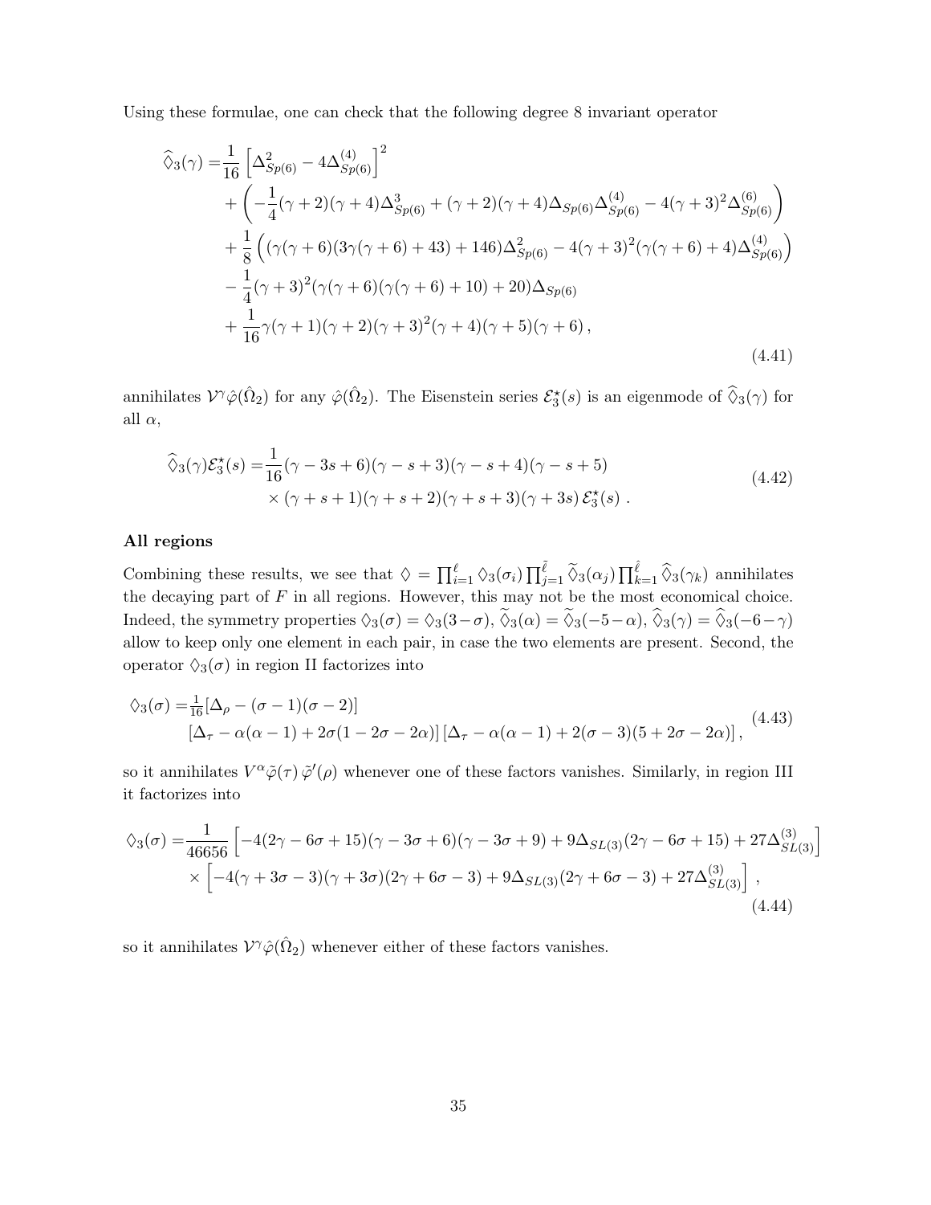Using these formulae, one can check that the following degree 8 invariant operator

$$
\begin{aligned}
\widehat{\Diamond}_3(\gamma) =& \frac{1}{16}\left[\Delta_{Sp(6)}^2 - 4\Delta_{Sp(6)}^{(4)}\right]^2 \\
&+ \left(-\frac{1}{4}(\gamma+2)(\gamma+4)\Delta_{Sp(6)}^3 + (\gamma+2)(\gamma+4)\Delta_{Sp(6)}\Delta_{Sp(6)}^{(4)} - 4(\gamma+3)^2\Delta_{Sp(6)}^{(6)}\right) \\
&+ \frac{1}{8}\Big((\gamma(\gamma+6)(3\gamma(\gamma+6)+43)+146)\Delta_{Sp(6)}^2 - 4(\gamma+3)^2(\gamma(\gamma+6)+4)\Delta_{Sp(6)}^{(4)}\Big) \\
&- \frac{1}{4}(\gamma+3)^2(\gamma(\gamma+6)(\gamma(\gamma+6)+10)+20)\Delta_{Sp(6)} \\
&+ \frac{1}{16}\gamma(\gamma+1)(\gamma+2)(\gamma+3)^2(\gamma+4)(\gamma+5)(\gamma+6)\,,
\end{aligned}
\tag{4.41}
$$

annihilates $\mathcal{V}^\gamma \hat{\varphi}(\hat{\Omega}_2)$ for any $\hat{\varphi}(\hat{\Omega}_2)$. The Eisenstein series $\mathcal{E}_3^\star(s)$ is an eigenmode of $\widehat{\Diamond}_3(\gamma)$ for all $\alpha$,

$$
\begin{aligned}
\widehat{\Diamond}_3(\gamma)\mathcal{E}_3^\star(s) =& \frac{1}{16}(\gamma-3s+6)(\gamma-s+3)(\gamma-s+4)(\gamma-s+5) \\
&\times(\gamma+s+1)(\gamma+s+2)(\gamma+s+3)(\gamma+3s)\,\mathcal{E}_3^\star(s)\ .
\end{aligned}
\tag{4.42}
$$

**All regions**

Combining these results, we see that $\Diamond = \prod_{i=1}^{\ell}\Diamond_3(\sigma_i)\prod_{j=1}^{\tilde{\ell}}\widetilde{\Diamond}_3(\alpha_j)\prod_{k=1}^{\hat{\ell}}\widehat{\Diamond}_3(\gamma_k)$ annihilates the decaying part of $F$ in all regions. However, this may not be the most economical choice. Indeed, the symmetry properties $\Diamond_3(\sigma) = \Diamond_3(3-\sigma)$, $\widetilde{\Diamond}_3(\alpha) = \widetilde{\Diamond}_3(-5-\alpha)$, $\widehat{\Diamond}_3(\gamma) = \widehat{\Diamond}_3(-6-\gamma)$ allow to keep only one element in each pair, in case the two elements are present. Second, the operator $\Diamond_3(\sigma)$ in region II factorizes into

$$
\begin{aligned}
\Diamond_3(\sigma) =& \tfrac{1}{16}[\Delta_\rho - (\sigma-1)(\sigma-2)] \\
&[\Delta_\tau - \alpha(\alpha-1) + 2\sigma(1-2\sigma-2\alpha)]\,[\Delta_\tau - \alpha(\alpha-1) + 2(\sigma-3)(5+2\sigma-2\alpha)]\,,
\end{aligned}
\tag{4.43}
$$

so it annihilates $V^\alpha\tilde{\varphi}(\tau)\,\tilde{\varphi}'(\rho)$ whenever one of these factors vanishes. Similarly, in region III it factorizes into

$$
\begin{aligned}
\Diamond_3(\sigma) =& \frac{1}{46656}\left[-4(2\gamma-6\sigma+15)(\gamma-3\sigma+6)(\gamma-3\sigma+9) + 9\Delta_{SL(3)}(2\gamma-6\sigma+15) + 27\Delta_{SL(3)}^{(3)}\right] \\
&\times\left[-4(\gamma+3\sigma-3)(\gamma+3\sigma)(2\gamma+6\sigma-3) + 9\Delta_{SL(3)}(2\gamma+6\sigma-3) + 27\Delta_{SL(3)}^{(3)}\right]\,,
\end{aligned}
\tag{4.44}
$$

so it annihilates $\mathcal{V}^\gamma\hat{\varphi}(\hat{\Omega}_2)$ whenever either of these factors vanishes.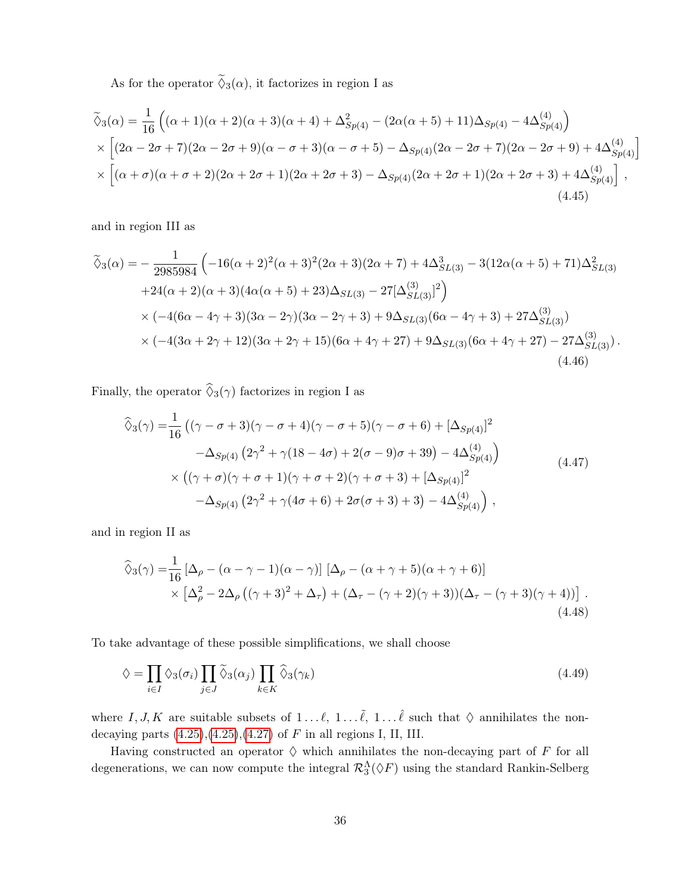As for the operator $\widetilde{\Diamond}_3(\alpha)$, it factorizes in region I as

$$
\begin{aligned}
\widetilde{\Diamond}_3(\alpha) = & \frac{1}{16}\Big((\alpha+1)(\alpha+2)(\alpha+3)(\alpha+4) + \Delta_{Sp(4)}^2 - (2\alpha(\alpha+5)+11)\Delta_{Sp(4)} - 4\Delta_{Sp(4)}^{(4)}\Big) \\
& \times \Big[(2\alpha-2\sigma+7)(2\alpha-2\sigma+9)(\alpha-\sigma+3)(\alpha-\sigma+5) - \Delta_{Sp(4)}(2\alpha-2\sigma+7)(2\alpha-2\sigma+9) + 4\Delta_{Sp(4)}^{(4)}\Big] \\
& \times \Big[(\alpha+\sigma)(\alpha+\sigma+2)(2\alpha+2\sigma+1)(2\alpha+2\sigma+3) - \Delta_{Sp(4)}(2\alpha+2\sigma+1)(2\alpha+2\sigma+3) + 4\Delta_{Sp(4)}^{(4)}\Big]\,,
\end{aligned}
\tag{4.45}
$$

and in region III as

$$
\begin{aligned}
\widetilde{\Diamond}_3(\alpha) = & -\frac{1}{2985984}\Big(-16(\alpha+2)^2(\alpha+3)^2(2\alpha+3)(2\alpha+7) + 4\Delta_{SL(3)}^3 - 3(12\alpha(\alpha+5)+71)\Delta_{SL(3)}^2 \\
& +24(\alpha+2)(\alpha+3)(4\alpha(\alpha+5)+23)\Delta_{SL(3)} - 27[\Delta_{SL(3)}^{(3)}]^2\Big) \\
& \times(-4(6\alpha-4\gamma+3)(3\alpha-2\gamma)(3\alpha-2\gamma+3) + 9\Delta_{SL(3)}(6\alpha-4\gamma+3) + 27\Delta_{SL(3)}^{(3)}) \\
& \times(-4(3\alpha+2\gamma+12)(3\alpha+2\gamma+15)(6\alpha+4\gamma+27) + 9\Delta_{SL(3)}(6\alpha+4\gamma+27) - 27\Delta_{SL(3)}^{(3)})\,.
\end{aligned}
\tag{4.46}
$$

Finally, the operator $\widehat{\Diamond}_3(\gamma)$ factorizes in region I as

$$
\begin{aligned}
\widehat{\Diamond}_3(\gamma) = & \frac{1}{16}\big((\gamma-\sigma+3)(\gamma-\sigma+4)(\gamma-\sigma+5)(\gamma-\sigma+6) + [\Delta_{Sp(4)}]^2 \\
& \quad -\Delta_{Sp(4)}\left(2\gamma^2+\gamma(18-4\sigma)+2(\sigma-9)\sigma+39\right) - 4\Delta_{Sp(4)}^{(4)}\big) \\
& \times\big((\gamma+\sigma)(\gamma+\sigma+1)(\gamma+\sigma+2)(\gamma+\sigma+3) + [\Delta_{Sp(4)}]^2 \\
& \quad -\Delta_{Sp(4)}\left(2\gamma^2+\gamma(4\sigma+6)+2\sigma(\sigma+3)+3\right) - 4\Delta_{Sp(4)}^{(4)}\big)\,,
\end{aligned}
\tag{4.47}
$$

and in region II as

$$
\begin{aligned}
\widehat{\Diamond}_3(\gamma) = & \frac{1}{16}\left[\Delta_\rho - (\alpha-\gamma-1)(\alpha-\gamma)\right]\left[\Delta_\rho - (\alpha+\gamma+5)(\alpha+\gamma+6)\right] \\
& \times\left[\Delta_\rho^2 - 2\Delta_\rho\left((\gamma+3)^2+\Delta_\tau\right) + (\Delta_\tau-(\gamma+2)(\gamma+3))(\Delta_\tau-(\gamma+3)(\gamma+4))\right]\,.
\end{aligned}
\tag{4.48}
$$

To take advantage of these possible simplifications, we shall choose

$$
\Diamond = \prod_{i\in I}\Diamond_3(\sigma_i)\prod_{j\in J}\widetilde{\Diamond}_3(\alpha_j)\prod_{k\in K}\widehat{\Diamond}_3(\gamma_k)
\tag{4.49}
$$

where $I, J, K$ are suitable subsets of $1\dots\ell$, $1\dots\tilde{\ell}$, $1\dots\hat{\ell}$ such that $\Diamond$ annihilates the non-decaying parts (4.25),(4.25),(4.27) of $F$ in all regions I, II, III.

Having constructed an operator $\Diamond$ which annihilates the non-decaying part of $F$ for all degenerations, we can now compute the integral $\mathcal{R}_3^\Lambda(\Diamond F)$ using the standard Rankin-Selberg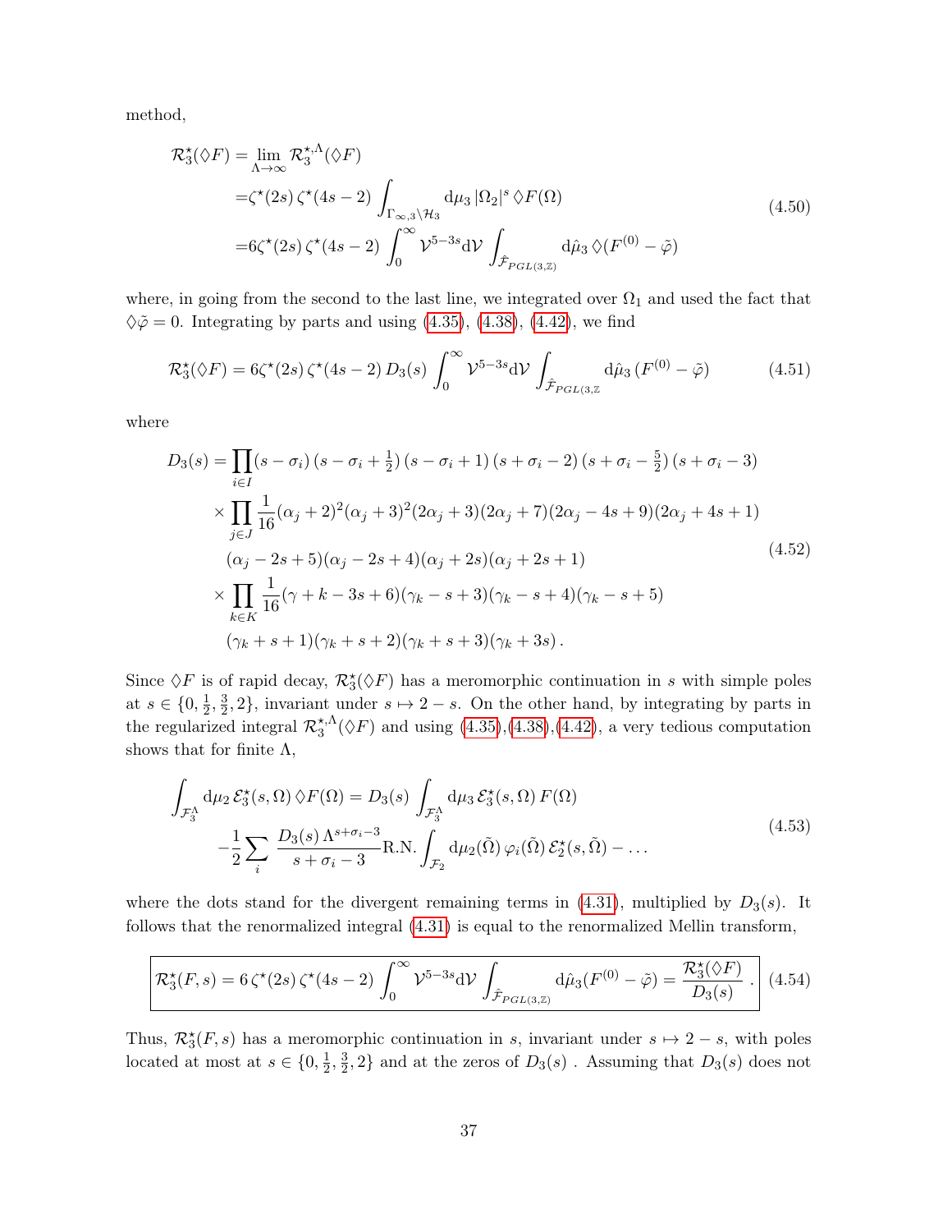method,

$$
\begin{aligned}
\mathcal{R}^\star_3(\lozenge F) =& \lim_{\Lambda\to\infty} \mathcal{R}^{\star,\Lambda}_3(\lozenge F) \\
=&\zeta^\star(2s)\,\zeta^\star(4s-2) \int_{\Gamma_{\infty,3}\backslash\mathcal{H}_3} \mathrm{d}\mu_3\, |\Omega_2|^s \,\lozenge F(\Omega) \\
=&6\zeta^\star(2s)\,\zeta^\star(4s-2) \int_0^\infty \mathcal{V}^{5-3s} \mathrm{d}\mathcal{V} \int_{\hat{\mathcal{F}}_{PGL(3,\mathbb{Z})}} \mathrm{d}\hat{\mu}_3\, \lozenge(F^{(0)} - \tilde{\varphi})
\end{aligned}
\tag{4.50}
$$

where, in going from the second to the last line, we integrated over $\Omega_1$ and used the fact that $\lozenge\tilde{\varphi} = 0$. Integrating by parts and using (4.35), (4.38), (4.42), we find

$$
\mathcal{R}^\star_3(\lozenge F) = 6\zeta^\star(2s)\,\zeta^\star(4s-2)\, D_3(s) \int_0^\infty \mathcal{V}^{5-3s} \mathrm{d}\mathcal{V} \int_{\hat{\mathcal{F}}_{PGL(3,\mathbb{Z}}} \mathrm{d}\hat{\mu}_3\, (F^{(0)} - \tilde{\varphi}) \tag{4.51}
$$

where

$$
\begin{aligned}
D_3(s) =& \prod_{i\in I} (s-\sigma_i)\,(s-\sigma_i+\tfrac12)\,(s-\sigma_i+1)\,(s+\sigma_i-2)\,(s+\sigma_i-\tfrac52)\,(s+\sigma_i-3) \\
&\times \prod_{j\in J} \frac{1}{16} (\alpha_j+2)^2(\alpha_j+3)^2(2\alpha_j+3)(2\alpha_j+7)(2\alpha_j-4s+9)(2\alpha_j+4s+1) \\
&(\alpha_j-2s+5)(\alpha_j-2s+4)(\alpha_j+2s)(\alpha_j+2s+1) \\
&\times \prod_{k\in K} \frac{1}{16} (\gamma+k-3s+6)(\gamma_k-s+3)(\gamma_k-s+4)(\gamma_k-s+5) \\
&(\gamma_k+s+1)(\gamma_k+s+2)(\gamma_k+s+3)(\gamma_k+3s)\,.
\end{aligned}
\tag{4.52}
$$

Since $\lozenge F$ is of rapid decay, $\mathcal{R}^\star_3(\lozenge F)$ has a meromorphic continuation in $s$ with simple poles at $s \in \{0, \frac12, \frac32, 2\}$, invariant under $s \mapsto 2-s$. On the other hand, by integrating by parts in the regularized integral $\mathcal{R}^{\star,\Lambda}_3(\lozenge F)$ and using (4.35),(4.38),(4.42), a very tedious computation shows that for finite $\Lambda$,

$$
\begin{aligned}
\int_{\mathcal{F}_3^\Lambda} \mathrm{d}\mu_2\, \mathcal{E}^\star_3(s,\Omega)\, \lozenge F(\Omega) =& D_3(s) \int_{\mathcal{F}_3^\Lambda} \mathrm{d}\mu_3\, \mathcal{E}^\star_3(s,\Omega)\, F(\Omega) \\
&-\frac12 \sum_i \frac{D_3(s)\,\Lambda^{s+\sigma_i-3}}{s+\sigma_i-3} \mathrm{R.N.} \int_{\mathcal{F}_2} \mathrm{d}\mu_2(\tilde{\Omega})\, \varphi_i(\tilde{\Omega})\, \mathcal{E}^\star_2(s,\tilde{\Omega}) - \dots
\end{aligned}
\tag{4.53}
$$

where the dots stand for the divergent remaining terms in (4.31), multiplied by $D_3(s)$. It follows that the renormalized integral (4.31) is equal to the renormalized Mellin transform,

$$
\boxed{\mathcal{R}^\star_3(F,s) = 6\,\zeta^\star(2s)\,\zeta^\star(4s-2) \int_0^\infty \mathcal{V}^{5-3s} \mathrm{d}\mathcal{V} \int_{\hat{\mathcal{F}}_{PGL(3,\mathbb{Z})}} \mathrm{d}\hat{\mu}_3 (F^{(0)} - \tilde{\varphi}) = \frac{\mathcal{R}^\star_3(\lozenge F)}{D_3(s)}\,.} \tag{4.54}
$$

Thus, $\mathcal{R}^\star_3(F,s)$ has a meromorphic continuation in $s$, invariant under $s \mapsto 2-s$, with poles located at most at $s \in \{0, \frac12, \frac32, 2\}$ and at the zeros of $D_3(s)$ . Assuming that $D_3(s)$ does not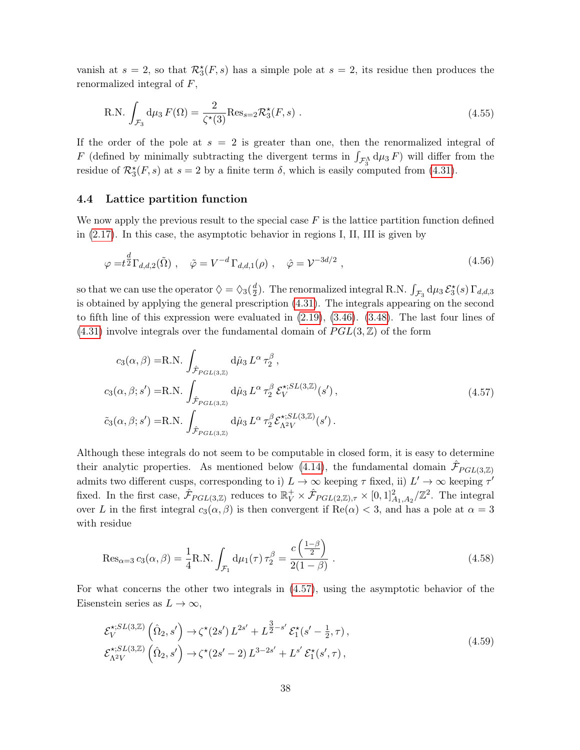vanish at $s = 2$, so that $\mathcal{R}^\star_3(F, s)$ has a simple pole at $s = 2$, its residue then produces the renormalized integral of $F$,

$$
\text{R.N.} \int_{\mathcal{F}_3} \mathrm{d}\mu_3\, F(\Omega) = \frac{2}{\zeta^\star(3)} \text{Res}_{s=2} \mathcal{R}^\star_3(F, s) \ . \tag{4.55}
$$

If the order of the pole at $s = 2$ is greater than one, then the renormalized integral of $F$ (defined by minimally subtracting the divergent terms in $\int_{\mathcal{F}_3^\Lambda} \mathrm{d}\mu_3\, F$) will differ from the residue of $\mathcal{R}^\star_3(F, s)$ at $s = 2$ by a finite term $\delta$, which is easily computed from (4.31).

### 4.4 Lattice partition function

We now apply the previous result to the special case $F$ is the lattice partition function defined in (2.17). In this case, the asymptotic behavior in regions I, II, III is given by

$$
\varphi = t^{\frac{d}{2}} \Gamma_{d,d,2}(\tilde{\Omega}) \ , \quad \tilde{\varphi} = V^{-d}\, \Gamma_{d,d,1}(\rho) \ , \quad \hat{\varphi} = \mathcal{V}^{-3d/2} \ , \tag{4.56}
$$

so that we can use the operator $\lozenge = \lozenge_3(\frac{d}{2})$. The renormalized integral R.N. $\int_{\mathcal{F}_3} \mathrm{d}\mu_3\, \mathcal{E}^\star_3(s)\, \Gamma_{d,d,3}$ is obtained by applying the general prescription (4.31). The integrals appearing on the second to fifth line of this expression were evaluated in (2.19), (3.46). (3.48). The last four lines of (4.31) involve integrals over the fundamental domain of $PGL(3, \mathbb{Z})$ of the form

$$
\begin{aligned}
c_3(\alpha, \beta) =& \text{R.N.} \int_{\hat{\mathcal{F}}_{PGL(3,\mathbb{Z})}} \mathrm{d}\hat{\mu}_3\, L^\alpha\, \tau_2^\beta \ , \\
c_3(\alpha, \beta; s') =& \text{R.N.} \int_{\hat{\mathcal{F}}_{PGL(3,\mathbb{Z})}} \mathrm{d}\hat{\mu}_3\, L^\alpha\, \tau_2^\beta\, \mathcal{E}_V^{\star;SL(3,\mathbb{Z})}(s') \ , \\
\tilde{c}_3(\alpha, \beta; s') =& \text{R.N.} \int_{\hat{\mathcal{F}}_{PGL(3,\mathbb{Z})}} \mathrm{d}\hat{\mu}_3\, L^\alpha\, \tau_2^\beta \mathcal{E}_{\Lambda^2 V}^{\star;SL(3,\mathbb{Z})}(s') \ .
\end{aligned} \tag{4.57}
$$

Although these integrals do not seem to be computable in closed form, it is easy to determine their analytic properties. As mentioned below (4.14), the fundamental domain $\hat{\mathcal{F}}_{PGL(3,\mathbb{Z})}$ admits two different cusps, corresponding to i) $L \to \infty$ keeping $\tau$ fixed, ii) $L' \to \infty$ keeping $\tau'$ fixed. In the first case, $\hat{\mathcal{F}}_{PGL(3,\mathbb{Z})}$ reduces to $\mathbb{R}^+_V \times \hat{\mathcal{F}}_{PGL(2,\mathbb{Z}),\tau} \times [0,1]^2_{A_1,A_2}/\mathbb{Z}^2$. The integral over $L$ in the first integral $c_3(\alpha, \beta)$ is then convergent if $\text{Re}(\alpha) < 3$, and has a pole at $\alpha = 3$ with residue

$$
\text{Res}_{\alpha=3}\, c_3(\alpha, \beta) = \frac{1}{4} \text{R.N.} \int_{\mathcal{F}_1} \mathrm{d}\mu_1(\tau)\, \tau_2^\beta = \frac{c\left(\frac{1-\beta}{2}\right)}{2(1-\beta)} \ . \tag{4.58}
$$

For what concerns the other two integrals in (4.57), using the asymptotic behavior of the Eisenstein series as $L \to \infty$,

$$
\begin{aligned}
&\mathcal{E}_V^{\star;SL(3,\mathbb{Z})}\left(\hat{\Omega}_2, s'\right) \to \zeta^\star(2s')\, L^{2s'} + L^{\frac{3}{2}-s'}\, \mathcal{E}^\star_1(s' - \tfrac{1}{2}, \tau) \ , \\
&\mathcal{E}_{\Lambda^2 V}^{\star;SL(3,\mathbb{Z})}\left(\hat{\Omega}_2, s'\right) \to \zeta^\star(2s' - 2)\, L^{3-2s'} + L^{s'}\, \mathcal{E}^\star_1(s', \tau) \ ,
\end{aligned} \tag{4.59}
$$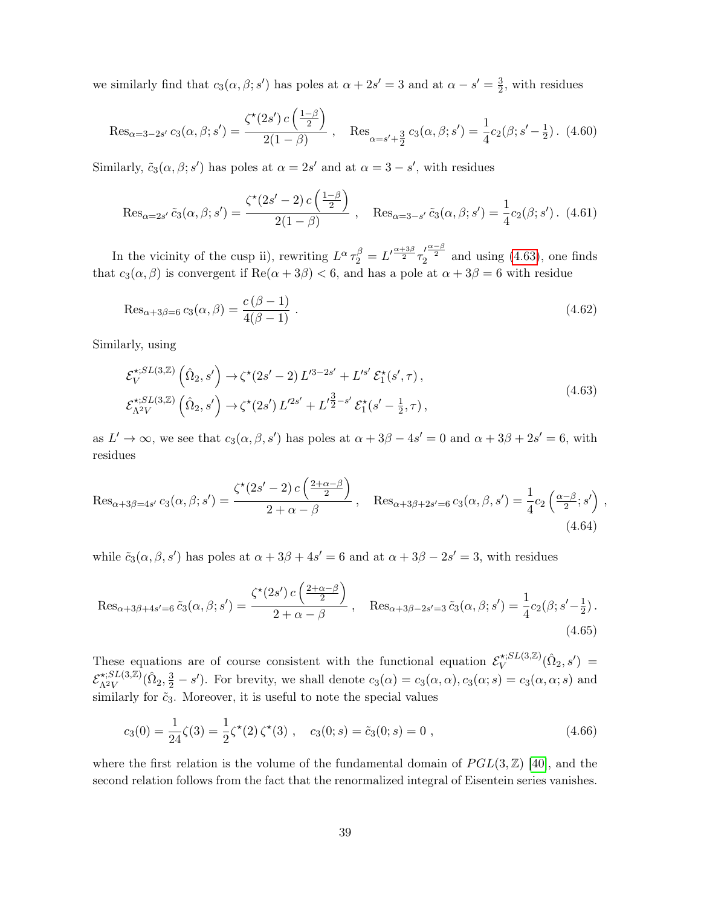we similarly find that $c_3(\alpha,\beta;s')$ has poles at $\alpha+2s'=3$ and at $\alpha-s'=\frac{3}{2}$, with residues

$$
\mathrm{Res}_{\alpha=3-2s'}\, c_3(\alpha,\beta;s') = \frac{\zeta^\star(2s')\, c\left(\frac{1-\beta}{2}\right)}{2(1-\beta)} \ , \quad \mathrm{Res}_{\alpha=s'+\frac{3}{2}}\, c_3(\alpha,\beta;s') = \frac{1}{4} c_2(\beta;s'-\tfrac{1}{2}) \,. \tag{4.60}
$$

Similarly, $\tilde{c}_3(\alpha,\beta;s')$ has poles at $\alpha=2s'$ and at $\alpha=3-s'$, with residues

$$
\mathrm{Res}_{\alpha=2s'}\, \tilde{c}_3(\alpha,\beta;s') = \frac{\zeta^\star(2s'-2)\, c\left(\frac{1-\beta}{2}\right)}{2(1-\beta)} \ , \quad \mathrm{Res}_{\alpha=3-s'}\, \tilde{c}_3(\alpha,\beta;s') = \frac{1}{4} c_2(\beta;s') \,. \tag{4.61}
$$

In the vicinity of the cusp ii), rewriting $L^\alpha\, \tau_2^\beta = L'^{\frac{\alpha+3\beta}{2}} \tau_2'^{\frac{\alpha-\beta}{2}}$ and using (4.63), one finds that $c_3(\alpha,\beta)$ is convergent if $\mathrm{Re}(\alpha+3\beta)<6$, and has a pole at $\alpha+3\beta=6$ with residue

$$
\mathrm{Res}_{\alpha+3\beta=6}\, c_3(\alpha,\beta) = \frac{c\,(\beta-1)}{4(\beta-1)} \,. \tag{4.62}
$$

Similarly, using

$$
\begin{aligned}
&\mathcal{E}_V^{\star;SL(3,\mathbb{Z})}\left(\hat{\Omega}_2, s'\right) \to \zeta^\star(2s'-2)\, L'^{3-2s'} + L'^{s'}\, \mathcal{E}_1^\star(s',\tau)\,, \\
&\mathcal{E}_{\Lambda^2 V}^{\star;SL(3,\mathbb{Z})}\left(\hat{\Omega}_2, s'\right) \to \zeta^\star(2s')\, L'^{2s'} + L'^{\frac{3}{2}-s'}\, \mathcal{E}_1^\star(s'-\tfrac{1}{2},\tau)\,,
\end{aligned} \tag{4.63}
$$

as $L'\to\infty$, we see that $c_3(\alpha,\beta,s')$ has poles at $\alpha+3\beta-4s'=0$ and $\alpha+3\beta+2s'=6$, with residues

$$
\mathrm{Res}_{\alpha+3\beta=4s'}\, c_3(\alpha,\beta;s') = \frac{\zeta^\star(2s'-2)\, c\left(\frac{2+\alpha-\beta}{2}\right)}{2+\alpha-\beta} \ , \quad \mathrm{Res}_{\alpha+3\beta+2s'=6}\, c_3(\alpha,\beta,s') = \frac{1}{4} c_2\left(\tfrac{\alpha-\beta}{2};s'\right) \,, \tag{4.64}
$$

while $\tilde{c}_3(\alpha,\beta,s')$ has poles at $\alpha+3\beta+4s'=6$ and at $\alpha+3\beta-2s'=3$, with residues

$$
\mathrm{Res}_{\alpha+3\beta+4s'=6}\, \tilde{c}_3(\alpha,\beta;s') = \frac{\zeta^\star(2s')\, c\left(\frac{2+\alpha-\beta}{2}\right)}{2+\alpha-\beta} \ , \quad \mathrm{Res}_{\alpha+3\beta-2s'=3}\, \tilde{c}_3(\alpha,\beta;s') = \frac{1}{4} c_2(\beta;s'-\tfrac{1}{2}) \,. \tag{4.65}
$$

These equations are of course consistent with the functional equation $\mathcal{E}_V^{\star;SL(3,\mathbb{Z})}(\hat{\Omega}_2,s') = \mathcal{E}_{\Lambda^2 V}^{\star;SL(3,\mathbb{Z})}(\hat{\Omega}_2,\frac{3}{2}-s')$. For brevity, we shall denote $c_3(\alpha)=c_3(\alpha,\alpha), c_3(\alpha;s)=c_3(\alpha,\alpha;s)$ and similarly for $\tilde{c}_3$. Moreover, it is useful to note the special values

$$
c_3(0) = \frac{1}{24}\zeta(3) = \frac{1}{2}\zeta^\star(2)\,\zeta^\star(3) \ , \quad c_3(0;s) = \tilde{c}_3(0;s) = 0 \ , \tag{4.66}
$$

where the first relation is the volume of the fundamental domain of $PGL(3,\mathbb{Z})$ [40], and the second relation follows from the fact that the renormalized integral of Eisentein series vanishes.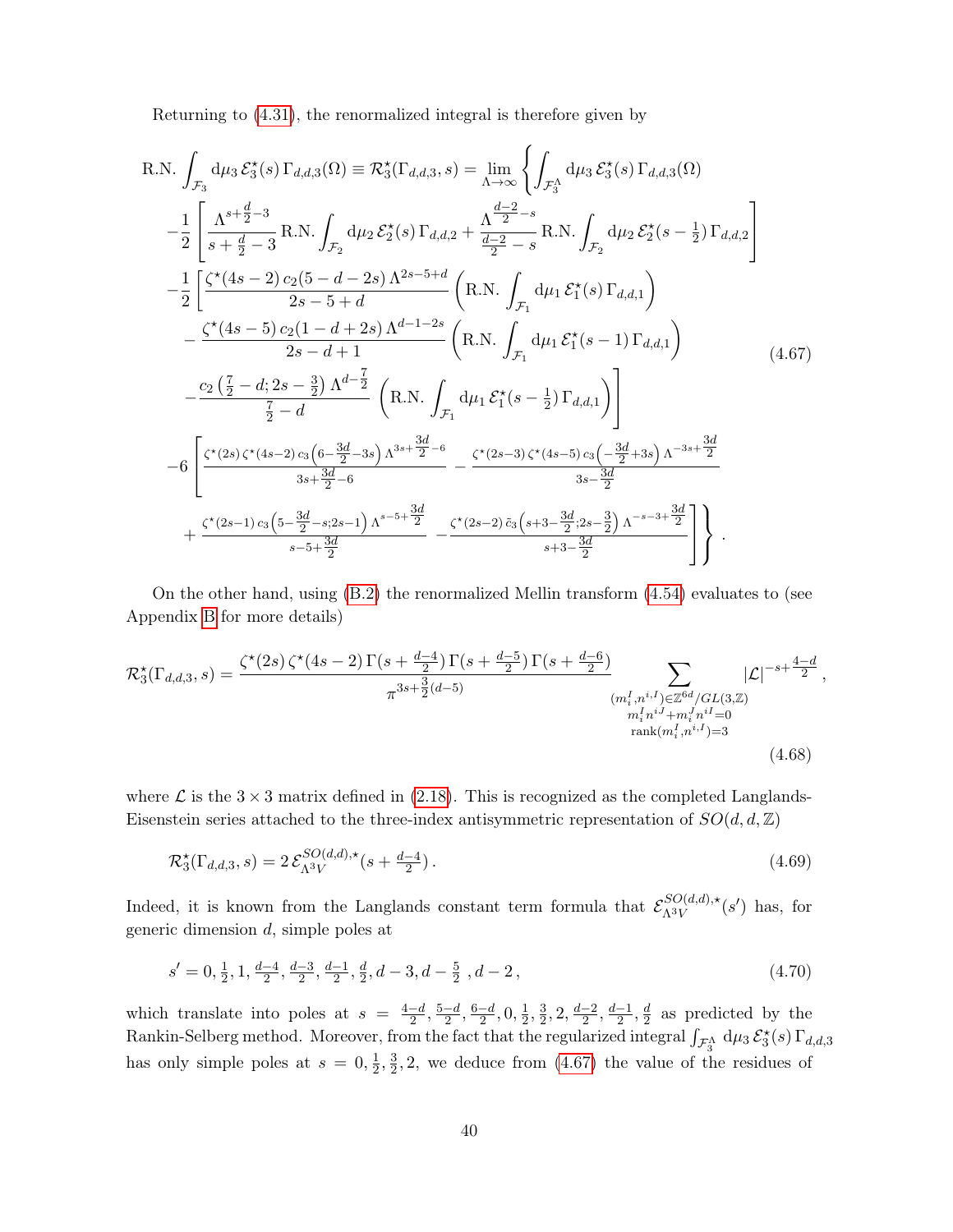Returning to (4.31), the renormalized integral is therefore given by

$$
\begin{aligned}
&\text{R.N.} \int_{\mathcal{F}_3} \mathrm{d}\mu_3\, \mathcal{E}_3^\star(s)\, \Gamma_{d,d,3}(\Omega) \equiv \mathcal{R}_3^\star(\Gamma_{d,d,3}, s) = \lim_{\Lambda\to\infty} \Bigg\{ \int_{\mathcal{F}_3^\Lambda} \mathrm{d}\mu_3\, \mathcal{E}_3^\star(s)\, \Gamma_{d,d,3}(\Omega) \\
&\quad -\frac{1}{2}\left[ \frac{\Lambda^{s+\frac{d}{2}-3}}{s+\frac{d}{2}-3}\, \text{R.N.} \int_{\mathcal{F}_2} \mathrm{d}\mu_2\, \mathcal{E}_2^\star(s)\, \Gamma_{d,d,2} + \frac{\Lambda^{\frac{d-2}{2}-s}}{\frac{d-2}{2}-s}\, \text{R.N.} \int_{\mathcal{F}_2} \mathrm{d}\mu_2\, \mathcal{E}_2^\star(s-\tfrac{1}{2})\, \Gamma_{d,d,2} \right] \\
&\quad -\frac{1}{2}\Bigg[ \frac{\zeta^\star(4s-2)\, c_2(5-d-2s)\, \Lambda^{2s-5+d}}{2s-5+d} \left( \text{R.N.} \int_{\mathcal{F}_1} \mathrm{d}\mu_1\, \mathcal{E}_1^\star(s)\, \Gamma_{d,d,1} \right) \\
&\qquad - \frac{\zeta^\star(4s-5)\, c_2(1-d+2s)\, \Lambda^{d-1-2s}}{2s-d+1} \left( \text{R.N.} \int_{\mathcal{F}_1} \mathrm{d}\mu_1\, \mathcal{E}_1^\star(s-1)\, \Gamma_{d,d,1} \right) \\
&\qquad - \frac{c_2\left(\frac{7}{2}-d; 2s-\frac{3}{2}\right) \Lambda^{d-\frac{7}{2}}}{\frac{7}{2}-d} \left( \text{R.N.} \int_{\mathcal{F}_1} \mathrm{d}\mu_1\, \mathcal{E}_1^\star(s-\tfrac{1}{2})\, \Gamma_{d,d,1} \right) \Bigg] \\
&\quad -6 \Bigg[ \frac{\zeta^\star(2s)\, \zeta^\star(4s-2)\, c_3\left(6-\frac{3d}{2}-3s\right) \Lambda^{3s+\frac{3d}{2}-6}}{3s+\frac{3d}{2}-6} - \frac{\zeta^\star(2s-3)\, \zeta^\star(4s-5)\, c_3\left(-\frac{3d}{2}+3s\right) \Lambda^{-3s+\frac{3d}{2}}}{3s-\frac{3d}{2}} \\
&\qquad + \frac{\zeta^\star(2s-1)\, c_3\left(5-\frac{3d}{2}-s; 2s-1\right) \Lambda^{s-5+\frac{3d}{2}}}{s-5+\frac{3d}{2}} - \frac{\zeta^\star(2s-2)\, \tilde{c}_3\left(s+3-\frac{3d}{2}; 2s-\frac{3}{2}\right) \Lambda^{-s-3+\frac{3d}{2}}}{s+3-\frac{3d}{2}} \Bigg] \Bigg\} .
\end{aligned}
\tag{4.67}
$$

On the other hand, using (B.2) the renormalized Mellin transform (4.54) evaluates to (see Appendix B for more details)

$$
\mathcal{R}_3^\star(\Gamma_{d,d,3}, s) = \frac{\zeta^\star(2s)\, \zeta^\star(4s-2)\, \Gamma(s+\frac{d-4}{2})\, \Gamma(s+\frac{d-5}{2})\, \Gamma(s+\frac{d-6}{2})}{\pi^{3s+\frac{3}{2}(d-5)}} \sum_{\substack{(m_i^I, n^{i,I}) \in \mathbb{Z}^{6d}/GL(3,\mathbb{Z}) \\ m_i^I n^{iJ} + m_i^J n^{iI} = 0 \\ \text{rank}(m_i^I, n^{i,I}) = 3}} |\mathcal{L}|^{-s+\frac{4-d}{2}} ,
\tag{4.68}
$$

where $\mathcal{L}$ is the $3\times 3$ matrix defined in (2.18). This is recognized as the completed Langlands-Eisenstein series attached to the three-index antisymmetric representation of $SO(d,d,\mathbb{Z})$

$$
\mathcal{R}_3^\star(\Gamma_{d,d,3}, s) = 2\, \mathcal{E}_{\Lambda^3 V}^{SO(d,d),\star}(s+\tfrac{d-4}{2}) .
\tag{4.69}
$$

Indeed, it is known from the Langlands constant term formula that $\mathcal{E}_{\Lambda^3 V}^{SO(d,d),\star}(s')$ has, for generic dimension $d$, simple poles at

$$
s' = 0, \tfrac{1}{2}, 1, \tfrac{d-4}{2}, \tfrac{d-3}{2}, \tfrac{d-1}{2}, \tfrac{d}{2}, d-3, d-\tfrac{5}{2}, d-2 ,
\tag{4.70}
$$

which translate into poles at $s = \frac{4-d}{2}, \frac{5-d}{2}, \frac{6-d}{2}, 0, \frac{1}{2}, \frac{3}{2}, 2, \frac{d-2}{2}, \frac{d-1}{2}, \frac{d}{2}$ as predicted by the Rankin-Selberg method. Moreover, from the fact that the regularized integral $\int_{\mathcal{F}_3^\Lambda} \mathrm{d}\mu_3\, \mathcal{E}_3^\star(s)\, \Gamma_{d,d,3}$ has only simple poles at $s = 0, \frac{1}{2}, \frac{3}{2}, 2$, we deduce from (4.67) the value of the residues of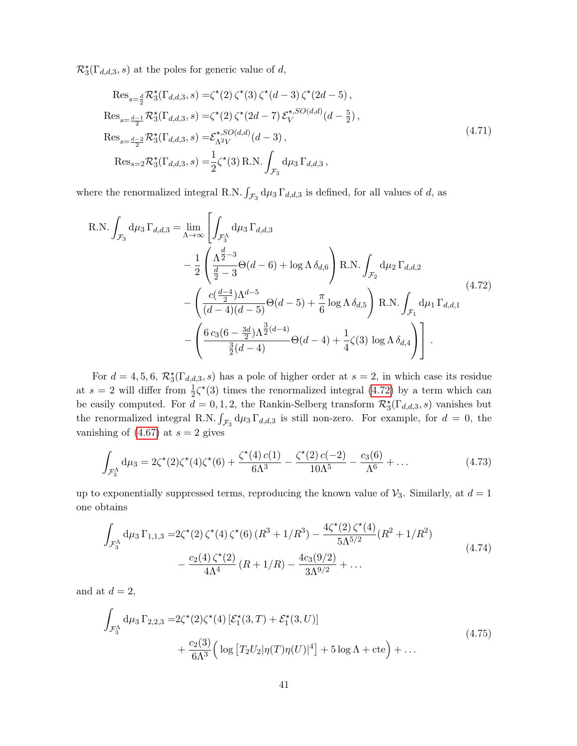$\mathcal{R}^\star_3(\Gamma_{d,d,3},s)$ at the poles for generic value of $d$,

$$
\begin{aligned}
\mathrm{Res}_{s=\frac{d}{2}}\mathcal{R}^\star_3(\Gamma_{d,d,3},s) =& \zeta^\star(2)\,\zeta^\star(3)\,\zeta^\star(d-3)\,\zeta^\star(2d-5)\,,\\
\mathrm{Res}_{s=\frac{d-1}{2}}\mathcal{R}^\star_3(\Gamma_{d,d,3},s) =& \zeta^\star(2)\,\zeta^\star(2d-7)\,\mathcal{E}^{\star,SO(d,d)}_{V}(d-\tfrac{5}{2})\,,\\
\mathrm{Res}_{s=\frac{d-2}{2}}\mathcal{R}^\star_3(\Gamma_{d,d,3},s) =& \mathcal{E}^{\star,SO(d,d)}_{\Lambda^2 V}(d-3)\,,\\
\mathrm{Res}_{s=2}\mathcal{R}^\star_3(\Gamma_{d,d,3},s) =& \frac{1}{2}\zeta^\star(3)\,\mathrm{R.N.}\int_{\mathcal{F}_3}\mathrm{d}\mu_3\,\Gamma_{d,d,3}\,,
\end{aligned}
\tag{4.71}
$$

where the renormalized integral $\mathrm{R.N.}\int_{\mathcal{F}_3}\mathrm{d}\mu_3\,\Gamma_{d,d,3}$ is defined, for all values of $d$, as

$$
\begin{aligned}
\mathrm{R.N.}\int_{\mathcal{F}_3}\mathrm{d}\mu_3\,\Gamma_{d,d,3} = \lim_{\Lambda\to\infty}\Bigg[&\int_{\mathcal{F}_3^\Lambda}\mathrm{d}\mu_3\,\Gamma_{d,d,3}\\
&-\frac{1}{2}\left(\frac{\Lambda^{\frac{d}{2}-3}}{\frac{d}{2}-3}\Theta(d-6)+\log\Lambda\,\delta_{d,6}\right)\mathrm{R.N.}\int_{\mathcal{F}_2}\mathrm{d}\mu_2\,\Gamma_{d,d,2}\\
&-\left(\frac{c(\frac{d-4}{2})\Lambda^{d-5}}{(d-4)(d-5)}\Theta(d-5)+\frac{\pi}{6}\log\Lambda\,\delta_{d,5}\right)\mathrm{R.N.}\int_{\mathcal{F}_1}\mathrm{d}\mu_1\,\Gamma_{d,d,1}\\
&-\left(\frac{6\,c_3(6-\frac{3d}{2})\Lambda^{\frac{3}{2}(d-4)}}{\frac{3}{2}(d-4)}\Theta(d-4)+\frac{1}{4}\zeta(3)\,\log\Lambda\,\delta_{d,4}\right)\Bigg]\,.
\end{aligned}
\tag{4.72}
$$

For $d=4,5,6$, $\mathcal{R}^\star_3(\Gamma_{d,d,3},s)$ has a pole of higher order at $s=2$, in which case its residue at $s=2$ will differ from $\frac{1}{2}\zeta^\star(3)$ times the renormalized integral (4.72) by a term which can be easily computed. For $d=0,1,2$, the Rankin-Selberg transform $\mathcal{R}^\star_3(\Gamma_{d,d,3},s)$ vanishes but the renormalized integral $\mathrm{R.N.}\int_{\mathcal{F}_3}\mathrm{d}\mu_3\,\Gamma_{d,d,3}$ is still non-zero. For example, for $d=0$, the vanishing of (4.67) at $s=2$ gives

$$
\int_{\mathcal{F}_3^\Lambda}\mathrm{d}\mu_3 = 2\zeta^\star(2)\zeta^\star(4)\zeta^\star(6)+\frac{\zeta^\star(4)\,c(1)}{6\Lambda^3}-\frac{\zeta^\star(2)\,c(-2)}{10\Lambda^5}-\frac{c_3(6)}{\Lambda^6}+\dots
\tag{4.73}
$$

up to exponentially suppressed terms, reproducing the known value of $\mathcal{V}_3$. Similarly, at $d=1$ one obtains

$$
\begin{aligned}
\int_{\mathcal{F}_3^\Lambda}\mathrm{d}\mu_3\,\Gamma_{1,1,3} =& 2\zeta^\star(2)\,\zeta^\star(4)\,\zeta^\star(6)\,(R^3+1/R^3)-\frac{4\zeta^\star(2)\,\zeta^\star(4)}{5\Lambda^{5/2}}(R^2+1/R^2)\\
&-\frac{c_2(4)\,\zeta^\star(2)}{4\Lambda^4}\,(R+1/R)-\frac{4c_3(9/2)}{3\Lambda^{9/2}}+\dots
\end{aligned}
\tag{4.74}
$$

and at $d=2$,

$$
\begin{aligned}
\int_{\mathcal{F}_3^\Lambda}\mathrm{d}\mu_3\,\Gamma_{2,2,3} =& 2\zeta^\star(2)\zeta^\star(4)\left[\mathcal{E}^\star_1(3,T)+\mathcal{E}^\star_1(3,U)\right]\\
&+\frac{c_2(3)}{6\Lambda^3}\Big(\log\left[T_2U_2|\eta(T)\eta(U)|^4\right]+5\log\Lambda+\mathrm{cte}\Big)+\dots
\end{aligned}
\tag{4.75}
$$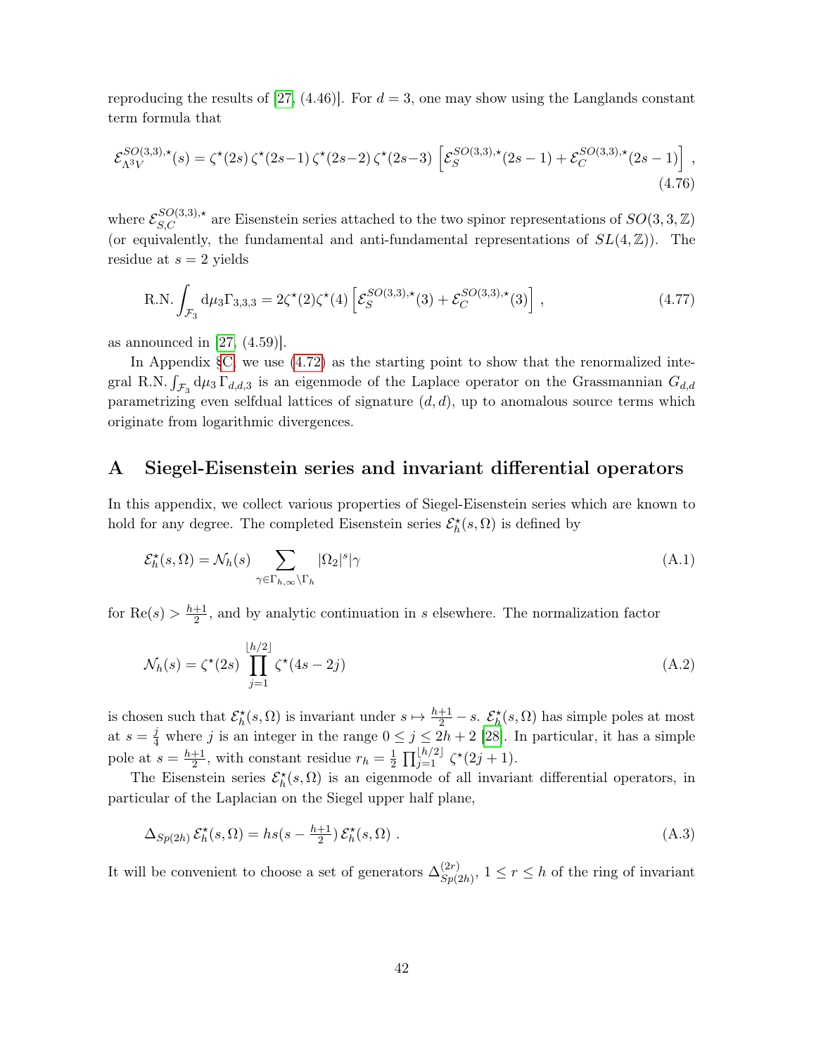reproducing the results of [27, (4.46)]. For $d = 3$, one may show using the Langlands constant term formula that

$$\mathcal{E}^{SO(3,3),\star}_{\Lambda^3 V}(s) = \zeta^\star(2s)\,\zeta^\star(2s-1)\,\zeta^\star(2s-2)\,\zeta^\star(2s-3)\,\left[\mathcal{E}^{SO(3,3),\star}_{S}(2s-1) + \mathcal{E}^{SO(3,3),\star}_{C}(2s-1)\right]\,, \tag{4.76}$$

where $\mathcal{E}^{SO(3,3),\star}_{S,C}$ are Eisenstein series attached to the two spinor representations of $SO(3,3,\mathbb{Z})$ (or equivalently, the fundamental and anti-fundamental representations of $SL(4,\mathbb{Z})$). The residue at $s = 2$ yields

$$\text{R.N.} \int_{\mathcal{F}_3} \mathrm{d}\mu_3 \Gamma_{3,3,3} = 2\zeta^\star(2)\zeta^\star(4)\left[\mathcal{E}^{SO(3,3),\star}_{S}(3) + \mathcal{E}^{SO(3,3),\star}_{C}(3)\right]\,, \tag{4.77}$$

as announced in [27, (4.59)].

In Appendix §C we use (4.72) as the starting point to show that the renormalized integral $\text{R.N.}\int_{\mathcal{F}_3} \mathrm{d}\mu_3\, \Gamma_{d,d,3}$ is an eigenmode of the Laplace operator on the Grassmannian $G_{d,d}$ parametrizing even selfdual lattices of signature $(d,d)$, up to anomalous source terms which originate from logarithmic divergences.

# A Siegel-Eisenstein series and invariant differential operators

In this appendix, we collect various properties of Siegel-Eisenstein series which are known to hold for any degree. The completed Eisenstein series $\mathcal{E}^\star_h(s,\Omega)$ is defined by

$$\mathcal{E}^\star_h(s,\Omega) = \mathcal{N}_h(s) \sum_{\gamma\in\Gamma_{h,\infty}\backslash\Gamma_h} |\Omega_2|^s|\gamma \tag{A.1}$$

for $\text{Re}(s) > \frac{h+1}{2}$, and by analytic continuation in $s$ elsewhere. The normalization factor

$$\mathcal{N}_h(s) = \zeta^\star(2s) \prod_{j=1}^{\lfloor h/2 \rfloor} \zeta^\star(4s-2j) \tag{A.2}$$

is chosen such that $\mathcal{E}^\star_h(s,\Omega)$ is invariant under $s \mapsto \frac{h+1}{2} - s$. $\mathcal{E}^\star_h(s,\Omega)$ has simple poles at most at $s = \frac{j}{4}$ where $j$ is an integer in the range $0 \le j \le 2h+2$ [28]. In particular, it has a simple pole at $s = \frac{h+1}{2}$, with constant residue $r_h = \frac{1}{2}\prod_{j=1}^{\lfloor h/2 \rfloor}\zeta^\star(2j+1)$.

The Eisenstein series $\mathcal{E}^\star_h(s,\Omega)$ is an eigenmode of all invariant differential operators, in particular of the Laplacian on the Siegel upper half plane,

$$\Delta_{Sp(2h)}\,\mathcal{E}^\star_h(s,\Omega) = hs(s - \tfrac{h+1}{2})\,\mathcal{E}^\star_h(s,\Omega)\,. \tag{A.3}$$

It will be convenient to choose a set of generators $\Delta^{(2r)}_{Sp(2h)}$, $1 \le r \le h$ of the ring of invariant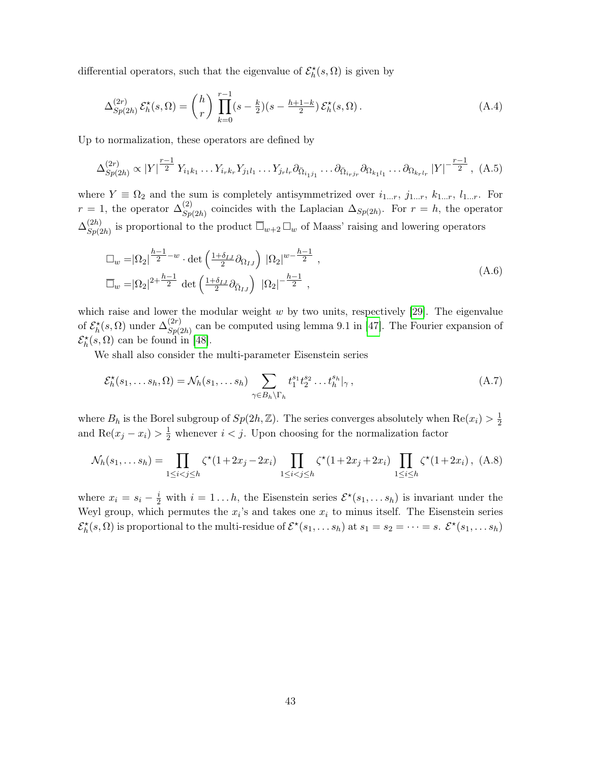differential operators, such that the eigenvalue of $\mathcal{E}^\star_h(s,\Omega)$ is given by

$$\Delta^{(2r)}_{Sp(2h)}\,\mathcal{E}^\star_h(s,\Omega) = \binom{h}{r}\prod_{k=0}^{r-1}(s-\tfrac{k}{2})(s-\tfrac{h+1-k}{2})\,\mathcal{E}^\star_h(s,\Omega)\,. \tag{A.4}$$

Up to normalization, these operators are defined by

$$\Delta^{(2r)}_{Sp(2h)} \propto |Y|^{\frac{r-1}{2}}\,Y_{i_1k_1}\dots Y_{i_rk_r}Y_{j_1l_1}\dots Y_{j_rl_r}\partial_{\bar\Omega_{i_1j_1}}\dots\partial_{\bar\Omega_{i_rj_r}}\partial_{\Omega_{k_1l_1}}\dots\partial_{\Omega_{k_rl_r}}\,|Y|^{-\frac{r-1}{2}}\,, \tag{A.5}$$

where $Y\equiv\Omega_2$ and the sum is completely antisymmetrized over $i_{1\dots r}$, $j_{1\dots r}$, $k_{1\dots r}$, $l_{1\dots r}$. For $r=1$, the operator $\Delta^{(2)}_{Sp(2h)}$ coincides with the Laplacian $\Delta_{Sp(2h)}$. For $r=h$, the operator $\Delta^{(2h)}_{Sp(2h)}$ is proportional to the product $\overline{\Box}_{w+2}\,\Box_w$ of Maass' raising and lowering operators

$$\begin{aligned}
\Box_w =&|\Omega_2|^{\frac{h-1}{2}-w}\cdot\det\left(\tfrac{1+\delta_{IJ}}{2}\partial_{\Omega_{IJ}}\right)\,|\Omega_2|^{w-\frac{h-1}{2}}\,,\\
\overline{\Box}_w =&|\Omega_2|^{2+\frac{h-1}{2}}\,\det\left(\tfrac{1+\delta_{IJ}}{2}\partial_{\bar\Omega_{IJ}}\right)\,|\Omega_2|^{-\frac{h-1}{2}}\,,
\end{aligned} \tag{A.6}$$

which raise and lower the modular weight $w$ by two units, respectively [29]. The eigenvalue of $\mathcal{E}^\star_h(s,\Omega)$ under $\Delta^{(2r)}_{Sp(2h)}$ can be computed using lemma 9.1 in [47]. The Fourier expansion of $\mathcal{E}^\star_h(s,\Omega)$ can be found in [48].

We shall also consider the multi-parameter Eisenstein series

$$\mathcal{E}^\star_h(s_1,\dots s_h,\Omega) = \mathcal{N}_h(s_1,\dots s_h)\sum_{\gamma\in B_h\backslash\Gamma_h} t_1^{s_1}t_2^{s_2}\dots t_h^{s_h}|_\gamma\,, \tag{A.7}$$

where $B_h$ is the Borel subgroup of $Sp(2h,\mathbb{Z})$. The series converges absolutely when $\mathrm{Re}(x_i)>\frac12$ and $\mathrm{Re}(x_j-x_i)>\frac12$ whenever $i<j$. Upon choosing for the normalization factor

$$\mathcal{N}_h(s_1,\dots s_h) = \prod_{1\le i<j\le h}\zeta^\star(1+2x_j-2x_i)\prod_{1\le i<j\le h}\zeta^\star(1+2x_j+2x_i)\prod_{1\le i\le h}\zeta^\star(1+2x_i)\,, \tag{A.8}$$

where $x_i = s_i-\frac{i}{2}$ with $i=1\dots h$, the Eisenstein series $\mathcal{E}^\star(s_1,\dots s_h)$ is invariant under the Weyl group, which permutes the $x_i$'s and takes one $x_i$ to minus itself. The Eisenstein series $\mathcal{E}^\star_h(s,\Omega)$ is proportional to the multi-residue of $\mathcal{E}^\star(s_1,\dots s_h)$ at $s_1=s_2=\dots=s$. $\mathcal{E}^\star(s_1,\dots s_h)$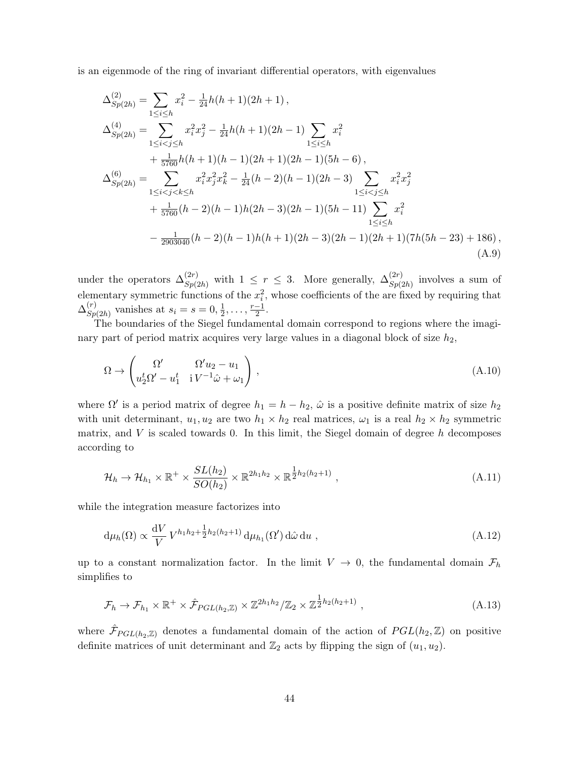is an eigenmode of the ring of invariant differential operators, with eigenvalues

$$
\begin{aligned}
\Delta^{(2)}_{Sp(2h)} &= \sum_{1\le i\le h} x_i^2 - \tfrac{1}{24}h(h+1)(2h+1)\,,\\
\Delta^{(4)}_{Sp(2h)} &= \sum_{1\le i<j\le h} x_i^2 x_j^2 - \tfrac{1}{24}h(h+1)(2h-1)\sum_{1\le i\le h} x_i^2\\
&\quad + \tfrac{1}{5760}h(h+1)(h-1)(2h+1)(2h-1)(5h-6)\,,\\
\Delta^{(6)}_{Sp(2h)} &= \sum_{1\le i<j<k\le h} x_i^2 x_j^2 x_k^2 - \tfrac{1}{24}(h-2)(h-1)(2h-3)\sum_{1\le i<j\le h} x_i^2 x_j^2\\
&\quad + \tfrac{1}{5760}(h-2)(h-1)h(2h-3)(2h-1)(5h-11)\sum_{1\le i\le h} x_i^2\\
&\quad - \tfrac{1}{2903040}(h-2)(h-1)h(h+1)(2h-3)(2h-1)(2h+1)(7h(5h-23)+186)\,,
\end{aligned}
\tag{A.9}
$$

under the operators $\Delta^{(2r)}_{Sp(2h)}$ with $1\le r\le 3$. More generally, $\Delta^{(2r)}_{Sp(2h)}$ involves a sum of elementary symmetric functions of the $x_i^2$, whose coefficients of the are fixed by requiring that $\Delta^{(r)}_{Sp(2h)}$ vanishes at $s_i = s = 0, \frac{1}{2}, \dots, \frac{r-1}{2}$.

The boundaries of the Siegel fundamental domain correspond to regions where the imaginary part of period matrix acquires very large values in a diagonal block of size $h_2$,

$$
\Omega \to \begin{pmatrix} \Omega' & \Omega' u_2 - u_1 \\ u_2^t \Omega' - u_1^t & \mathrm{i}\, V^{-1}\hat{\omega} + \omega_1 \end{pmatrix}\,,
\tag{A.10}
$$

where $\Omega'$ is a period matrix of degree $h_1 = h - h_2$, $\hat{\omega}$ is a positive definite matrix of size $h_2$ with unit determinant, $u_1, u_2$ are two $h_1 \times h_2$ real matrices, $\omega_1$ is a real $h_2 \times h_2$ symmetric matrix, and $V$ is scaled towards 0. In this limit, the Siegel domain of degree $h$ decomposes according to

$$
\mathcal{H}_h \to \mathcal{H}_{h_1} \times \mathbb{R}^+ \times \frac{SL(h_2)}{SO(h_2)} \times \mathbb{R}^{2h_1 h_2} \times \mathbb{R}^{\frac{1}{2}h_2(h_2+1)}\,,
\tag{A.11}
$$

while the integration measure factorizes into

$$
\mathrm{d}\mu_h(\Omega) \propto \frac{\mathrm{d}V}{V}\, V^{h_1 h_2 + \frac{1}{2}h_2(h_2+1)}\, \mathrm{d}\mu_{h_1}(\Omega')\, \mathrm{d}\hat{\omega}\, \mathrm{d}u\,,
\tag{A.12}
$$

up to a constant normalization factor. In the limit $V \to 0$, the fundamental domain $\mathcal{F}_h$ simplifies to

$$
\mathcal{F}_h \to \mathcal{F}_{h_1} \times \mathbb{R}^+ \times \hat{\mathcal{F}}_{PGL(h_2,\mathbb{Z})} \times \mathbb{Z}^{2h_1 h_2}/\mathbb{Z}_2 \times \mathbb{Z}^{\frac{1}{2}h_2(h_2+1)}\,,
\tag{A.13}
$$

where $\hat{\mathcal{F}}_{PGL(h_2,\mathbb{Z})}$ denotes a fundamental domain of the action of $PGL(h_2,\mathbb{Z})$ on positive definite matrices of unit determinant and $\mathbb{Z}_2$ acts by flipping the sign of $(u_1, u_2)$.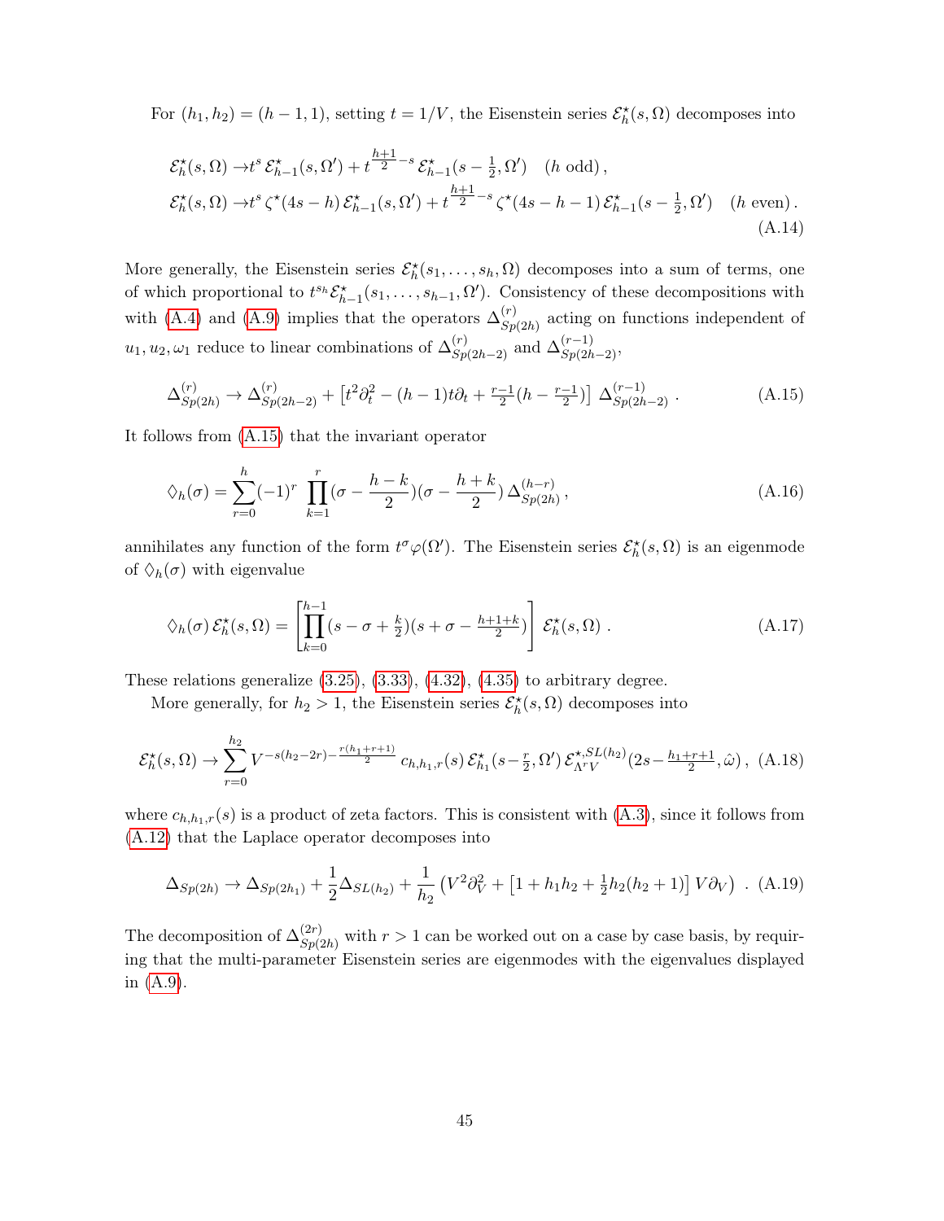For $(h_1, h_2) = (h-1, 1)$, setting $t = 1/V$, the Eisenstein series $\mathcal{E}^\star_h(s, \Omega)$ decomposes into

$$
\begin{aligned}
\mathcal{E}^\star_h(s,\Omega) &\to t^s\, \mathcal{E}^\star_{h-1}(s,\Omega') + t^{\frac{h+1}{2}-s}\, \mathcal{E}^\star_{h-1}(s-\tfrac{1}{2},\Omega') \quad (h \text{ odd})\,, \\
\mathcal{E}^\star_h(s,\Omega) &\to t^s\, \zeta^\star(4s-h)\, \mathcal{E}^\star_{h-1}(s,\Omega') + t^{\frac{h+1}{2}-s}\, \zeta^\star(4s-h-1)\, \mathcal{E}^\star_{h-1}(s-\tfrac{1}{2},\Omega') \quad (h \text{ even})\,.
\end{aligned}
\tag{A.14}
$$

More generally, the Eisenstein series $\mathcal{E}^\star_h(s_1,\dots,s_h,\Omega)$ decomposes into a sum of terms, one of which proportional to $t^{s_h}\mathcal{E}^\star_{h-1}(s_1,\dots,s_{h-1},\Omega')$. Consistency of these decompositions with with (A.4) and (A.9) implies that the operators $\Delta^{(r)}_{Sp(2h)}$ acting on functions independent of $u_1, u_2, \omega_1$ reduce to linear combinations of $\Delta^{(r)}_{Sp(2h-2)}$ and $\Delta^{(r-1)}_{Sp(2h-2)}$,

$$
\Delta^{(r)}_{Sp(2h)} \to \Delta^{(r)}_{Sp(2h-2)} + \left[t^2\partial_t^2 - (h-1)t\partial_t + \tfrac{r-1}{2}(h-\tfrac{r-1}{2})\right]\, \Delta^{(r-1)}_{Sp(2h-2)}\,. \tag{A.15}
$$

It follows from (A.15) that the invariant operator

$$
\diamondsuit_h(\sigma) = \sum_{r=0}^{h} (-1)^r \prod_{k=1}^{r} (\sigma - \frac{h-k}{2})(\sigma - \frac{h+k}{2})\, \Delta^{(h-r)}_{Sp(2h)}\,, \tag{A.16}
$$

annihilates any function of the form $t^\sigma \varphi(\Omega')$. The Eisenstein series $\mathcal{E}^\star_h(s,\Omega)$ is an eigenmode of $\diamondsuit_h(\sigma)$ with eigenvalue

$$
\diamondsuit_h(\sigma)\, \mathcal{E}^\star_h(s,\Omega) = \left[\prod_{k=0}^{h-1} (s - \sigma + \tfrac{k}{2})(s+\sigma - \tfrac{h+1+k}{2})\right]\, \mathcal{E}^\star_h(s,\Omega)\,. \tag{A.17}
$$

These relations generalize (3.25), (3.33), (4.32), (4.35) to arbitrary degree.

More generally, for $h_2 > 1$, the Eisenstein series $\mathcal{E}^\star_h(s,\Omega)$ decomposes into

$$
\mathcal{E}^\star_h(s,\Omega) \to \sum_{r=0}^{h_2} V^{-s(h_2-2r)-\frac{r(h_1+r+1)}{2}}\, c_{h,h_1,r}(s)\, \mathcal{E}^\star_{h_1}(s-\tfrac{r}{2},\Omega')\, \mathcal{E}^{\star, SL(h_2)}_{\Lambda^r V}(2s - \tfrac{h_1+r+1}{2}, \hat\omega)\,, \tag{A.18}
$$

where $c_{h,h_1,r}(s)$ is a product of zeta factors. This is consistent with (A.3), since it follows from (A.12) that the Laplace operator decomposes into

$$
\Delta_{Sp(2h)} \to \Delta_{Sp(2h_1)} + \frac{1}{2}\Delta_{SL(h_2)} + \frac{1}{h_2}\left(V^2\partial_V^2 + \left[1 + h_1h_2 + \tfrac{1}{2}h_2(h_2+1)\right] V\partial_V\right)\,. \tag{A.19}
$$

The decomposition of $\Delta^{(2r)}_{Sp(2h)}$ with $r > 1$ can be worked out on a case by case basis, by requiring that the multi-parameter Eisenstein series are eigenmodes with the eigenvalues displayed in (A.9).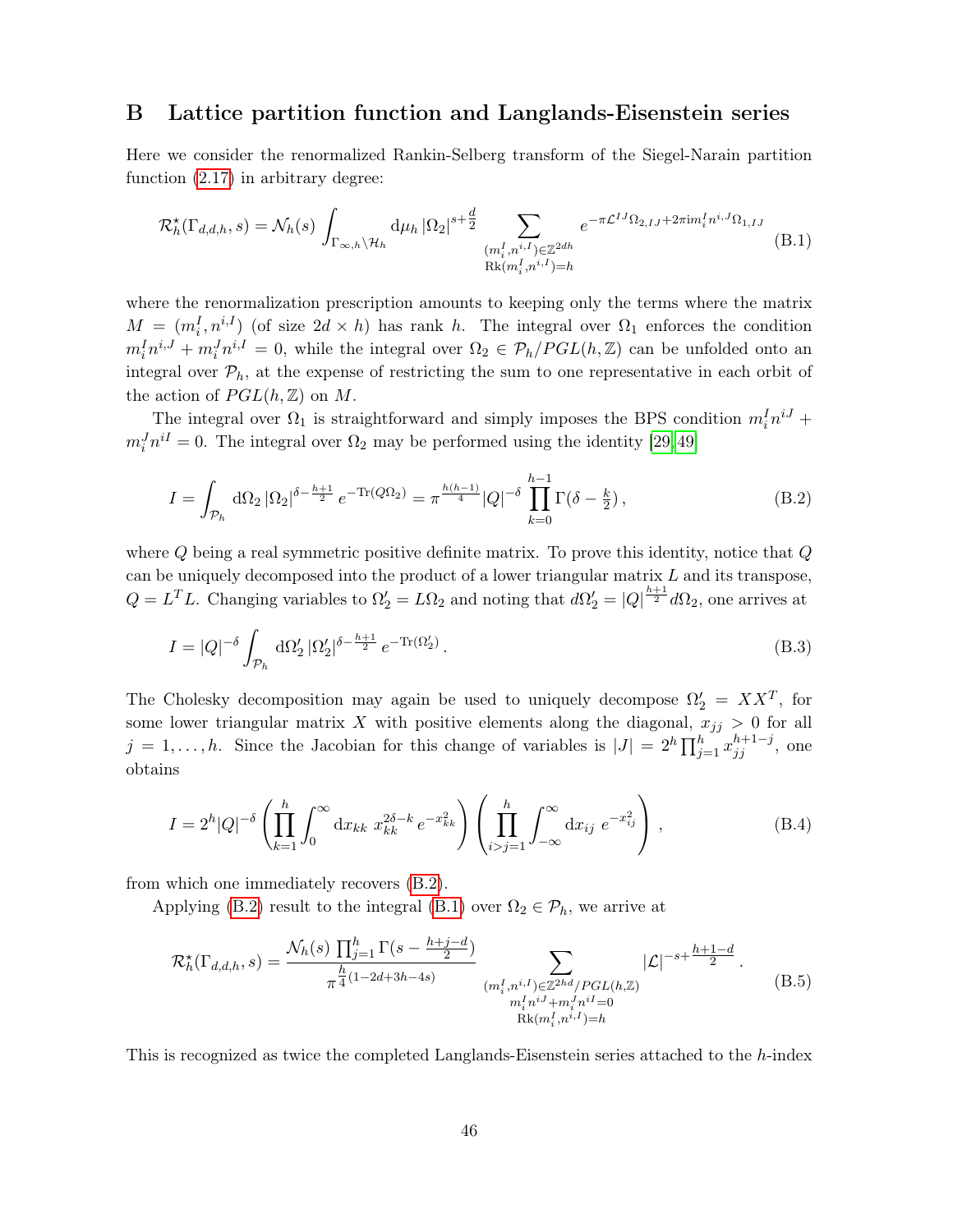## B Lattice partition function and Langlands-Eisenstein series

Here we consider the renormalized Rankin-Selberg transform of the Siegel-Narain partition function (2.17) in arbitrary degree:

$$\mathcal{R}^\star_h(\Gamma_{d,d,h}, s) = \mathcal{N}_h(s) \int_{\Gamma_{\infty,h}\backslash\mathcal{H}_h} \mathrm{d}\mu_h\, |\Omega_2|^{s+\frac{d}{2}} \sum_{\substack{(m_i^I, n^{i,I})\in\mathbb{Z}^{2dh} \\ \mathrm{Rk}(m_i^I, n^{i,I})=h}} e^{-\pi\mathcal{L}^{IJ}\Omega_{2,IJ}+2\pi\mathrm{i} m_i^I n^{i,J}\Omega_{1,IJ}} \tag{B.1}$$

where the renormalization prescription amounts to keeping only the terms where the matrix $M = (m_i^I, n^{i,I})$ (of size $2d\times h$) has rank $h$. The integral over $\Omega_1$ enforces the condition $m_i^I n^{i,J} + m_i^J n^{i,I} = 0$, while the integral over $\Omega_2 \in \mathcal{P}_h/PGL(h,\mathbb{Z})$ can be unfolded onto an integral over $\mathcal{P}_h$, at the expense of restricting the sum to one representative in each orbit of the action of $PGL(h,\mathbb{Z})$ on $M$.

The integral over $\Omega_1$ is straightforward and simply imposes the BPS condition $m_i^I n^{iJ} + m_i^J n^{iI} = 0$. The integral over $\Omega_2$ may be performed using the identity [29,49]

$$I = \int_{\mathcal{P}_h} \mathrm{d}\Omega_2\, |\Omega_2|^{\delta-\frac{h+1}{2}}\, e^{-\mathrm{Tr}(Q\Omega_2)} = \pi^{\frac{h(h-1)}{4}} |Q|^{-\delta} \prod_{k=0}^{h-1} \Gamma(\delta - \tfrac{k}{2})\,, \tag{B.2}$$

where $Q$ being a real symmetric positive definite matrix. To prove this identity, notice that $Q$ can be uniquely decomposed into the product of a lower triangular matrix $L$ and its transpose, $Q = L^T L$. Changing variables to $\Omega_2' = L\Omega_2$ and noting that $d\Omega_2' = |Q|^{\frac{h+1}{2}} d\Omega_2$, one arrives at

$$I = |Q|^{-\delta} \int_{\mathcal{P}_h} \mathrm{d}\Omega_2'\, |\Omega_2'|^{\delta-\frac{h+1}{2}}\, e^{-\mathrm{Tr}(\Omega_2')}\,. \tag{B.3}$$

The Cholesky decomposition may again be used to uniquely decompose $\Omega_2' = XX^T$, for some lower triangular matrix $X$ with positive elements along the diagonal, $x_{jj} > 0$ for all $j = 1,\dots,h$. Since the Jacobian for this change of variables is $|J| = 2^h \prod_{j=1}^h x_{jj}^{h+1-j}$, one obtains

$$I = 2^h |Q|^{-\delta} \left( \prod_{k=1}^h \int_0^\infty \mathrm{d}x_{kk}\, x_{kk}^{2\delta-k}\, e^{-x_{kk}^2} \right) \left( \prod_{i>j=1}^h \int_{-\infty}^\infty \mathrm{d}x_{ij}\, e^{-x_{ij}^2} \right)\,, \tag{B.4}$$

from which one immediately recovers (B.2).

Applying (B.2) result to the integral (B.1) over $\Omega_2 \in \mathcal{P}_h$, we arrive at

$$\mathcal{R}^\star_h(\Gamma_{d,d,h}, s) = \frac{\mathcal{N}_h(s) \prod_{j=1}^h \Gamma(s - \frac{h+j-d}{2})}{\pi^{\frac{h}{4}(1-2d+3h-4s)}} \sum_{\substack{(m_i^I, n^{i,I})\in\mathbb{Z}^{2hd}/PGL(h,\mathbb{Z}) \\ m_i^I n^{iJ} + m_i^J n^{iI} = 0 \\ \mathrm{Rk}(m_i^I, n^{i,I})=h}} |\mathcal{L}|^{-s+\frac{h+1-d}{2}}\,. \tag{B.5}$$

This is recognized as twice the completed Langlands-Eisenstein series attached to the $h$-index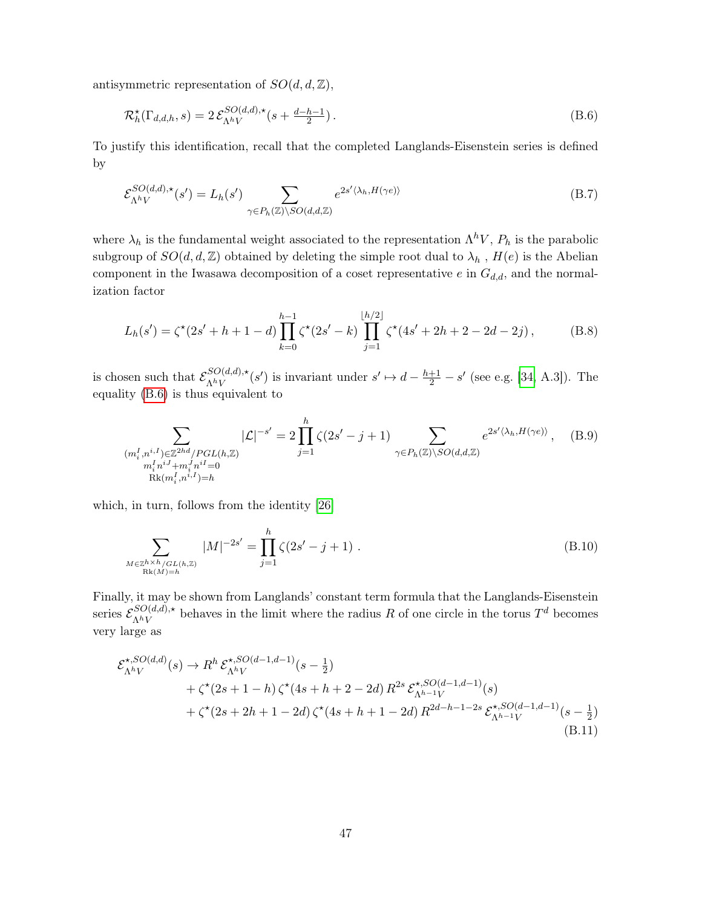antisymmetric representation of $SO(d,d,\mathbb{Z})$,

$$\mathcal{R}^\star_h(\Gamma_{d,d,h}, s) = 2\,\mathcal{E}^{SO(d,d),\star}_{\Lambda^h V}(s + \tfrac{d-h-1}{2})\,. \tag{B.6}$$

To justify this identification, recall that the completed Langlands-Eisenstein series is defined by

$$\mathcal{E}^{SO(d,d),\star}_{\Lambda^h V}(s') = L_h(s') \sum_{\gamma\in P_h(\mathbb{Z})\backslash SO(d,d,\mathbb{Z})} e^{2s'\langle \lambda_h, H(\gamma e)\rangle} \tag{B.7}$$

where $\lambda_h$ is the fundamental weight associated to the representation $\Lambda^h V$, $P_h$ is the parabolic subgroup of $SO(d,d,\mathbb{Z})$ obtained by deleting the simple root dual to $\lambda_h$ , $H(e)$ is the Abelian component in the Iwasawa decomposition of a coset representative $e$ in $G_{d,d}$, and the normalization factor

$$L_h(s') = \zeta^\star(2s'+h+1-d) \prod_{k=0}^{h-1} \zeta^\star(2s'-k) \prod_{j=1}^{\lfloor h/2 \rfloor} \zeta^\star(4s'+2h+2-2d-2j)\,, \tag{B.8}$$

is chosen such that $\mathcal{E}^{SO(d,d),\star}_{\Lambda^h V}(s')$ is invariant under $s' \mapsto d - \frac{h+1}{2} - s'$ (see e.g. [34, A.3]). The equality (B.6) is thus equivalent to

$$\sum_{\substack{(m^I_i, n^{i,I})\in\mathbb{Z}^{2hd}/PGL(h,\mathbb{Z}) \\ m^I_i n^{iJ} + m^J_i n^{iI}=0 \\ \mathrm{Rk}(m^I_i, n^{i,I})=h}} |\mathcal{L}|^{-s'} = 2\prod_{j=1}^{h} \zeta(2s'-j+1) \sum_{\gamma\in P_h(\mathbb{Z})\backslash SO(d,d,\mathbb{Z})} e^{2s'\langle \lambda_h, H(\gamma e)\rangle}\,, \tag{B.9}$$

which, in turn, follows from the identity [26]

$$\sum_{\substack{M\in\mathbb{Z}^{h\times h}/GL(h,\mathbb{Z}) \\ \mathrm{Rk}(M)=h}} |M|^{-2s'} = \prod_{j=1}^{h} \zeta(2s'-j+1)\,. \tag{B.10}$$

Finally, it may be shown from Langlands' constant term formula that the Langlands-Eisenstein series $\mathcal{E}^{SO(d,d),\star}_{\Lambda^h V}$ behaves in the limit where the radius $R$ of one circle in the torus $T^d$ becomes very large as

$$\begin{aligned}
\mathcal{E}^{\star,SO(d,d)}_{\Lambda^h V}(s) \to\ & R^h\, \mathcal{E}^{\star,SO(d-1,d-1)}_{\Lambda^h V}(s-\tfrac12) \\
&+ \zeta^\star(2s+1-h)\,\zeta^\star(4s+h+2-2d)\, R^{2s}\, \mathcal{E}^{\star,SO(d-1,d-1)}_{\Lambda^{h-1} V}(s) \\
&+ \zeta^\star(2s+2h+1-2d)\,\zeta^\star(4s+h+1-2d)\, R^{2d-h-1-2s}\, \mathcal{E}^{\star,SO(d-1,d-1)}_{\Lambda^{h-1} V}(s-\tfrac12)
\end{aligned} \tag{B.11}$$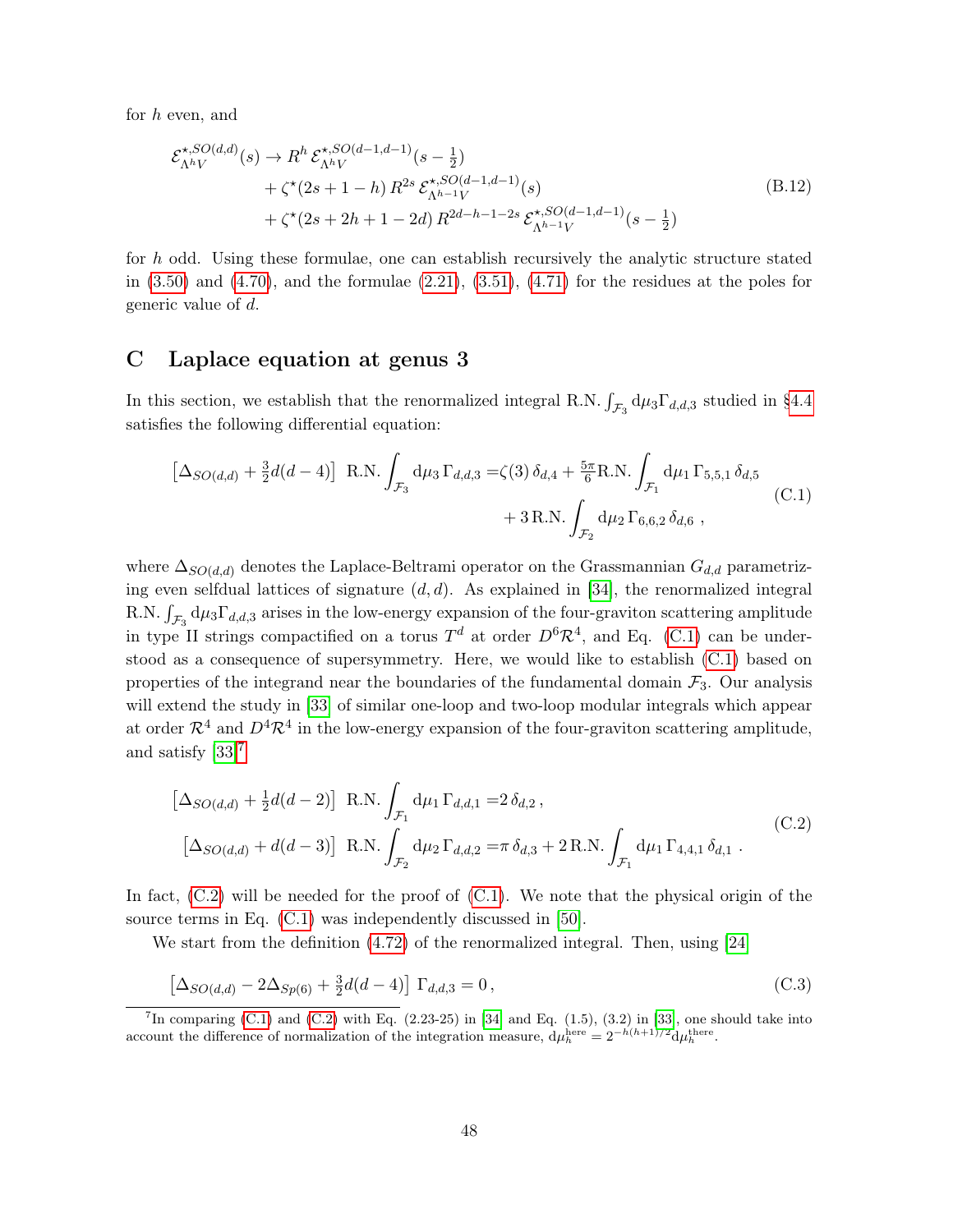for $h$ even, and

$$
\begin{aligned}
\mathcal{E}^{\star,SO(d,d)}_{\Lambda^h V}(s) \to\ & R^h\, \mathcal{E}^{\star,SO(d-1,d-1)}_{\Lambda^h V}(s-\tfrac12) \\
&+ \zeta^\star(2s+1-h)\, R^{2s}\, \mathcal{E}^{\star,SO(d-1,d-1)}_{\Lambda^{h-1} V}(s) \\
&+ \zeta^\star(2s+2h+1-2d)\, R^{2d-h-1-2s}\, \mathcal{E}^{\star,SO(d-1,d-1)}_{\Lambda^{h-1} V}(s-\tfrac12)
\end{aligned}
\tag{B.12}
$$

for $h$ odd. Using these formulae, one can establish recursively the analytic structure stated in (3.50) and (4.70), and the formulae (2.21), (3.51), (4.71) for the residues at the poles for generic value of $d$.

## C Laplace equation at genus 3

In this section, we establish that the renormalized integral R.N. $\int_{\mathcal{F}_3} \mathrm{d}\mu_3 \Gamma_{d,d,3}$ studied in §4.4 satisfies the following differential equation:

$$
\begin{aligned}
\left[\Delta_{SO(d,d)} + \tfrac32 d(d-4)\right]\ \text{R.N.}\int_{\mathcal{F}_3} \mathrm{d}\mu_3\, \Gamma_{d,d,3} =& \zeta(3)\,\delta_{d,4} + \tfrac{5\pi}{6}\text{R.N.}\int_{\mathcal{F}_1} \mathrm{d}\mu_1\, \Gamma_{5,5,1}\,\delta_{d,5} \\
&+ 3\,\text{R.N.}\int_{\mathcal{F}_2} \mathrm{d}\mu_2\, \Gamma_{6,6,2}\,\delta_{d,6}\ ,
\end{aligned}
\tag{C.1}
$$

where $\Delta_{SO(d,d)}$ denotes the Laplace-Beltrami operator on the Grassmannian $G_{d,d}$ parametrizing even selfdual lattices of signature $(d,d)$. As explained in [34], the renormalized integral R.N. $\int_{\mathcal{F}_3} \mathrm{d}\mu_3 \Gamma_{d,d,3}$ arises in the low-energy expansion of the four-graviton scattering amplitude in type II strings compactified on a torus $T^d$ at order $D^6\mathcal{R}^4$, and Eq. (C.1) can be understood as a consequence of supersymmetry. Here, we would like to establish (C.1) based on properties of the integrand near the boundaries of the fundamental domain $\mathcal{F}_3$. Our analysis will extend the study in [33] of similar one-loop and two-loop modular integrals which appear at order $\mathcal{R}^4$ and $D^4\mathcal{R}^4$ in the low-energy expansion of the four-graviton scattering amplitude, and satisfy [33][7]

$$
\begin{aligned}
\left[\Delta_{SO(d,d)} + \tfrac12 d(d-2)\right]\ \text{R.N.}\int_{\mathcal{F}_1} \mathrm{d}\mu_1\, \Gamma_{d,d,1} =& 2\,\delta_{d,2}\,, \\
\left[\Delta_{SO(d,d)} + d(d-3)\right]\ \text{R.N.}\int_{\mathcal{F}_2} \mathrm{d}\mu_2\, \Gamma_{d,d,2} =& \pi\,\delta_{d,3} + 2\,\text{R.N.}\int_{\mathcal{F}_1} \mathrm{d}\mu_1\, \Gamma_{4,4,1}\,\delta_{d,1}\ .
\end{aligned}
\tag{C.2}
$$

In fact, (C.2) will be needed for the proof of (C.1). We note that the physical origin of the source terms in Eq. (C.1) was independently discussed in [50].

We start from the definition (4.72) of the renormalized integral. Then, using [24]

$$
\left[\Delta_{SO(d,d)} - 2\Delta_{Sp(6)} + \tfrac32 d(d-4)\right]\ \Gamma_{d,d,3} = 0\,,
\tag{C.3}
$$

[7] In comparing (C.1) and (C.2) with Eq. (2.23-25) in [34] and Eq. (1.5), (3.2) in [33], one should take into account the difference of normalization of the integration measure, $\mathrm{d}\mu_h^{\text{here}} = 2^{-h(h+1)/2}\mathrm{d}\mu_h^{\text{there}}$.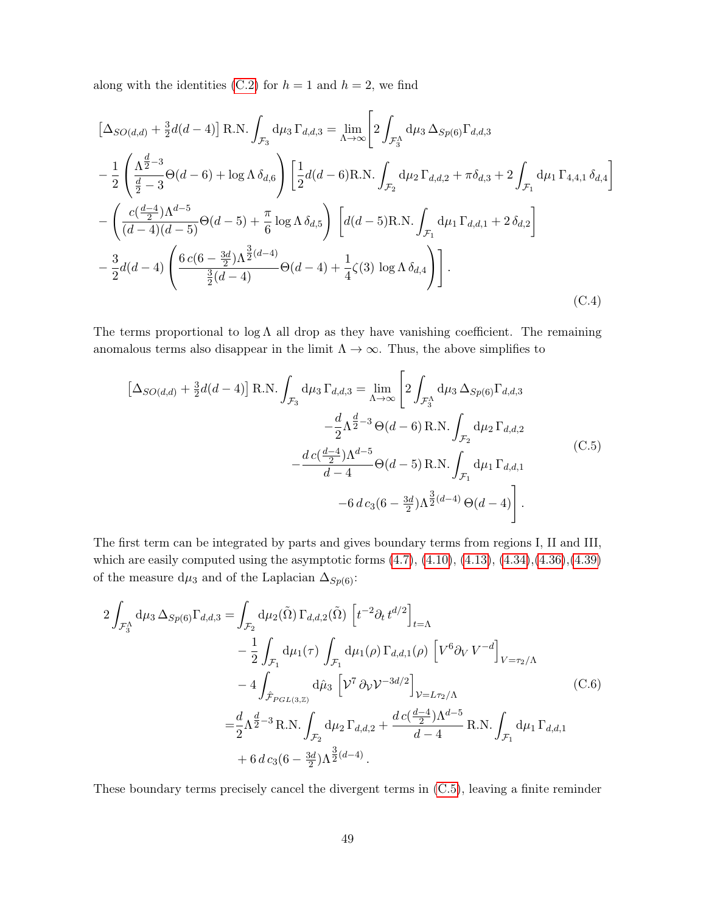along with the identities (C.2) for $h=1$ and $h=2$, we find

$$
\begin{aligned}
\left[\Delta_{SO(d,d)} + \tfrac{3}{2}d(d-4)\right] \text{R.N.}\int_{\mathcal{F}_3} \mathrm{d}\mu_3\, \Gamma_{d,d,3} &= \lim_{\Lambda\to\infty}\Bigg[2\int_{\mathcal{F}_3^\Lambda} \mathrm{d}\mu_3\, \Delta_{Sp(6)}\Gamma_{d,d,3} \\
-\frac{1}{2}\left(\frac{\Lambda^{\frac{d}{2}-3}}{\frac{d}{2}-3}\Theta(d-6) + \log\Lambda\,\delta_{d,6}\right) &\left[\frac{1}{2}d(d-6)\text{R.N.}\int_{\mathcal{F}_2}\mathrm{d}\mu_2\,\Gamma_{d,d,2} + \pi\delta_{d,3} + 2\int_{\mathcal{F}_1}\mathrm{d}\mu_1\,\Gamma_{4,4,1}\,\delta_{d,4}\right] \\
-\left(\frac{c(\frac{d-4}{2})\Lambda^{d-5}}{(d-4)(d-5)}\Theta(d-5) + \frac{\pi}{6}\log\Lambda\,\delta_{d,5}\right) &\left[d(d-5)\text{R.N.}\int_{\mathcal{F}_1}\mathrm{d}\mu_1\,\Gamma_{d,d,1} + 2\,\delta_{d,2}\right] \\
-\frac{3}{2}d(d-4)\left(\frac{6\,c(6-\frac{3d}{2})\Lambda^{\frac{3}{2}(d-4)}}{\frac{3}{2}(d-4)}\Theta(d-4) + \frac{1}{4}\zeta(3)\,\log\Lambda\,\delta_{d,4}\right)&\Bigg]\,.
\end{aligned}
\tag{C.4}
$$

The terms proportional to $\log\Lambda$ all drop as they have vanishing coefficient. The remaining anomalous terms also disappear in the limit $\Lambda\to\infty$. Thus, the above simplifies to

$$
\begin{aligned}
\left[\Delta_{SO(d,d)} + \tfrac{3}{2}d(d-4)\right] \text{R.N.}\int_{\mathcal{F}_3} \mathrm{d}\mu_3\, \Gamma_{d,d,3} = \lim_{\Lambda\to\infty}\Bigg[&2\int_{\mathcal{F}_3^\Lambda} \mathrm{d}\mu_3\, \Delta_{Sp(6)}\Gamma_{d,d,3} \\
&-\frac{d}{2}\Lambda^{\frac{d}{2}-3}\,\Theta(d-6)\,\text{R.N.}\int_{\mathcal{F}_2}\mathrm{d}\mu_2\,\Gamma_{d,d,2} \\
&-\frac{d\,c(\frac{d-4}{2})\Lambda^{d-5}}{d-4}\Theta(d-5)\,\text{R.N.}\int_{\mathcal{F}_1}\mathrm{d}\mu_1\,\Gamma_{d,d,1} \\
&-6\,d\,c_3(6-\tfrac{3d}{2})\Lambda^{\frac{3}{2}(d-4)}\,\Theta(d-4)\Bigg]\,.
\end{aligned}
\tag{C.5}
$$

The first term can be integrated by parts and gives boundary terms from regions I, II and III, which are easily computed using the asymptotic forms (4.7), (4.10), (4.13), (4.34),(4.36),(4.39) of the measure $\mathrm{d}\mu_3$ and of the Laplacian $\Delta_{Sp(6)}$:

$$
\begin{aligned}
2\int_{\mathcal{F}_3^\Lambda}\mathrm{d}\mu_3\,\Delta_{Sp(6)}\Gamma_{d,d,3} =& \int_{\mathcal{F}_2}\mathrm{d}\mu_2(\tilde\Omega)\,\Gamma_{d,d,2}(\tilde\Omega)\,\left[t^{-2}\partial_t\,t^{d/2}\right]_{t=\Lambda} \\
&-\frac{1}{2}\int_{\mathcal{F}_1}\mathrm{d}\mu_1(\tau)\int_{\mathcal{F}_1}\mathrm{d}\mu_1(\rho)\,\Gamma_{d,d,1}(\rho)\,\left[V^6\partial_V\,V^{-d}\right]_{V=\tau_2/\Lambda} \\
&-4\int_{\hat{\mathcal{F}}_{PGL(3,\mathbb{Z})}}\mathrm{d}\hat\mu_3\,\left[\mathcal{V}^7\,\partial_{\mathcal{V}}\mathcal{V}^{-3d/2}\right]_{\mathcal{V}=L\tau_2/\Lambda} \\
=&\frac{d}{2}\Lambda^{\frac{d}{2}-3}\,\text{R.N.}\int_{\mathcal{F}_2}\mathrm{d}\mu_2\,\Gamma_{d,d,2} + \frac{d\,c(\frac{d-4}{2})\Lambda^{d-5}}{d-4}\,\text{R.N.}\int_{\mathcal{F}_1}\mathrm{d}\mu_1\,\Gamma_{d,d,1} \\
&+6\,d\,c_3(6-\tfrac{3d}{2})\Lambda^{\frac{3}{2}(d-4)}\,.
\end{aligned}
\tag{C.6}
$$

These boundary terms precisely cancel the divergent terms in (C.5), leaving a finite reminder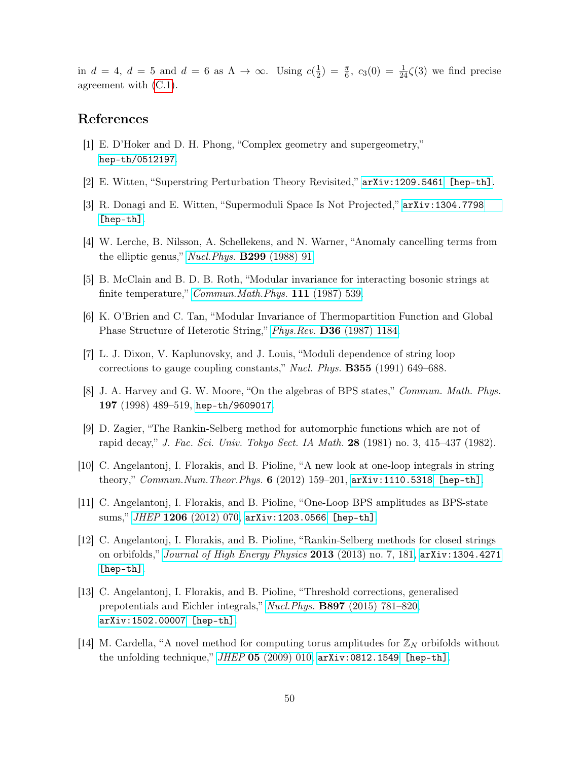in $d = 4$, $d = 5$ and $d = 6$ as $\Lambda \to \infty$. Using $c(\frac{1}{2}) = \frac{\pi}{6}$, $c_3(0) = \frac{1}{24}\zeta(3)$ we find precise agreement with (C.1).

## References

[1] E. D'Hoker and D. H. Phong, "Complex geometry and supergeometry," hep-th/0512197.

[2] E. Witten, "Superstring Perturbation Theory Revisited," arXiv:1209.5461 [hep-th].

[3] R. Donagi and E. Witten, "Supermoduli Space Is Not Projected," arXiv:1304.7798 [hep-th].

[4] W. Lerche, B. Nilsson, A. Schellekens, and N. Warner, "Anomaly cancelling terms from the elliptic genus," *Nucl.Phys.* **B299** (1988) 91.

[5] B. McClain and B. D. B. Roth, "Modular invariance for interacting bosonic strings at finite temperature," *Commun.Math.Phys.* **111** (1987) 539.

[6] K. O'Brien and C. Tan, "Modular Invariance of Thermopartition Function and Global Phase Structure of Heterotic String," *Phys.Rev.* **D36** (1987) 1184.

[7] L. J. Dixon, V. Kaplunovsky, and J. Louis, "Moduli dependence of string loop corrections to gauge coupling constants," *Nucl. Phys.* **B355** (1991) 649–688.

[8] J. A. Harvey and G. W. Moore, "On the algebras of BPS states," *Commun. Math. Phys.* **197** (1998) 489–519, hep-th/9609017.

[9] D. Zagier, "The Rankin-Selberg method for automorphic functions which are not of rapid decay," *J. Fac. Sci. Univ. Tokyo Sect. IA Math.* **28** (1981) no. 3, 415–437 (1982).

[10] C. Angelantonj, I. Florakis, and B. Pioline, "A new look at one-loop integrals in string theory," *Commun.Num.Theor.Phys.* **6** (2012) 159–201, arXiv:1110.5318 [hep-th].

[11] C. Angelantonj, I. Florakis, and B. Pioline, "One-Loop BPS amplitudes as BPS-state sums," *JHEP* **1206** (2012) 070, arXiv:1203.0566 [hep-th].

[12] C. Angelantonj, I. Florakis, and B. Pioline, "Rankin-Selberg methods for closed strings on orbifolds," *Journal of High Energy Physics* **2013** (2013) no. 7, 181, arXiv:1304.4271 [hep-th].

[13] C. Angelantonj, I. Florakis, and B. Pioline, "Threshold corrections, generalised prepotentials and Eichler integrals," *Nucl.Phys.* **B897** (2015) 781–820, arXiv:1502.00007 [hep-th].

[14] M. Cardella, "A novel method for computing torus amplitudes for $\mathbb{Z}_N$ orbifolds without the unfolding technique," *JHEP* **05** (2009) 010, arXiv:0812.1549 [hep-th].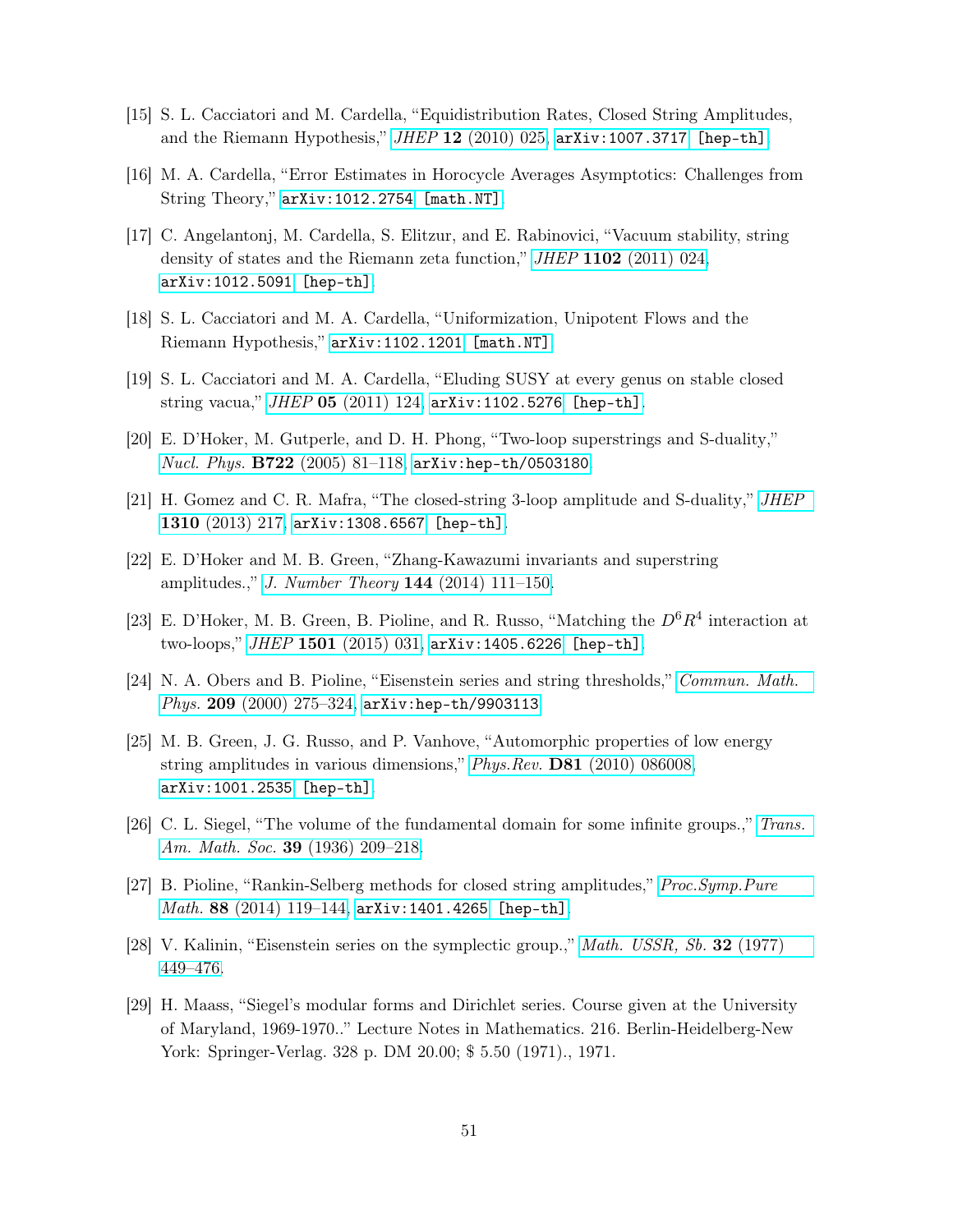[15] S. L. Cacciatori and M. Cardella, "Equidistribution Rates, Closed String Amplitudes, and the Riemann Hypothesis," *JHEP* **12** (2010) 025, arXiv:1007.3717 [hep-th].

[16] M. A. Cardella, "Error Estimates in Horocycle Averages Asymptotics: Challenges from String Theory," arXiv:1012.2754 [math.NT].

[17] C. Angelantonj, M. Cardella, S. Elitzur, and E. Rabinovici, "Vacuum stability, string density of states and the Riemann zeta function," *JHEP* **1102** (2011) 024, arXiv:1012.5091 [hep-th].

[18] S. L. Cacciatori and M. A. Cardella, "Uniformization, Unipotent Flows and the Riemann Hypothesis," arXiv:1102.1201 [math.NT].

[19] S. L. Cacciatori and M. A. Cardella, "Eluding SUSY at every genus on stable closed string vacua," *JHEP* **05** (2011) 124, arXiv:1102.5276 [hep-th].

[20] E. D'Hoker, M. Gutperle, and D. H. Phong, "Two-loop superstrings and S-duality," *Nucl. Phys.* **B722** (2005) 81–118, arXiv:hep-th/0503180.

[21] H. Gomez and C. R. Mafra, "The closed-string 3-loop amplitude and S-duality," *JHEP* **1310** (2013) 217, arXiv:1308.6567 [hep-th].

[22] E. D'Hoker and M. B. Green, "Zhang-Kawazumi invariants and superstring amplitudes.," *J. Number Theory* **144** (2014) 111–150.

[23] E. D'Hoker, M. B. Green, B. Pioline, and R. Russo, "Matching the $D^6R^4$ interaction at two-loops," *JHEP* **1501** (2015) 031, arXiv:1405.6226 [hep-th].

[24] N. A. Obers and B. Pioline, "Eisenstein series and string thresholds," *Commun. Math. Phys.* **209** (2000) 275–324, arXiv:hep-th/9903113.

[25] M. B. Green, J. G. Russo, and P. Vanhove, "Automorphic properties of low energy string amplitudes in various dimensions," *Phys.Rev.* **D81** (2010) 086008, arXiv:1001.2535 [hep-th].

[26] C. L. Siegel, "The volume of the fundamental domain for some infinite groups.," *Trans. Am. Math. Soc.* **39** (1936) 209–218.

[27] B. Pioline, "Rankin-Selberg methods for closed string amplitudes," *Proc.Symp.Pure Math.* **88** (2014) 119–144, arXiv:1401.4265 [hep-th].

[28] V. Kalinin, "Eisenstein series on the symplectic group.," *Math. USSR, Sb.* **32** (1977) 449–476.

[29] H. Maass, "Siegel's modular forms and Dirichlet series. Course given at the University of Maryland, 1969-1970.." Lecture Notes in Mathematics. 216. Berlin-Heidelberg-New York: Springer-Verlag. 328 p. DM 20.00; $ 5.50 (1971)., 1971.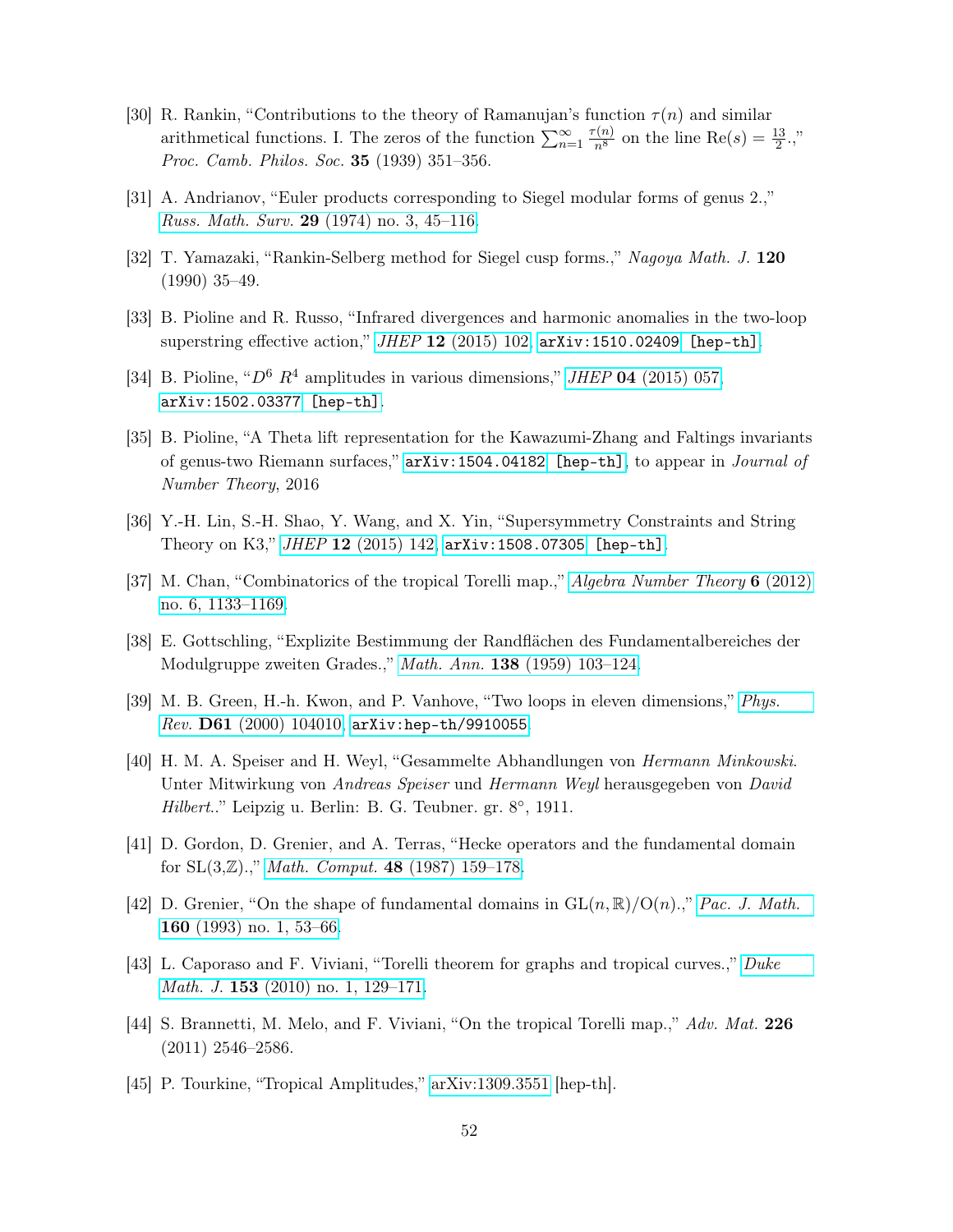[30] R. Rankin, "Contributions to the theory of Ramanujan's function $\tau(n)$ and similar arithmetical functions. I. The zeros of the function $\sum_{n=1}^{\infty} \frac{\tau(n)}{n^8}$ on the line $\mathrm{Re}(s) = \frac{13}{2}$.," *Proc. Camb. Philos. Soc.* **35** (1939) 351–356.

[31] A. Andrianov, "Euler products corresponding to Siegel modular forms of genus 2.," *Russ. Math. Surv.* **29** (1974) no. 3, 45–116.

[32] T. Yamazaki, "Rankin-Selberg method for Siegel cusp forms.," *Nagoya Math. J.* **120** (1990) 35–49.

[33] B. Pioline and R. Russo, "Infrared divergences and harmonic anomalies in the two-loop superstring effective action," *JHEP* **12** (2015) 102, `arXiv:1510.02409 [hep-th]`.

[34] B. Pioline, "$D^6$ $R^4$ amplitudes in various dimensions," *JHEP* **04** (2015) 057, `arXiv:1502.03377 [hep-th]`.

[35] B. Pioline, "A Theta lift representation for the Kawazumi-Zhang and Faltings invariants of genus-two Riemann surfaces," `arXiv:1504.04182 [hep-th]`, to appear in *Journal of Number Theory*, 2016

[36] Y.-H. Lin, S.-H. Shao, Y. Wang, and X. Yin, "Supersymmetry Constraints and String Theory on K3," *JHEP* **12** (2015) 142, `arXiv:1508.07305 [hep-th]`.

[37] M. Chan, "Combinatorics of the tropical Torelli map.," *Algebra Number Theory* **6** (2012) no. 6, 1133–1169.

[38] E. Gottschling, "Explizite Bestimmung der Randflächen des Fundamentalbereiches der Modulgruppe zweiten Grades.," *Math. Ann.* **138** (1959) 103–124.

[39] M. B. Green, H.-h. Kwon, and P. Vanhove, "Two loops in eleven dimensions," *Phys. Rev.* **D61** (2000) 104010, `arXiv:hep-th/9910055`.

[40] H. M. A. Speiser and H. Weyl, "Gesammelte Abhandlungen von *Hermann Minkowski*. Unter Mitwirkung von *Andreas Speiser* und *Hermann Weyl* herausgegeben von *David Hilbert*.." Leipzig u. Berlin: B. G. Teubner. gr. 8°, 1911.

[41] D. Gordon, D. Grenier, and A. Terras, "Hecke operators and the fundamental domain for SL(3,$\mathbb{Z}$).," *Math. Comput.* **48** (1987) 159–178.

[42] D. Grenier, "On the shape of fundamental domains in $\mathrm{GL}(n, \mathbb{R})/\mathrm{O}(n)$.," *Pac. J. Math.* **160** (1993) no. 1, 53–66.

[43] L. Caporaso and F. Viviani, "Torelli theorem for graphs and tropical curves.," *Duke Math. J.* **153** (2010) no. 1, 129–171.

[44] S. Brannetti, M. Melo, and F. Viviani, "On the tropical Torelli map.," *Adv. Mat.* **226** (2011) 2546–2586.

[45] P. Tourkine, "Tropical Amplitudes," arXiv:1309.3551 [hep-th].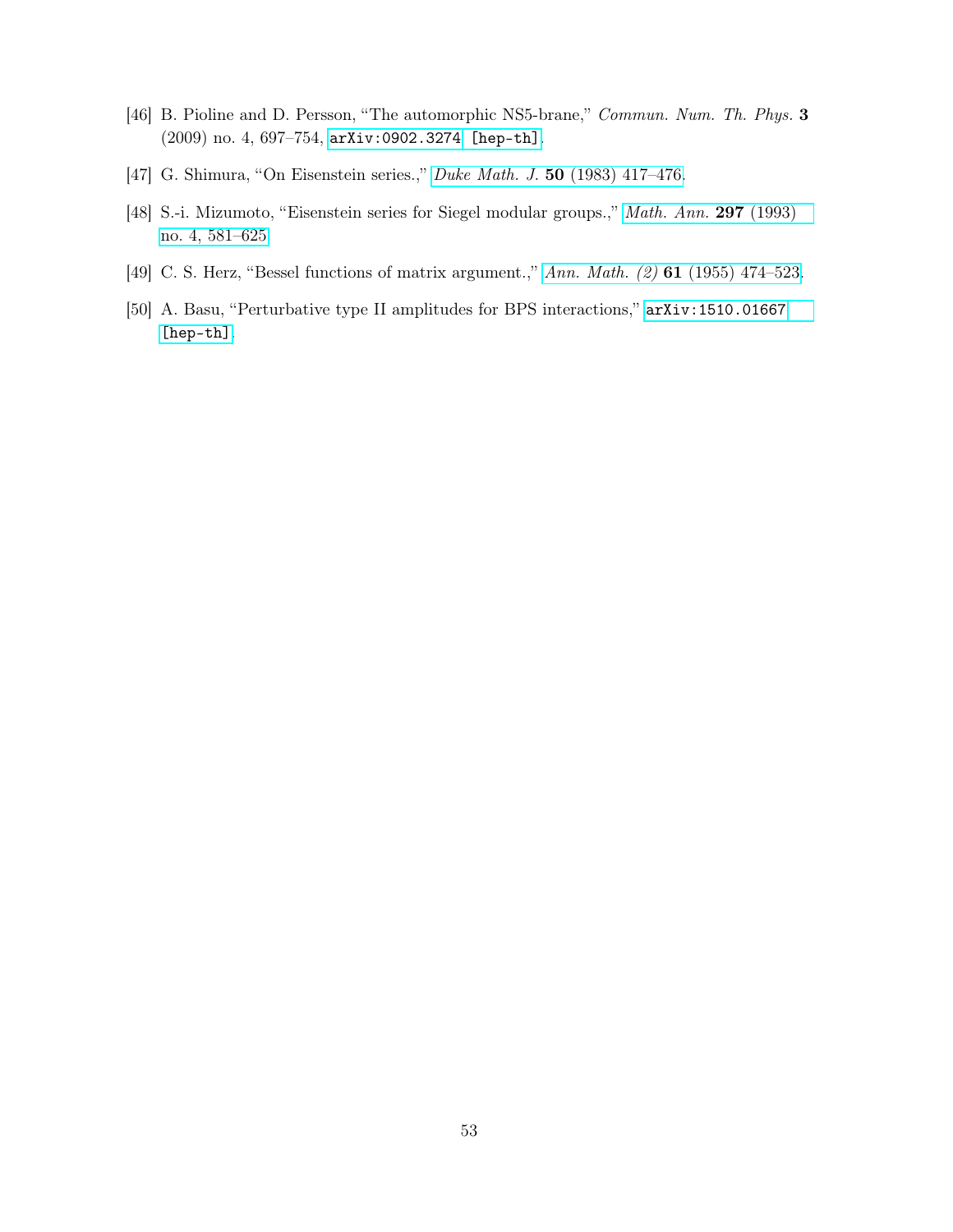[46] B. Pioline and D. Persson, "The automorphic NS5-brane," *Commun. Num. Th. Phys.* **3** (2009) no. 4, 697–754, arXiv:0902.3274 [hep-th].

[47] G. Shimura, "On Eisenstein series.," *Duke Math. J.* **50** (1983) 417–476.

[48] S.-i. Mizumoto, "Eisenstein series for Siegel modular groups.," *Math. Ann.* **297** (1993) no. 4, 581–625.

[49] C. S. Herz, "Bessel functions of matrix argument.," *Ann. Math. (2)* **61** (1955) 474–523.

[50] A. Basu, "Perturbative type II amplitudes for BPS interactions," arXiv:1510.01667 [hep-th].